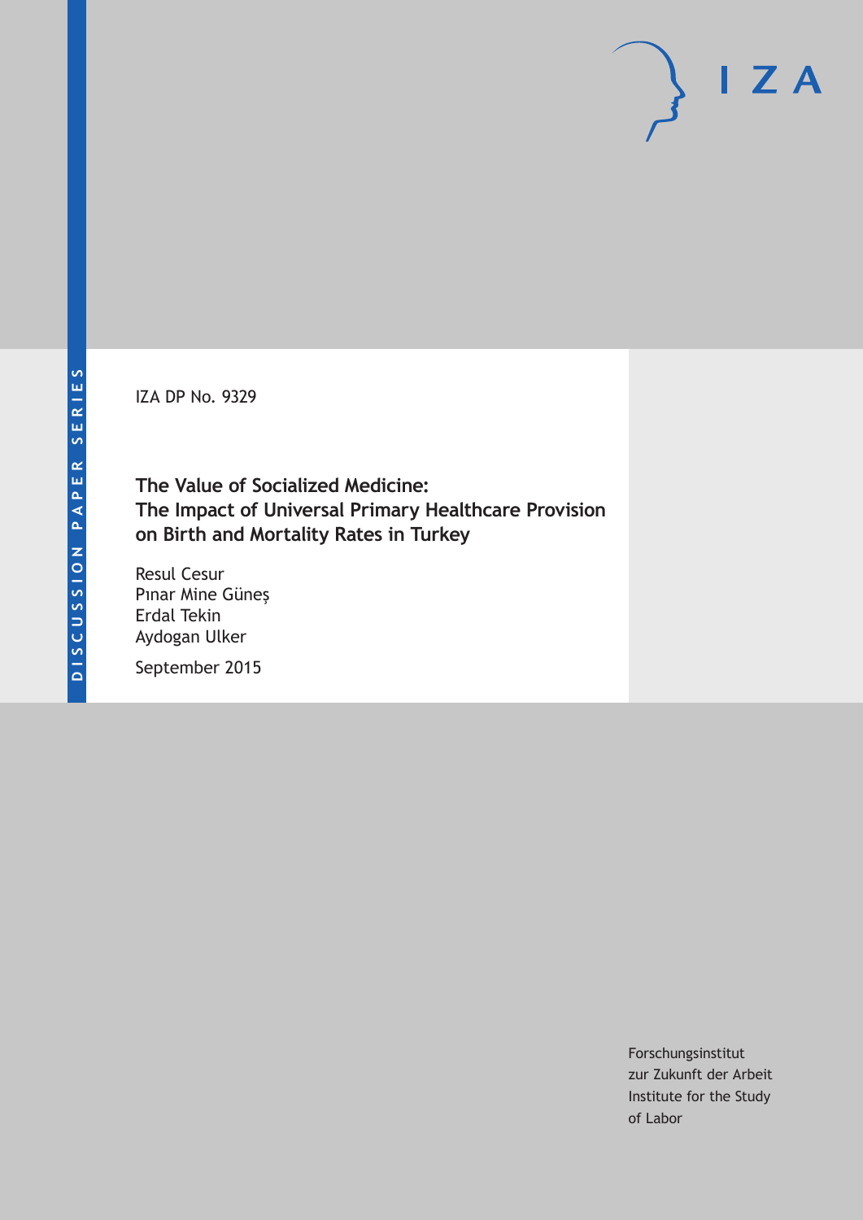IZA DP No. 9329

# The Value of Socialized Medicine: The Impact of Universal Primary Healthcare Provision on Birth and Mortality Rates in Turkey

Resul Cesur
Pınar Mine Güneş
Erdal Tekin
Aydogan Ulker

September 2015

Forschungsinstitut
zur Zukunft der Arbeit
Institute for the Study
of Labor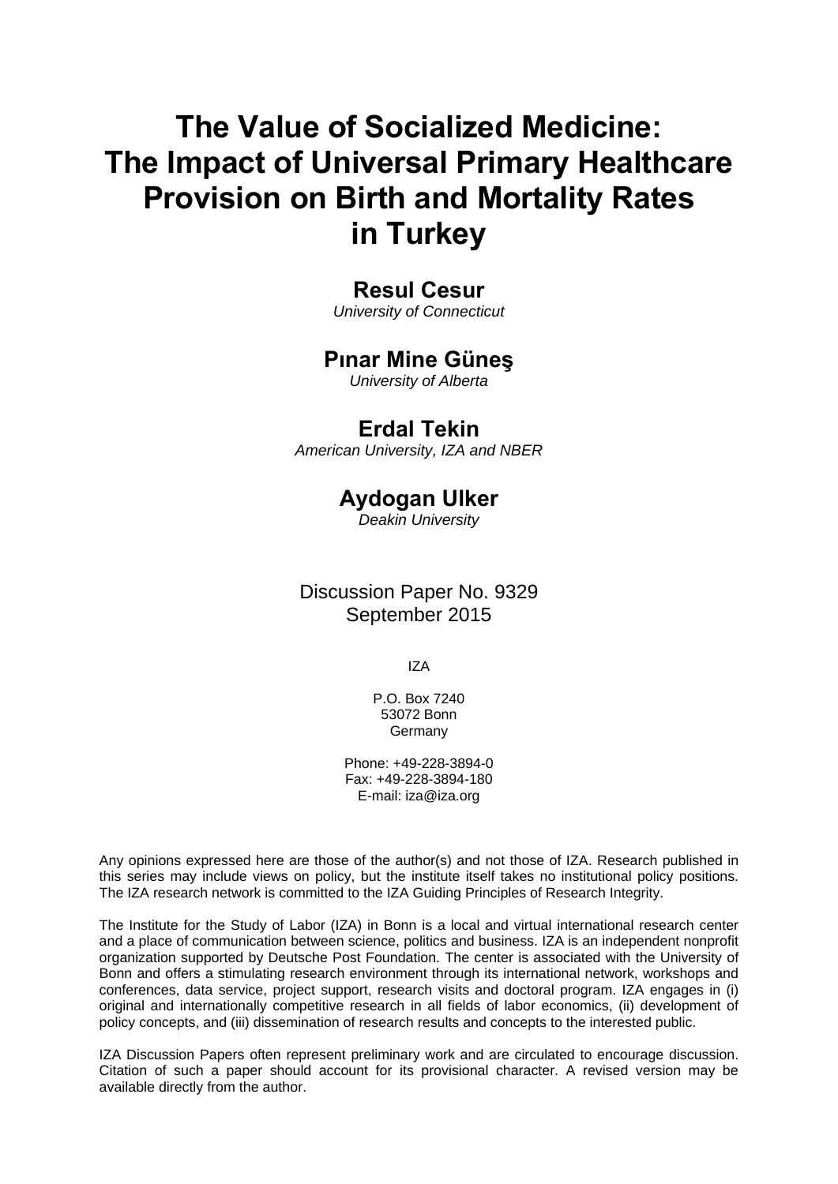# The Value of Socialized Medicine: The Impact of Universal Primary Healthcare Provision on Birth and Mortality Rates in Turkey

**Resul Cesur**

*University of Connecticut*

**Pınar Mine Güneş**

*University of Alberta*

**Erdal Tekin**

*American University, IZA and NBER*

**Aydogan Ulker**

*Deakin University*

Discussion Paper No. 9329
September 2015

IZA

P.O. Box 7240
53072 Bonn
Germany

Phone: +49-228-3894-0
Fax: +49-228-3894-180
E-mail: iza@iza.org

Any opinions expressed here are those of the author(s) and not those of IZA. Research published in this series may include views on policy, but the institute itself takes no institutional policy positions. The IZA research network is committed to the IZA Guiding Principles of Research Integrity.

The Institute for the Study of Labor (IZA) in Bonn is a local and virtual international research center and a place of communication between science, politics and business. IZA is an independent nonprofit organization supported by Deutsche Post Foundation. The center is associated with the University of Bonn and offers a stimulating research environment through its international network, workshops and conferences, data service, project support, research visits and doctoral program. IZA engages in (i) original and internationally competitive research in all fields of labor economics, (ii) development of policy concepts, and (iii) dissemination of research results and concepts to the interested public.

IZA Discussion Papers often represent preliminary work and are circulated to encourage discussion. Citation of such a paper should account for its provisional character. A revised version may be available directly from the author.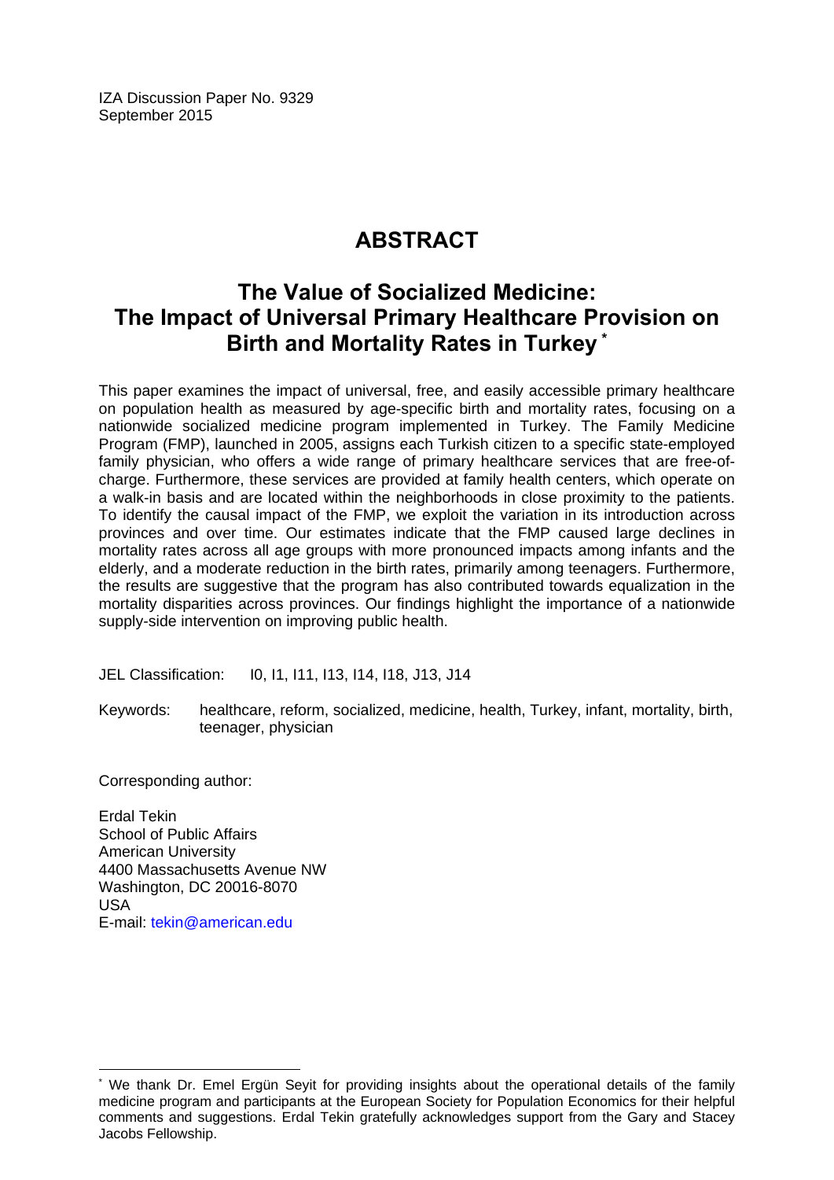IZA Discussion Paper No. 9329
September 2015

# ABSTRACT

## The Value of Socialized Medicine: The Impact of Universal Primary Healthcare Provision on Birth and Mortality Rates in Turkey *

This paper examines the impact of universal, free, and easily accessible primary healthcare on population health as measured by age-specific birth and mortality rates, focusing on a nationwide socialized medicine program implemented in Turkey. The Family Medicine Program (FMP), launched in 2005, assigns each Turkish citizen to a specific state-employed family physician, who offers a wide range of primary healthcare services that are free-of-charge. Furthermore, these services are provided at family health centers, which operate on a walk-in basis and are located within the neighborhoods in close proximity to the patients. To identify the causal impact of the FMP, we exploit the variation in its introduction across provinces and over time. Our estimates indicate that the FMP caused large declines in mortality rates across all age groups with more pronounced impacts among infants and the elderly, and a moderate reduction in the birth rates, primarily among teenagers. Furthermore, the results are suggestive that the program has also contributed towards equalization in the mortality disparities across provinces. Our findings highlight the importance of a nationwide supply-side intervention on improving public health.

JEL Classification: I0, I1, I11, I13, I14, I18, J13, J14

Keywords: healthcare, reform, socialized, medicine, health, Turkey, infant, mortality, birth, teenager, physician

Corresponding author:

Erdal Tekin
School of Public Affairs
American University
4400 Massachusetts Avenue NW
Washington, DC 20016-8070
USA
E-mail: tekin@american.edu

* We thank Dr. Emel Ergün Seyit for providing insights about the operational details of the family medicine program and participants at the European Society for Population Economics for their helpful comments and suggestions. Erdal Tekin gratefully acknowledges support from the Gary and Stacey Jacobs Fellowship.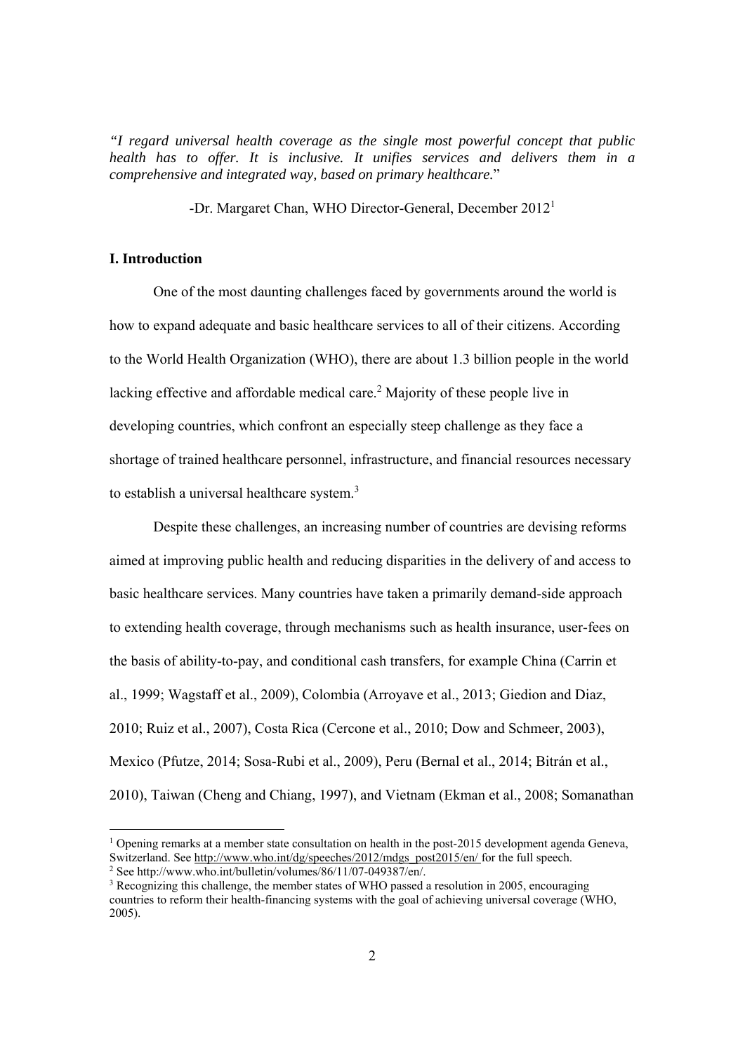*"I regard universal health coverage as the single most powerful concept that public health has to offer. It is inclusive. It unifies services and delivers them in a comprehensive and integrated way, based on primary healthcare.*"

-Dr. Margaret Chan, WHO Director-General, December 2012[1]

## I. Introduction

One of the most daunting challenges faced by governments around the world is how to expand adequate and basic healthcare services to all of their citizens. According to the World Health Organization (WHO), there are about 1.3 billion people in the world lacking effective and affordable medical care.[2] Majority of these people live in developing countries, which confront an especially steep challenge as they face a shortage of trained healthcare personnel, infrastructure, and financial resources necessary to establish a universal healthcare system.[3]

Despite these challenges, an increasing number of countries are devising reforms aimed at improving public health and reducing disparities in the delivery of and access to basic healthcare services. Many countries have taken a primarily demand-side approach to extending health coverage, through mechanisms such as health insurance, user-fees on the basis of ability-to-pay, and conditional cash transfers, for example China (Carrin et al., 1999; Wagstaff et al., 2009), Colombia (Arroyave et al., 2013; Giedion and Diaz, 2010; Ruiz et al., 2007), Costa Rica (Cercone et al., 2010; Dow and Schmeer, 2003), Mexico (Pfutze, 2014; Sosa-Rubi et al., 2009), Peru (Bernal et al., 2014; Bitrán et al., 2010), Taiwan (Cheng and Chiang, 1997), and Vietnam (Ekman et al., 2008; Somanathan

---

[1] Opening remarks at a member state consultation on health in the post-2015 development agenda Geneva, Switzerland. See http://www.who.int/dg/speeches/2012/mdgs_post2015/en/ for the full speech.

[2] See http://www.who.int/bulletin/volumes/86/11/07-049387/en/.

[3] Recognizing this challenge, the member states of WHO passed a resolution in 2005, encouraging countries to reform their health-financing systems with the goal of achieving universal coverage (WHO, 2005).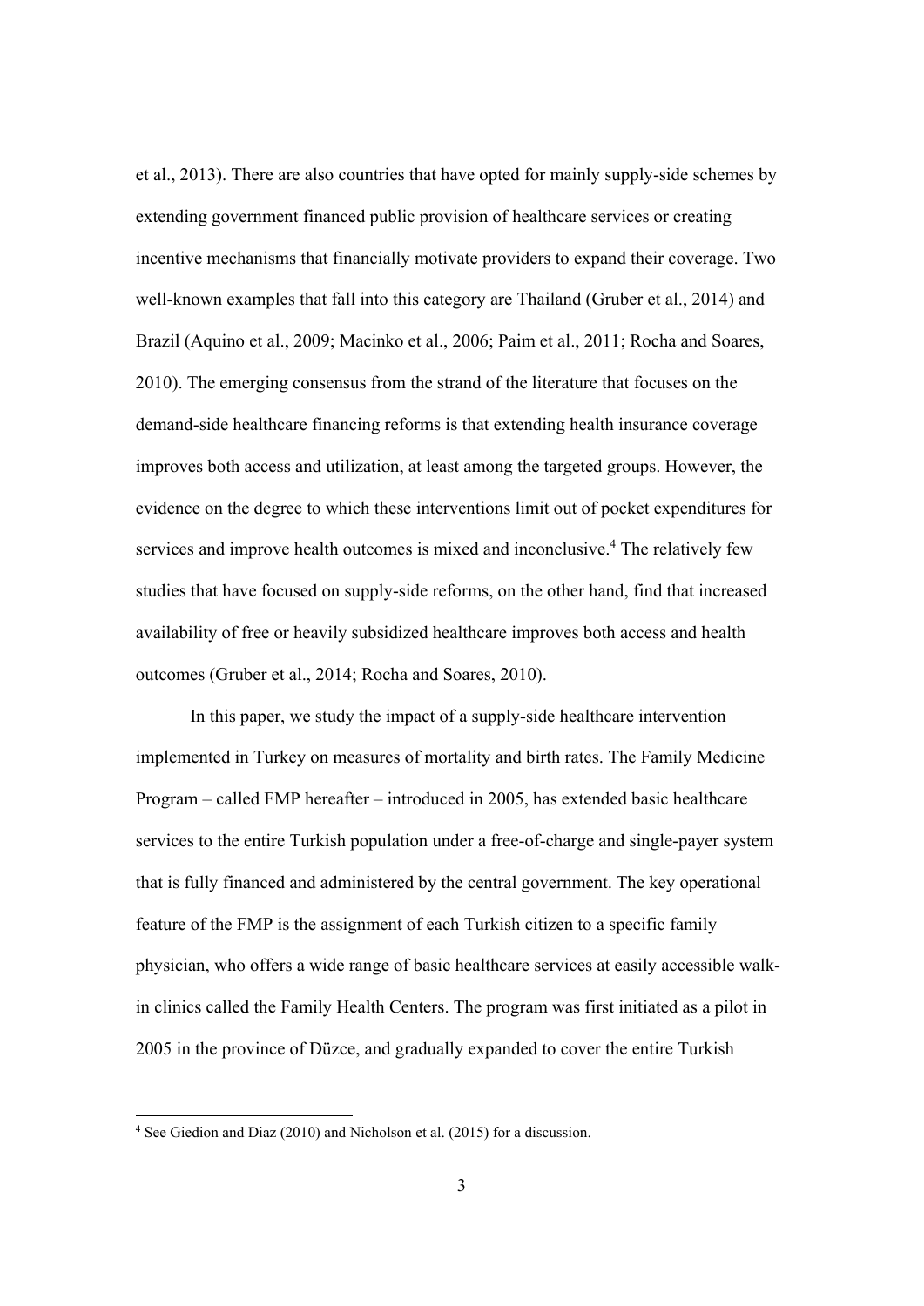et al., 2013). There are also countries that have opted for mainly supply-side schemes by extending government financed public provision of healthcare services or creating incentive mechanisms that financially motivate providers to expand their coverage. Two well-known examples that fall into this category are Thailand (Gruber et al., 2014) and Brazil (Aquino et al., 2009; Macinko et al., 2006; Paim et al., 2011; Rocha and Soares, 2010). The emerging consensus from the strand of the literature that focuses on the demand-side healthcare financing reforms is that extending health insurance coverage improves both access and utilization, at least among the targeted groups. However, the evidence on the degree to which these interventions limit out of pocket expenditures for services and improve health outcomes is mixed and inconclusive.[4] The relatively few studies that have focused on supply-side reforms, on the other hand, find that increased availability of free or heavily subsidized healthcare improves both access and health outcomes (Gruber et al., 2014; Rocha and Soares, 2010).

In this paper, we study the impact of a supply-side healthcare intervention implemented in Turkey on measures of mortality and birth rates. The Family Medicine Program – called FMP hereafter – introduced in 2005, has extended basic healthcare services to the entire Turkish population under a free-of-charge and single-payer system that is fully financed and administered by the central government. The key operational feature of the FMP is the assignment of each Turkish citizen to a specific family physician, who offers a wide range of basic healthcare services at easily accessible walk-in clinics called the Family Health Centers. The program was first initiated as a pilot in 2005 in the province of Düzce, and gradually expanded to cover the entire Turkish

[4] See Giedion and Diaz (2010) and Nicholson et al. (2015) for a discussion.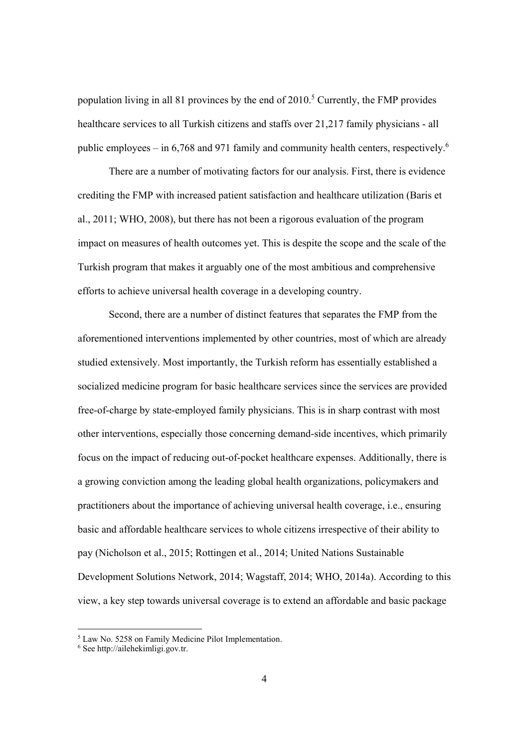population living in all 81 provinces by the end of 2010.[5] Currently, the FMP provides healthcare services to all Turkish citizens and staffs over 21,217 family physicians - all public employees – in 6,768 and 971 family and community health centers, respectively.[6]

There are a number of motivating factors for our analysis. First, there is evidence crediting the FMP with increased patient satisfaction and healthcare utilization (Baris et al., 2011; WHO, 2008), but there has not been a rigorous evaluation of the program impact on measures of health outcomes yet. This is despite the scope and the scale of the Turkish program that makes it arguably one of the most ambitious and comprehensive efforts to achieve universal health coverage in a developing country.

Second, there are a number of distinct features that separates the FMP from the aforementioned interventions implemented by other countries, most of which are already studied extensively. Most importantly, the Turkish reform has essentially established a socialized medicine program for basic healthcare services since the services are provided free-of-charge by state-employed family physicians. This is in sharp contrast with most other interventions, especially those concerning demand-side incentives, which primarily focus on the impact of reducing out-of-pocket healthcare expenses. Additionally, there is a growing conviction among the leading global health organizations, policymakers and practitioners about the importance of achieving universal health coverage, i.e., ensuring basic and affordable healthcare services to whole citizens irrespective of their ability to pay (Nicholson et al., 2015; Rottingen et al., 2014; United Nations Sustainable Development Solutions Network, 2014; Wagstaff, 2014; WHO, 2014a). According to this view, a key step towards universal coverage is to extend an affordable and basic package

[5] Law No. 5258 on Family Medicine Pilot Implementation.

[6] See http://ailehekimligi.gov.tr.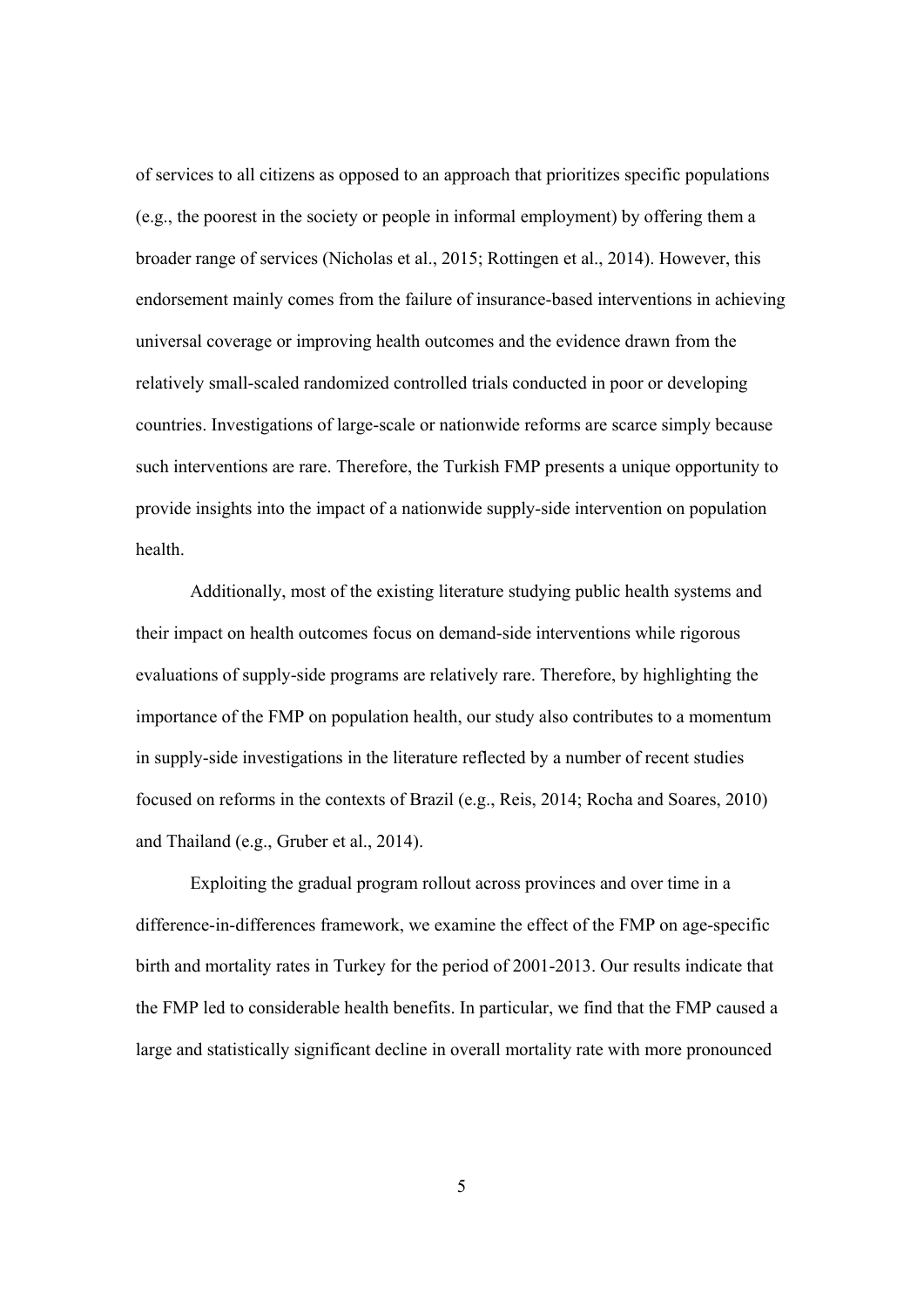of services to all citizens as opposed to an approach that prioritizes specific populations (e.g., the poorest in the society or people in informal employment) by offering them a broader range of services (Nicholas et al., 2015; Rottingen et al., 2014). However, this endorsement mainly comes from the failure of insurance-based interventions in achieving universal coverage or improving health outcomes and the evidence drawn from the relatively small-scaled randomized controlled trials conducted in poor or developing countries. Investigations of large-scale or nationwide reforms are scarce simply because such interventions are rare. Therefore, the Turkish FMP presents a unique opportunity to provide insights into the impact of a nationwide supply-side intervention on population health.

Additionally, most of the existing literature studying public health systems and their impact on health outcomes focus on demand-side interventions while rigorous evaluations of supply-side programs are relatively rare. Therefore, by highlighting the importance of the FMP on population health, our study also contributes to a momentum in supply-side investigations in the literature reflected by a number of recent studies focused on reforms in the contexts of Brazil (e.g., Reis, 2014; Rocha and Soares, 2010) and Thailand (e.g., Gruber et al., 2014).

Exploiting the gradual program rollout across provinces and over time in a difference-in-differences framework, we examine the effect of the FMP on age-specific birth and mortality rates in Turkey for the period of 2001-2013. Our results indicate that the FMP led to considerable health benefits. In particular, we find that the FMP caused a large and statistically significant decline in overall mortality rate with more pronounced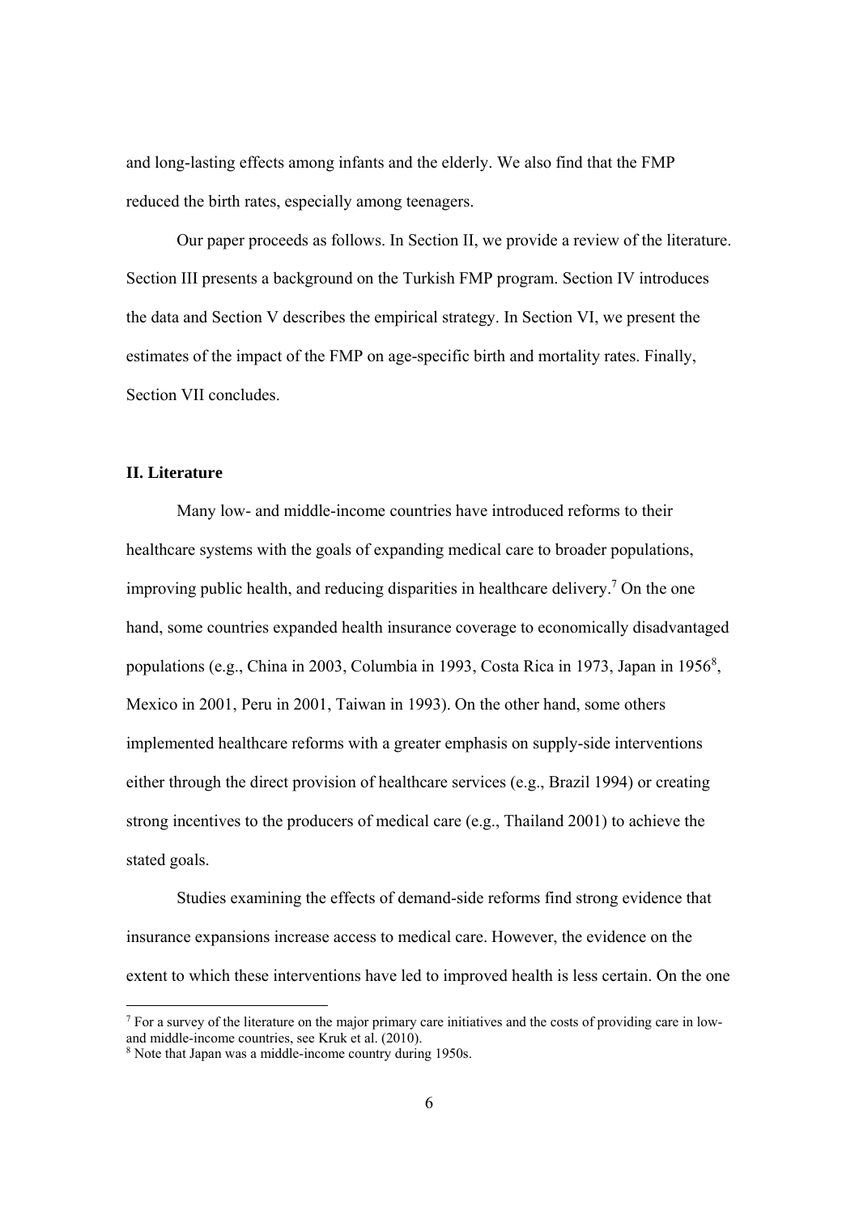and long-lasting effects among infants and the elderly. We also find that the FMP reduced the birth rates, especially among teenagers.

Our paper proceeds as follows. In Section II, we provide a review of the literature. Section III presents a background on the Turkish FMP program. Section IV introduces the data and Section V describes the empirical strategy. In Section VI, we present the estimates of the impact of the FMP on age-specific birth and mortality rates. Finally, Section VII concludes.

## II. Literature

Many low- and middle-income countries have introduced reforms to their healthcare systems with the goals of expanding medical care to broader populations, improving public health, and reducing disparities in healthcare delivery.[7] On the one hand, some countries expanded health insurance coverage to economically disadvantaged populations (e.g., China in 2003, Columbia in 1993, Costa Rica in 1973, Japan in 1956[8], Mexico in 2001, Peru in 2001, Taiwan in 1993). On the other hand, some others implemented healthcare reforms with a greater emphasis on supply-side interventions either through the direct provision of healthcare services (e.g., Brazil 1994) or creating strong incentives to the producers of medical care (e.g., Thailand 2001) to achieve the stated goals.

Studies examining the effects of demand-side reforms find strong evidence that insurance expansions increase access to medical care. However, the evidence on the extent to which these interventions have led to improved health is less certain. On the one

[7] For a survey of the literature on the major primary care initiatives and the costs of providing care in low- and middle-income countries, see Kruk et al. (2010).

[8] Note that Japan was a middle-income country during 1950s.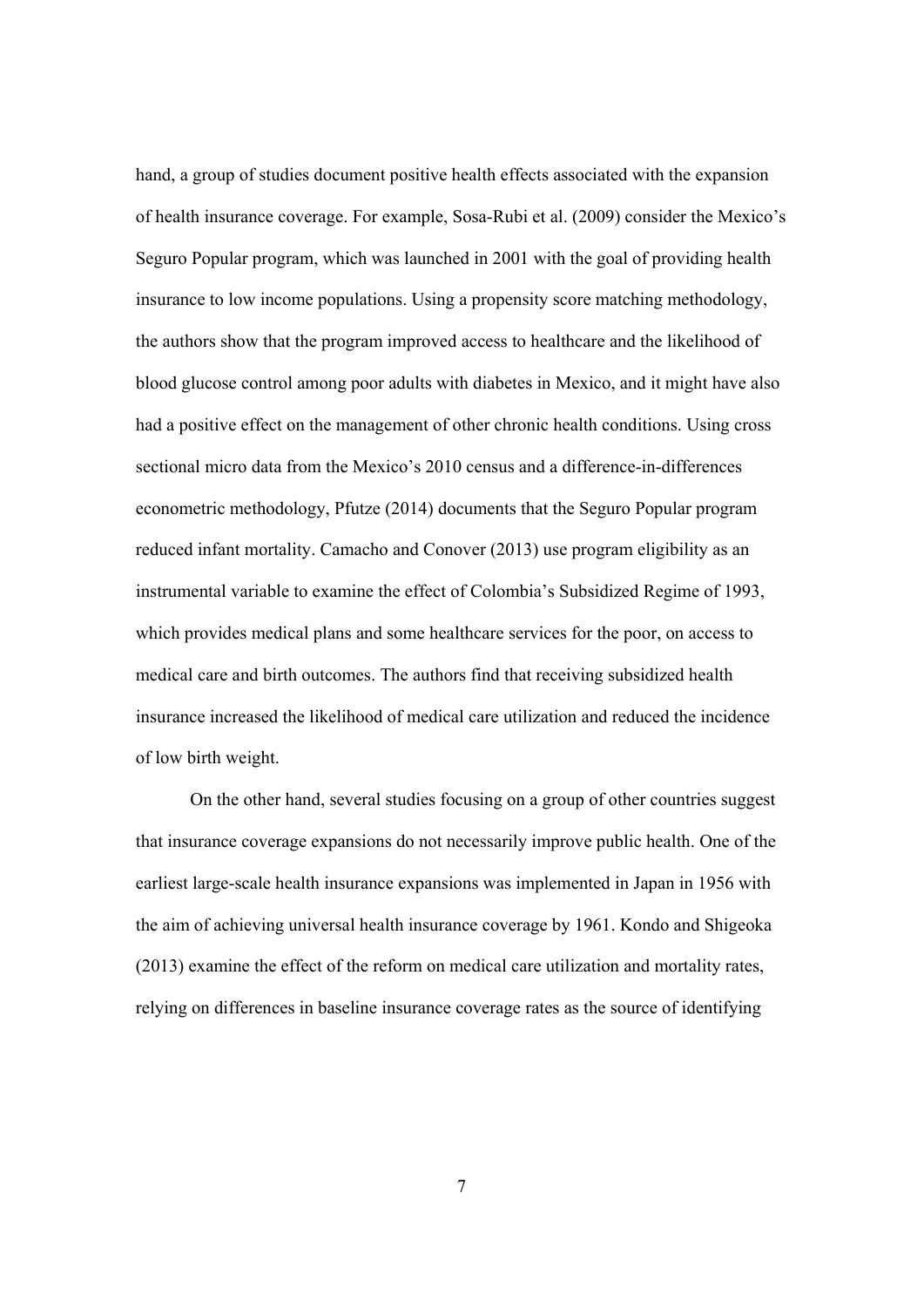hand, a group of studies document positive health effects associated with the expansion of health insurance coverage. For example, Sosa-Rubi et al. (2009) consider the Mexico's Seguro Popular program, which was launched in 2001 with the goal of providing health insurance to low income populations. Using a propensity score matching methodology, the authors show that the program improved access to healthcare and the likelihood of blood glucose control among poor adults with diabetes in Mexico, and it might have also had a positive effect on the management of other chronic health conditions. Using cross sectional micro data from the Mexico's 2010 census and a difference-in-differences econometric methodology, Pfutze (2014) documents that the Seguro Popular program reduced infant mortality. Camacho and Conover (2013) use program eligibility as an instrumental variable to examine the effect of Colombia's Subsidized Regime of 1993, which provides medical plans and some healthcare services for the poor, on access to medical care and birth outcomes. The authors find that receiving subsidized health insurance increased the likelihood of medical care utilization and reduced the incidence of low birth weight.

On the other hand, several studies focusing on a group of other countries suggest that insurance coverage expansions do not necessarily improve public health. One of the earliest large-scale health insurance expansions was implemented in Japan in 1956 with the aim of achieving universal health insurance coverage by 1961. Kondo and Shigeoka (2013) examine the effect of the reform on medical care utilization and mortality rates, relying on differences in baseline insurance coverage rates as the source of identifying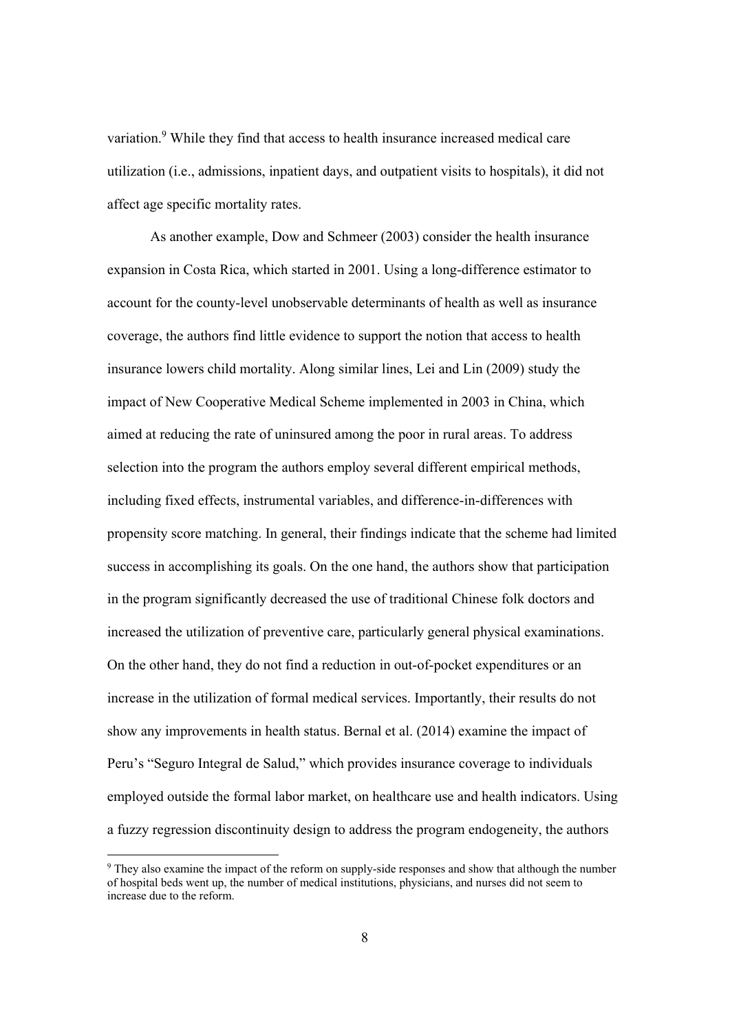variation.[9] While they find that access to health insurance increased medical care utilization (i.e., admissions, inpatient days, and outpatient visits to hospitals), it did not affect age specific mortality rates.

As another example, Dow and Schmeer (2003) consider the health insurance expansion in Costa Rica, which started in 2001. Using a long-difference estimator to account for the county-level unobservable determinants of health as well as insurance coverage, the authors find little evidence to support the notion that access to health insurance lowers child mortality. Along similar lines, Lei and Lin (2009) study the impact of New Cooperative Medical Scheme implemented in 2003 in China, which aimed at reducing the rate of uninsured among the poor in rural areas. To address selection into the program the authors employ several different empirical methods, including fixed effects, instrumental variables, and difference-in-differences with propensity score matching. In general, their findings indicate that the scheme had limited success in accomplishing its goals. On the one hand, the authors show that participation in the program significantly decreased the use of traditional Chinese folk doctors and increased the utilization of preventive care, particularly general physical examinations. On the other hand, they do not find a reduction in out-of-pocket expenditures or an increase in the utilization of formal medical services. Importantly, their results do not show any improvements in health status. Bernal et al. (2014) examine the impact of Peru's "Seguro Integral de Salud," which provides insurance coverage to individuals employed outside the formal labor market, on healthcare use and health indicators. Using a fuzzy regression discontinuity design to address the program endogeneity, the authors

[9] They also examine the impact of the reform on supply-side responses and show that although the number of hospital beds went up, the number of medical institutions, physicians, and nurses did not seem to increase due to the reform.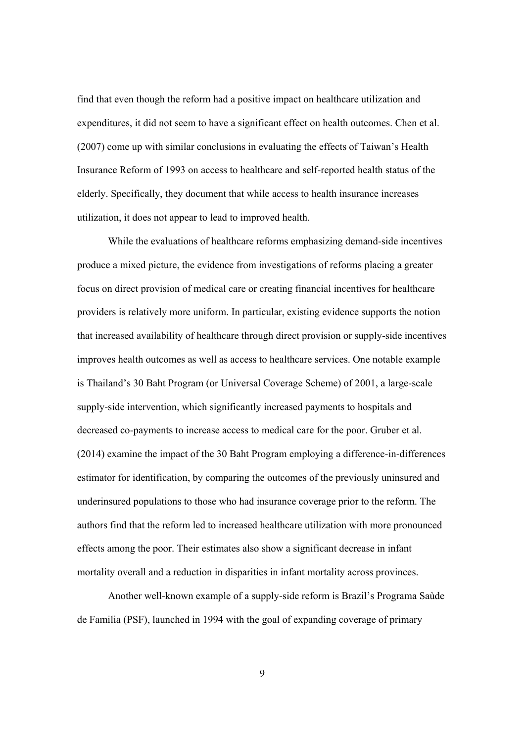find that even though the reform had a positive impact on healthcare utilization and expenditures, it did not seem to have a significant effect on health outcomes. Chen et al. (2007) come up with similar conclusions in evaluating the effects of Taiwan's Health Insurance Reform of 1993 on access to healthcare and self-reported health status of the elderly. Specifically, they document that while access to health insurance increases utilization, it does not appear to lead to improved health.

While the evaluations of healthcare reforms emphasizing demand-side incentives produce a mixed picture, the evidence from investigations of reforms placing a greater focus on direct provision of medical care or creating financial incentives for healthcare providers is relatively more uniform. In particular, existing evidence supports the notion that increased availability of healthcare through direct provision or supply-side incentives improves health outcomes as well as access to healthcare services. One notable example is Thailand's 30 Baht Program (or Universal Coverage Scheme) of 2001, a large-scale supply-side intervention, which significantly increased payments to hospitals and decreased co-payments to increase access to medical care for the poor. Gruber et al. (2014) examine the impact of the 30 Baht Program employing a difference-in-differences estimator for identification, by comparing the outcomes of the previously uninsured and underinsured populations to those who had insurance coverage prior to the reform. The authors find that the reform led to increased healthcare utilization with more pronounced effects among the poor. Their estimates also show a significant decrease in infant mortality overall and a reduction in disparities in infant mortality across provinces.

Another well-known example of a supply-side reform is Brazil's Programa Saùde de Familia (PSF), launched in 1994 with the goal of expanding coverage of primary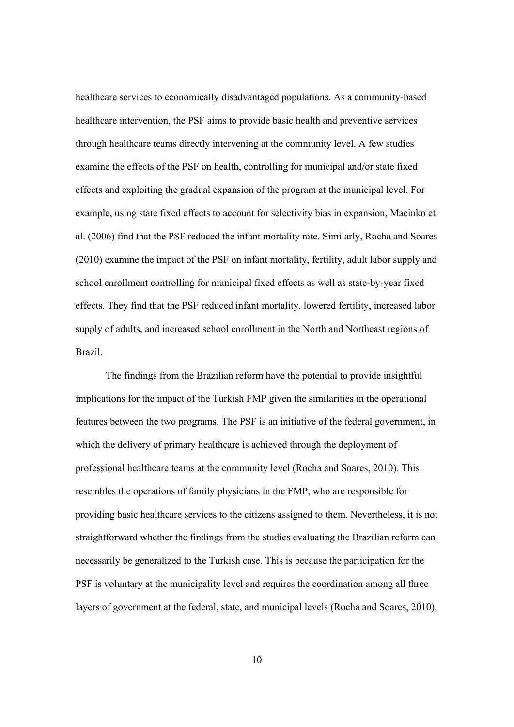healthcare services to economically disadvantaged populations. As a community-based healthcare intervention, the PSF aims to provide basic health and preventive services through healthcare teams directly intervening at the community level. A few studies examine the effects of the PSF on health, controlling for municipal and/or state fixed effects and exploiting the gradual expansion of the program at the municipal level. For example, using state fixed effects to account for selectivity bias in expansion, Macinko et al. (2006) find that the PSF reduced the infant mortality rate. Similarly, Rocha and Soares (2010) examine the impact of the PSF on infant mortality, fertility, adult labor supply and school enrollment controlling for municipal fixed effects as well as state-by-year fixed effects. They find that the PSF reduced infant mortality, lowered fertility, increased labor supply of adults, and increased school enrollment in the North and Northeast regions of Brazil.

The findings from the Brazilian reform have the potential to provide insightful implications for the impact of the Turkish FMP given the similarities in the operational features between the two programs. The PSF is an initiative of the federal government, in which the delivery of primary healthcare is achieved through the deployment of professional healthcare teams at the community level (Rocha and Soares, 2010). This resembles the operations of family physicians in the FMP, who are responsible for providing basic healthcare services to the citizens assigned to them. Nevertheless, it is not straightforward whether the findings from the studies evaluating the Brazilian reform can necessarily be generalized to the Turkish case. This is because the participation for the PSF is voluntary at the municipality level and requires the coordination among all three layers of government at the federal, state, and municipal levels (Rocha and Soares, 2010),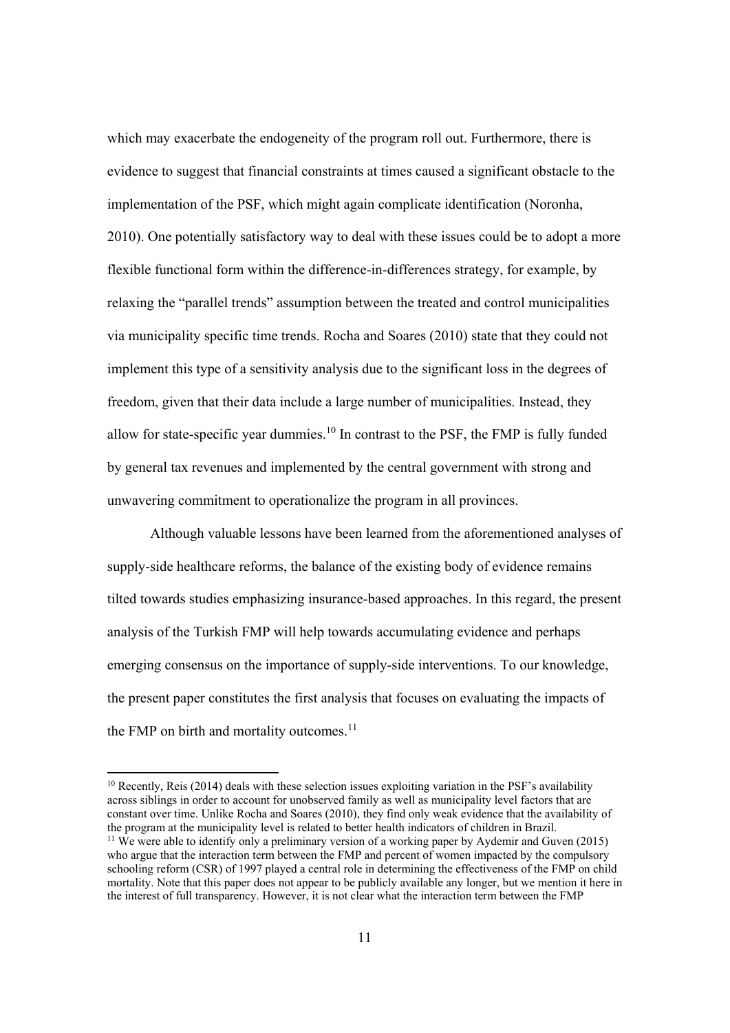which may exacerbate the endogeneity of the program roll out. Furthermore, there is evidence to suggest that financial constraints at times caused a significant obstacle to the implementation of the PSF, which might again complicate identification (Noronha, 2010). One potentially satisfactory way to deal with these issues could be to adopt a more flexible functional form within the difference-in-differences strategy, for example, by relaxing the "parallel trends" assumption between the treated and control municipalities via municipality specific time trends. Rocha and Soares (2010) state that they could not implement this type of a sensitivity analysis due to the significant loss in the degrees of freedom, given that their data include a large number of municipalities. Instead, they allow for state-specific year dummies.[10] In contrast to the PSF, the FMP is fully funded by general tax revenues and implemented by the central government with strong and unwavering commitment to operationalize the program in all provinces.

Although valuable lessons have been learned from the aforementioned analyses of supply-side healthcare reforms, the balance of the existing body of evidence remains tilted towards studies emphasizing insurance-based approaches. In this regard, the present analysis of the Turkish FMP will help towards accumulating evidence and perhaps emerging consensus on the importance of supply-side interventions. To our knowledge, the present paper constitutes the first analysis that focuses on evaluating the impacts of the FMP on birth and mortality outcomes.[11]

---

[10] Recently, Reis (2014) deals with these selection issues exploiting variation in the PSF's availability across siblings in order to account for unobserved family as well as municipality level factors that are constant over time. Unlike Rocha and Soares (2010), they find only weak evidence that the availability of the program at the municipality level is related to better health indicators of children in Brazil.

[11] We were able to identify only a preliminary version of a working paper by Aydemir and Guven (2015) who argue that the interaction term between the FMP and percent of women impacted by the compulsory schooling reform (CSR) of 1997 played a central role in determining the effectiveness of the FMP on child mortality. Note that this paper does not appear to be publicly available any longer, but we mention it here in the interest of full transparency. However, it is not clear what the interaction term between the FMP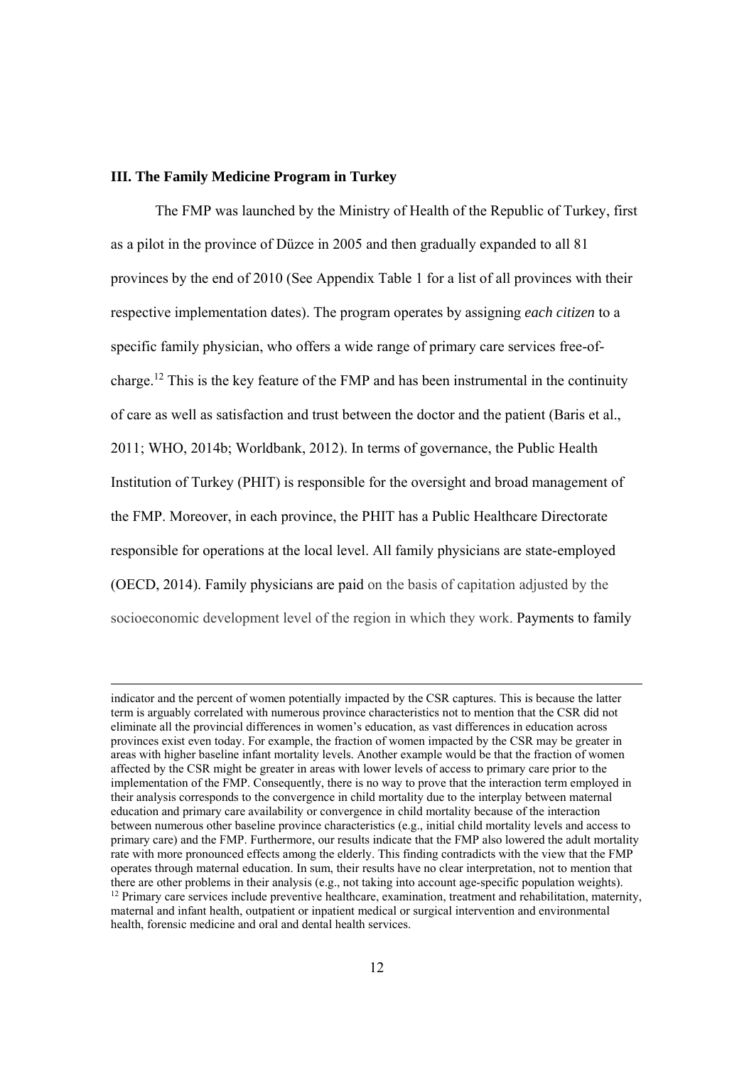### III. The Family Medicine Program in Turkey

The FMP was launched by the Ministry of Health of the Republic of Turkey, first as a pilot in the province of Düzce in 2005 and then gradually expanded to all 81 provinces by the end of 2010 (See Appendix Table 1 for a list of all provinces with their respective implementation dates). The program operates by assigning *each citizen* to a specific family physician, who offers a wide range of primary care services free-of-charge.[12] This is the key feature of the FMP and has been instrumental in the continuity of care as well as satisfaction and trust between the doctor and the patient (Baris et al., 2011; WHO, 2014b; Worldbank, 2012). In terms of governance, the Public Health Institution of Turkey (PHIT) is responsible for the oversight and broad management of the FMP. Moreover, in each province, the PHIT has a Public Healthcare Directorate responsible for operations at the local level. All family physicians are state-employed (OECD, 2014). Family physicians are paid on the basis of capitation adjusted by the socioeconomic development level of the region in which they work. Payments to family

---

indicator and the percent of women potentially impacted by the CSR captures. This is because the latter term is arguably correlated with numerous province characteristics not to mention that the CSR did not eliminate all the provincial differences in women's education, as vast differences in education across provinces exist even today. For example, the fraction of women impacted by the CSR may be greater in areas with higher baseline infant mortality levels. Another example would be that the fraction of women affected by the CSR might be greater in areas with lower levels of access to primary care prior to the implementation of the FMP. Consequently, there is no way to prove that the interaction term employed in their analysis corresponds to the convergence in child mortality due to the interplay between maternal education and primary care availability or convergence in child mortality because of the interaction between numerous other baseline province characteristics (e.g., initial child mortality levels and access to primary care) and the FMP. Furthermore, our results indicate that the FMP also lowered the adult mortality rate with more pronounced effects among the elderly. This finding contradicts with the view that the FMP operates through maternal education. In sum, their results have no clear interpretation, not to mention that there are other problems in their analysis (e.g., not taking into account age-specific population weights).

[12] Primary care services include preventive healthcare, examination, treatment and rehabilitation, maternity, maternal and infant health, outpatient or inpatient medical or surgical intervention and environmental health, forensic medicine and oral and dental health services.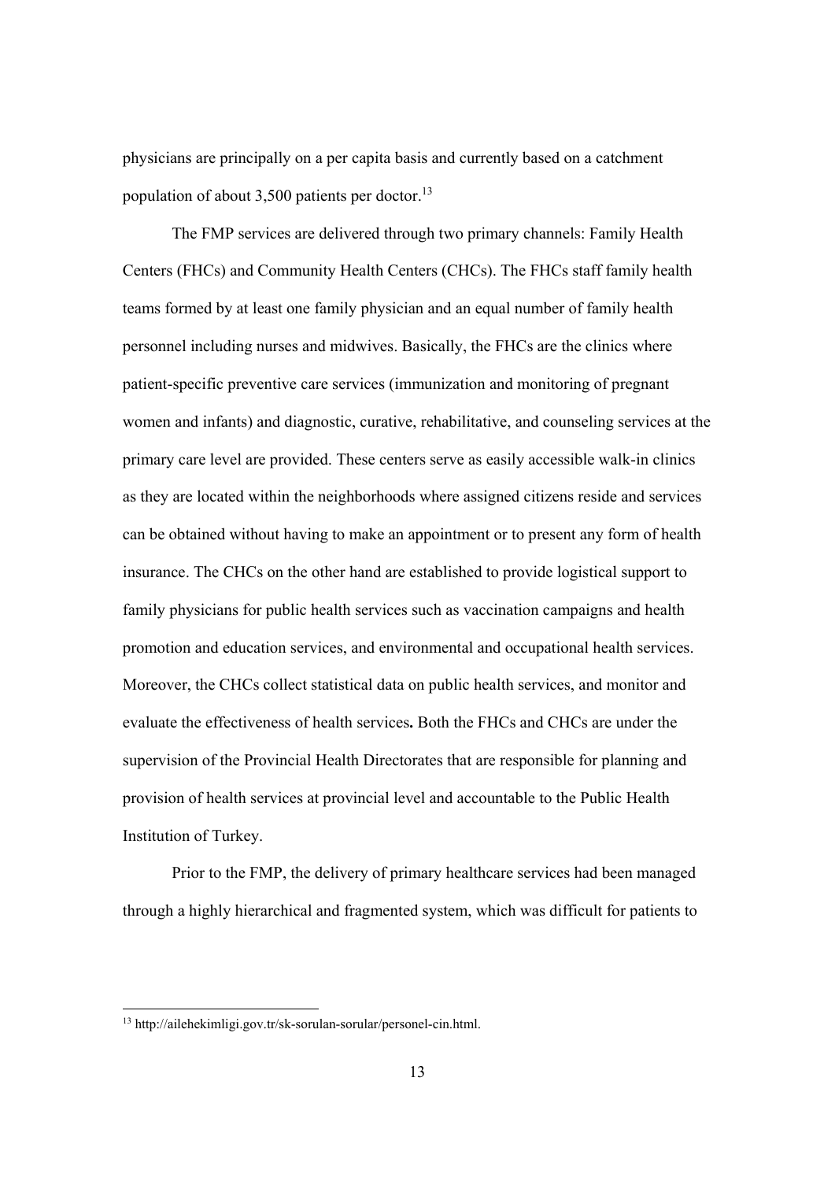physicians are principally on a per capita basis and currently based on a catchment population of about 3,500 patients per doctor.[13]

The FMP services are delivered through two primary channels: Family Health Centers (FHCs) and Community Health Centers (CHCs). The FHCs staff family health teams formed by at least one family physician and an equal number of family health personnel including nurses and midwives. Basically, the FHCs are the clinics where patient-specific preventive care services (immunization and monitoring of pregnant women and infants) and diagnostic, curative, rehabilitative, and counseling services at the primary care level are provided. These centers serve as easily accessible walk-in clinics as they are located within the neighborhoods where assigned citizens reside and services can be obtained without having to make an appointment or to present any form of health insurance. The CHCs on the other hand are established to provide logistical support to family physicians for public health services such as vaccination campaigns and health promotion and education services, and environmental and occupational health services. Moreover, the CHCs collect statistical data on public health services, and monitor and evaluate the effectiveness of health services**.** Both the FHCs and CHCs are under the supervision of the Provincial Health Directorates that are responsible for planning and provision of health services at provincial level and accountable to the Public Health Institution of Turkey.

Prior to the FMP, the delivery of primary healthcare services had been managed through a highly hierarchical and fragmented system, which was difficult for patients to

---

[13] http://ailehekimligi.gov.tr/sk-sorulan-sorular/personel-cin.html.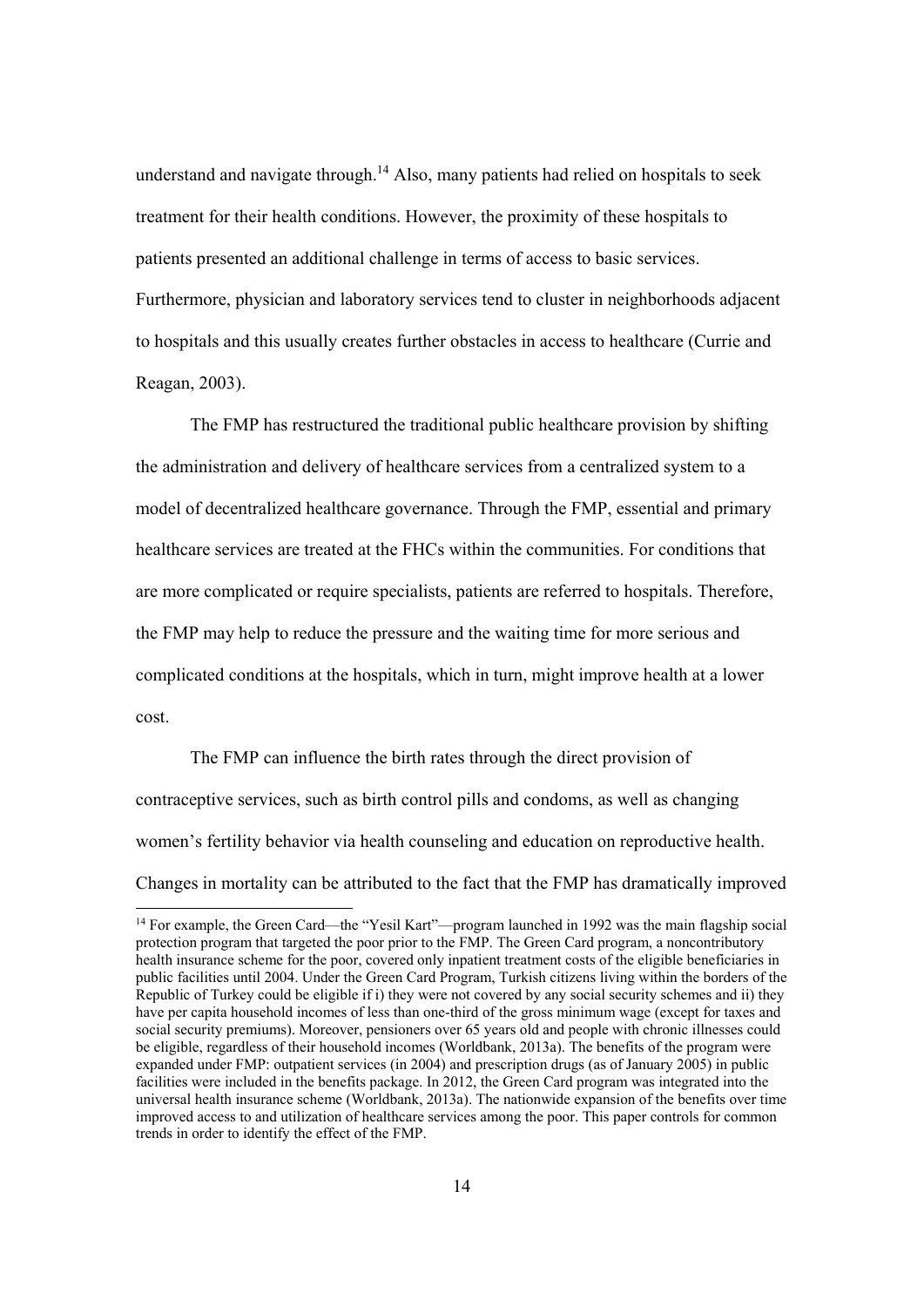understand and navigate through.[14] Also, many patients had relied on hospitals to seek treatment for their health conditions. However, the proximity of these hospitals to patients presented an additional challenge in terms of access to basic services. Furthermore, physician and laboratory services tend to cluster in neighborhoods adjacent to hospitals and this usually creates further obstacles in access to healthcare (Currie and Reagan, 2003).

The FMP has restructured the traditional public healthcare provision by shifting the administration and delivery of healthcare services from a centralized system to a model of decentralized healthcare governance. Through the FMP, essential and primary healthcare services are treated at the FHCs within the communities. For conditions that are more complicated or require specialists, patients are referred to hospitals. Therefore, the FMP may help to reduce the pressure and the waiting time for more serious and complicated conditions at the hospitals, which in turn, might improve health at a lower cost.

The FMP can influence the birth rates through the direct provision of contraceptive services, such as birth control pills and condoms, as well as changing women's fertility behavior via health counseling and education on reproductive health. Changes in mortality can be attributed to the fact that the FMP has dramatically improved

[14] For example, the Green Card—the "Yesil Kart"—program launched in 1992 was the main flagship social protection program that targeted the poor prior to the FMP. The Green Card program, a noncontributory health insurance scheme for the poor, covered only inpatient treatment costs of the eligible beneficiaries in public facilities until 2004. Under the Green Card Program, Turkish citizens living within the borders of the Republic of Turkey could be eligible if i) they were not covered by any social security schemes and ii) they have per capita household incomes of less than one-third of the gross minimum wage (except for taxes and social security premiums). Moreover, pensioners over 65 years old and people with chronic illnesses could be eligible, regardless of their household incomes (Worldbank, 2013a). The benefits of the program were expanded under FMP: outpatient services (in 2004) and prescription drugs (as of January 2005) in public facilities were included in the benefits package. In 2012, the Green Card program was integrated into the universal health insurance scheme (Worldbank, 2013a). The nationwide expansion of the benefits over time improved access to and utilization of healthcare services among the poor. This paper controls for common trends in order to identify the effect of the FMP.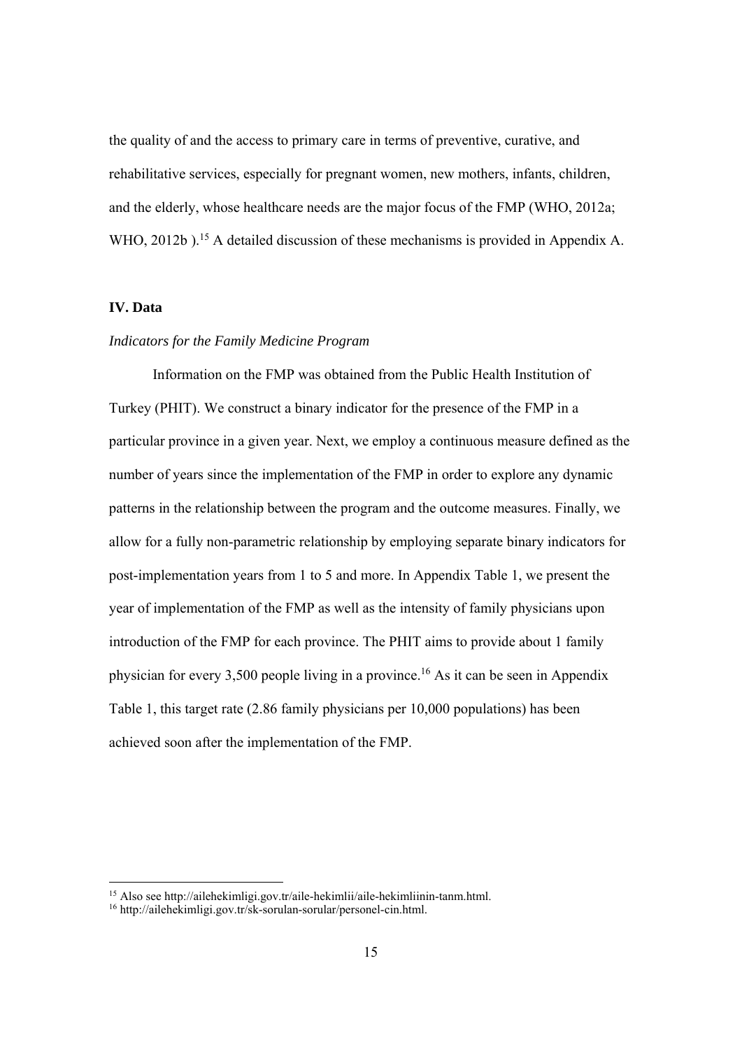the quality of and the access to primary care in terms of preventive, curative, and rehabilitative services, especially for pregnant women, new mothers, infants, children, and the elderly, whose healthcare needs are the major focus of the FMP (WHO, 2012a; WHO, 2012b ).[15] A detailed discussion of these mechanisms is provided in Appendix A.

## IV. Data

### *Indicators for the Family Medicine Program*

Information on the FMP was obtained from the Public Health Institution of Turkey (PHIT). We construct a binary indicator for the presence of the FMP in a particular province in a given year. Next, we employ a continuous measure defined as the number of years since the implementation of the FMP in order to explore any dynamic patterns in the relationship between the program and the outcome measures. Finally, we allow for a fully non-parametric relationship by employing separate binary indicators for post-implementation years from 1 to 5 and more. In Appendix Table 1, we present the year of implementation of the FMP as well as the intensity of family physicians upon introduction of the FMP for each province. The PHIT aims to provide about 1 family physician for every 3,500 people living in a province.[16] As it can be seen in Appendix Table 1, this target rate (2.86 family physicians per 10,000 populations) has been achieved soon after the implementation of the FMP.

---

[15] Also see http://ailehekimligi.gov.tr/aile-hekimlii/aile-hekimliinin-tanm.html.

[16] http://ailehekimligi.gov.tr/sk-sorulan-sorular/personel-cin.html.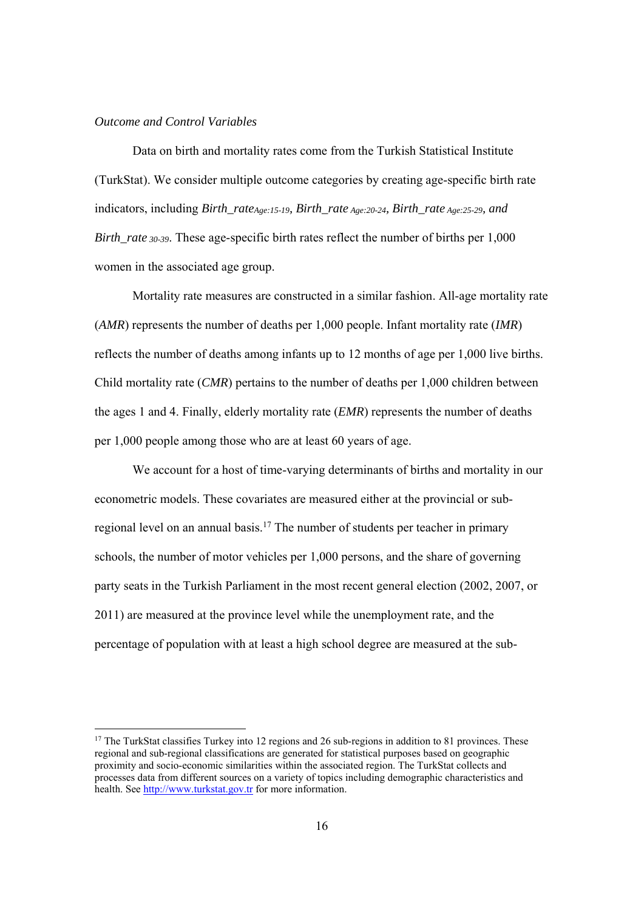*Outcome and Control Variables*

Data on birth and mortality rates come from the Turkish Statistical Institute (TurkStat). We consider multiple outcome categories by creating age-specific birth rate indicators, including $Birth\_rate_{Age:15\text{-}19}$, $Birth\_rate_{Age:20\text{-}24}$, $Birth\_rate_{Age:25\text{-}29}$, *and* $Birth\_rate_{30\text{-}39}$. These age-specific birth rates reflect the number of births per 1,000 women in the associated age group.

Mortality rate measures are constructed in a similar fashion. All-age mortality rate (*AMR*) represents the number of deaths per 1,000 people. Infant mortality rate (*IMR*) reflects the number of deaths among infants up to 12 months of age per 1,000 live births. Child mortality rate (*CMR*) pertains to the number of deaths per 1,000 children between the ages 1 and 4. Finally, elderly mortality rate (*EMR*) represents the number of deaths per 1,000 people among those who are at least 60 years of age.

We account for a host of time-varying determinants of births and mortality in our econometric models. These covariates are measured either at the provincial or sub-regional level on an annual basis.[17] The number of students per teacher in primary schools, the number of motor vehicles per 1,000 persons, and the share of governing party seats in the Turkish Parliament in the most recent general election (2002, 2007, or 2011) are measured at the province level while the unemployment rate, and the percentage of population with at least a high school degree are measured at the sub-

[17] The TurkStat classifies Turkey into 12 regions and 26 sub-regions in addition to 81 provinces. These regional and sub-regional classifications are generated for statistical purposes based on geographic proximity and socio-economic similarities within the associated region. The TurkStat collects and processes data from different sources on a variety of topics including demographic characteristics and health. See http://www.turkstat.gov.tr for more information.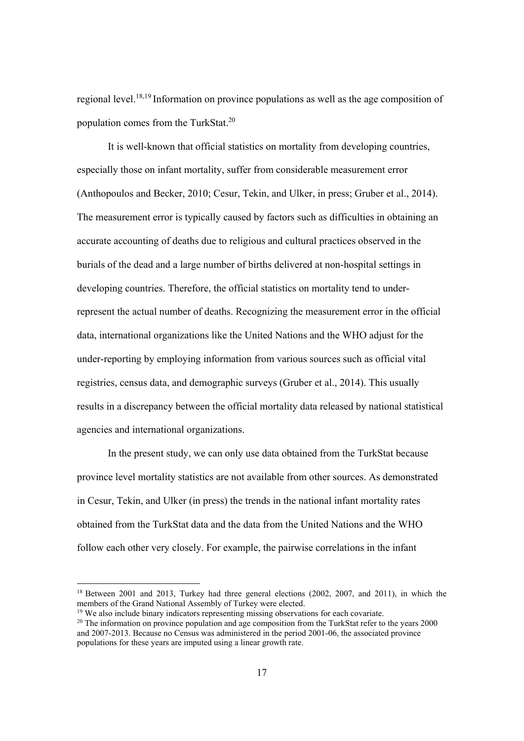regional level.[18,19] Information on province populations as well as the age composition of population comes from the TurkStat.[20]

It is well-known that official statistics on mortality from developing countries, especially those on infant mortality, suffer from considerable measurement error (Anthopoulos and Becker, 2010; Cesur, Tekin, and Ulker, in press; Gruber et al., 2014). The measurement error is typically caused by factors such as difficulties in obtaining an accurate accounting of deaths due to religious and cultural practices observed in the burials of the dead and a large number of births delivered at non-hospital settings in developing countries. Therefore, the official statistics on mortality tend to under-represent the actual number of deaths. Recognizing the measurement error in the official data, international organizations like the United Nations and the WHO adjust for the under-reporting by employing information from various sources such as official vital registries, census data, and demographic surveys (Gruber et al., 2014). This usually results in a discrepancy between the official mortality data released by national statistical agencies and international organizations.

In the present study, we can only use data obtained from the TurkStat because province level mortality statistics are not available from other sources. As demonstrated in Cesur, Tekin, and Ulker (in press) the trends in the national infant mortality rates obtained from the TurkStat data and the data from the United Nations and the WHO follow each other very closely. For example, the pairwise correlations in the infant

---

[18] Between 2001 and 2013, Turkey had three general elections (2002, 2007, and 2011), in which the members of the Grand National Assembly of Turkey were elected.

[19] We also include binary indicators representing missing observations for each covariate.

[20] The information on province population and age composition from the TurkStat refer to the years 2000 and 2007-2013. Because no Census was administered in the period 2001-06, the associated province populations for these years are imputed using a linear growth rate.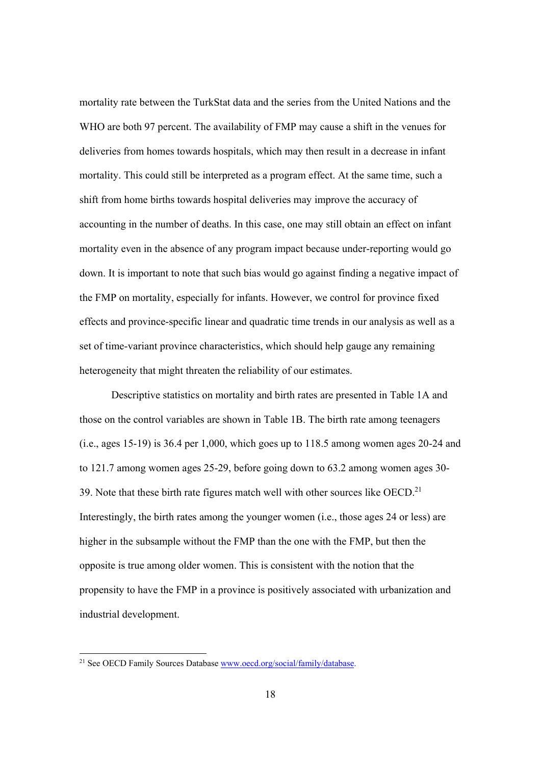mortality rate between the TurkStat data and the series from the United Nations and the WHO are both 97 percent. The availability of FMP may cause a shift in the venues for deliveries from homes towards hospitals, which may then result in a decrease in infant mortality. This could still be interpreted as a program effect. At the same time, such a shift from home births towards hospital deliveries may improve the accuracy of accounting in the number of deaths. In this case, one may still obtain an effect on infant mortality even in the absence of any program impact because under-reporting would go down. It is important to note that such bias would go against finding a negative impact of the FMP on mortality, especially for infants. However, we control for province fixed effects and province-specific linear and quadratic time trends in our analysis as well as a set of time-variant province characteristics, which should help gauge any remaining heterogeneity that might threaten the reliability of our estimates.

Descriptive statistics on mortality and birth rates are presented in Table 1A and those on the control variables are shown in Table 1B. The birth rate among teenagers (i.e., ages 15-19) is 36.4 per 1,000, which goes up to 118.5 among women ages 20-24 and to 121.7 among women ages 25-29, before going down to 63.2 among women ages 30-39. Note that these birth rate figures match well with other sources like OECD.[21] Interestingly, the birth rates among the younger women (i.e., those ages 24 or less) are higher in the subsample without the FMP than the one with the FMP, but then the opposite is true among older women. This is consistent with the notion that the propensity to have the FMP in a province is positively associated with urbanization and industrial development.

[21] See OECD Family Sources Database www.oecd.org/social/family/database.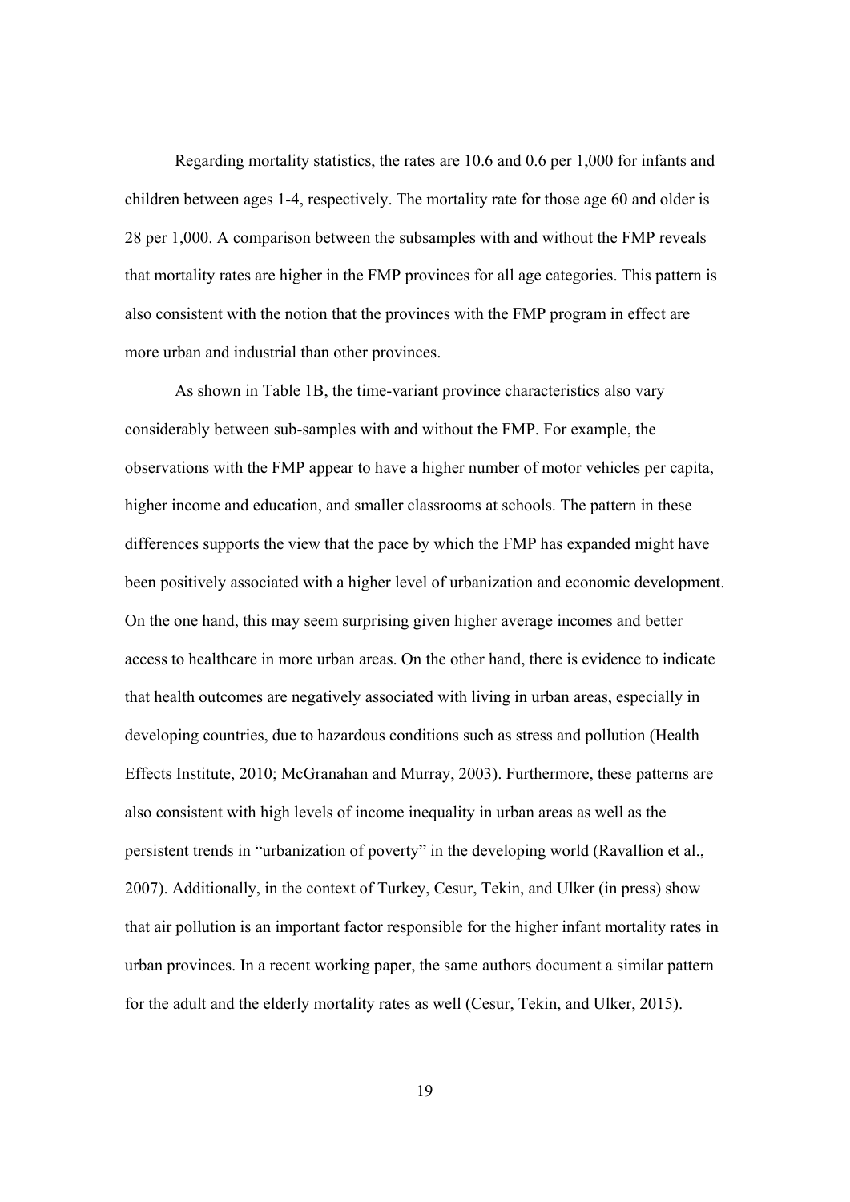Regarding mortality statistics, the rates are 10.6 and 0.6 per 1,000 for infants and children between ages 1-4, respectively. The mortality rate for those age 60 and older is 28 per 1,000. A comparison between the subsamples with and without the FMP reveals that mortality rates are higher in the FMP provinces for all age categories. This pattern is also consistent with the notion that the provinces with the FMP program in effect are more urban and industrial than other provinces.

As shown in Table 1B, the time-variant province characteristics also vary considerably between sub-samples with and without the FMP. For example, the observations with the FMP appear to have a higher number of motor vehicles per capita, higher income and education, and smaller classrooms at schools. The pattern in these differences supports the view that the pace by which the FMP has expanded might have been positively associated with a higher level of urbanization and economic development. On the one hand, this may seem surprising given higher average incomes and better access to healthcare in more urban areas. On the other hand, there is evidence to indicate that health outcomes are negatively associated with living in urban areas, especially in developing countries, due to hazardous conditions such as stress and pollution (Health Effects Institute, 2010; McGranahan and Murray, 2003). Furthermore, these patterns are also consistent with high levels of income inequality in urban areas as well as the persistent trends in "urbanization of poverty" in the developing world (Ravallion et al., 2007). Additionally, in the context of Turkey, Cesur, Tekin, and Ulker (in press) show that air pollution is an important factor responsible for the higher infant mortality rates in urban provinces. In a recent working paper, the same authors document a similar pattern for the adult and the elderly mortality rates as well (Cesur, Tekin, and Ulker, 2015).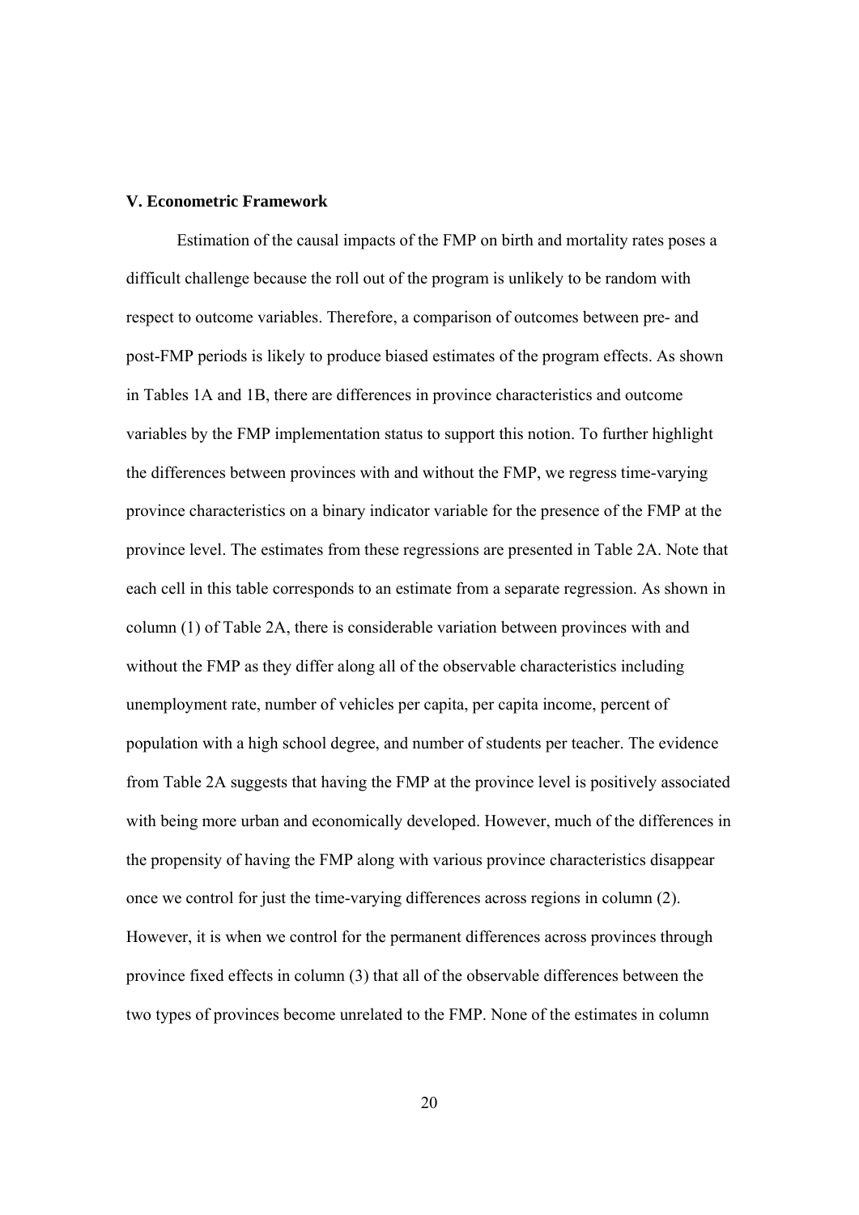**V. Econometric Framework**

Estimation of the causal impacts of the FMP on birth and mortality rates poses a difficult challenge because the roll out of the program is unlikely to be random with respect to outcome variables. Therefore, a comparison of outcomes between pre- and post-FMP periods is likely to produce biased estimates of the program effects. As shown in Tables 1A and 1B, there are differences in province characteristics and outcome variables by the FMP implementation status to support this notion. To further highlight the differences between provinces with and without the FMP, we regress time-varying province characteristics on a binary indicator variable for the presence of the FMP at the province level. The estimates from these regressions are presented in Table 2A. Note that each cell in this table corresponds to an estimate from a separate regression. As shown in column (1) of Table 2A, there is considerable variation between provinces with and without the FMP as they differ along all of the observable characteristics including unemployment rate, number of vehicles per capita, per capita income, percent of population with a high school degree, and number of students per teacher. The evidence from Table 2A suggests that having the FMP at the province level is positively associated with being more urban and economically developed. However, much of the differences in the propensity of having the FMP along with various province characteristics disappear once we control for just the time-varying differences across regions in column (2). However, it is when we control for the permanent differences across provinces through province fixed effects in column (3) that all of the observable differences between the two types of provinces become unrelated to the FMP. None of the estimates in column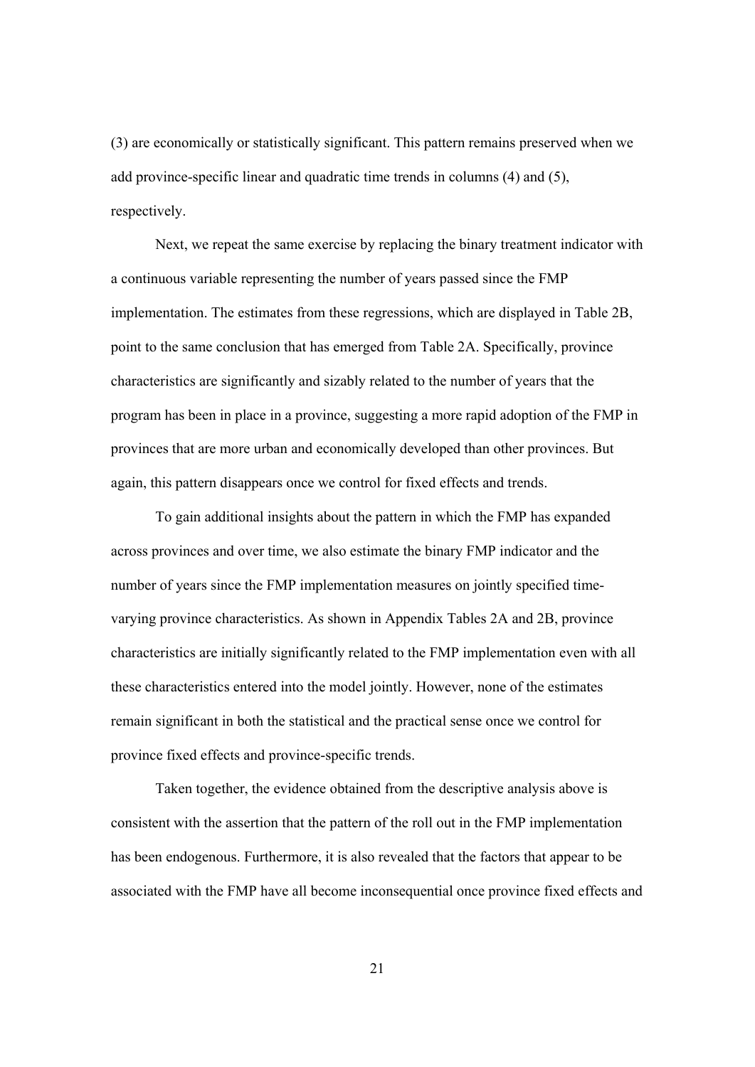(3) are economically or statistically significant. This pattern remains preserved when we add province-specific linear and quadratic time trends in columns (4) and (5), respectively.

Next, we repeat the same exercise by replacing the binary treatment indicator with a continuous variable representing the number of years passed since the FMP implementation. The estimates from these regressions, which are displayed in Table 2B, point to the same conclusion that has emerged from Table 2A. Specifically, province characteristics are significantly and sizably related to the number of years that the program has been in place in a province, suggesting a more rapid adoption of the FMP in provinces that are more urban and economically developed than other provinces. But again, this pattern disappears once we control for fixed effects and trends.

To gain additional insights about the pattern in which the FMP has expanded across provinces and over time, we also estimate the binary FMP indicator and the number of years since the FMP implementation measures on jointly specified time-varying province characteristics. As shown in Appendix Tables 2A and 2B, province characteristics are initially significantly related to the FMP implementation even with all these characteristics entered into the model jointly. However, none of the estimates remain significant in both the statistical and the practical sense once we control for province fixed effects and province-specific trends.

Taken together, the evidence obtained from the descriptive analysis above is consistent with the assertion that the pattern of the roll out in the FMP implementation has been endogenous. Furthermore, it is also revealed that the factors that appear to be associated with the FMP have all become inconsequential once province fixed effects and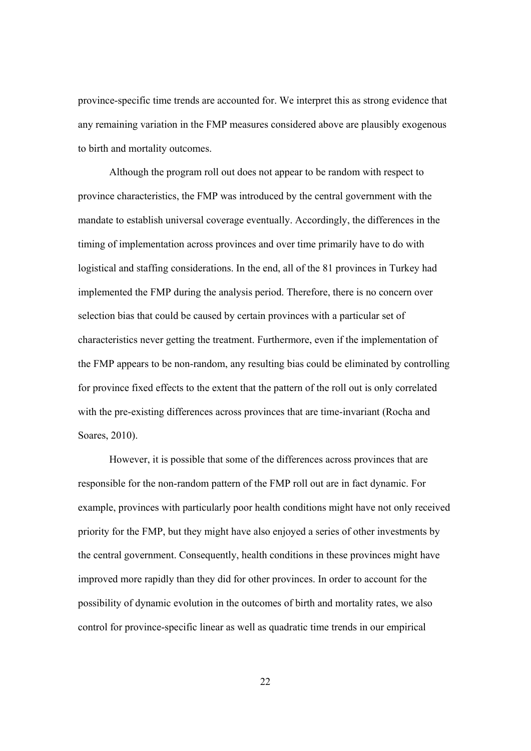province-specific time trends are accounted for. We interpret this as strong evidence that any remaining variation in the FMP measures considered above are plausibly exogenous to birth and mortality outcomes.

Although the program roll out does not appear to be random with respect to province characteristics, the FMP was introduced by the central government with the mandate to establish universal coverage eventually. Accordingly, the differences in the timing of implementation across provinces and over time primarily have to do with logistical and staffing considerations. In the end, all of the 81 provinces in Turkey had implemented the FMP during the analysis period. Therefore, there is no concern over selection bias that could be caused by certain provinces with a particular set of characteristics never getting the treatment. Furthermore, even if the implementation of the FMP appears to be non-random, any resulting bias could be eliminated by controlling for province fixed effects to the extent that the pattern of the roll out is only correlated with the pre-existing differences across provinces that are time-invariant (Rocha and Soares, 2010).

However, it is possible that some of the differences across provinces that are responsible for the non-random pattern of the FMP roll out are in fact dynamic. For example, provinces with particularly poor health conditions might have not only received priority for the FMP, but they might have also enjoyed a series of other investments by the central government. Consequently, health conditions in these provinces might have improved more rapidly than they did for other provinces. In order to account for the possibility of dynamic evolution in the outcomes of birth and mortality rates, we also control for province-specific linear as well as quadratic time trends in our empirical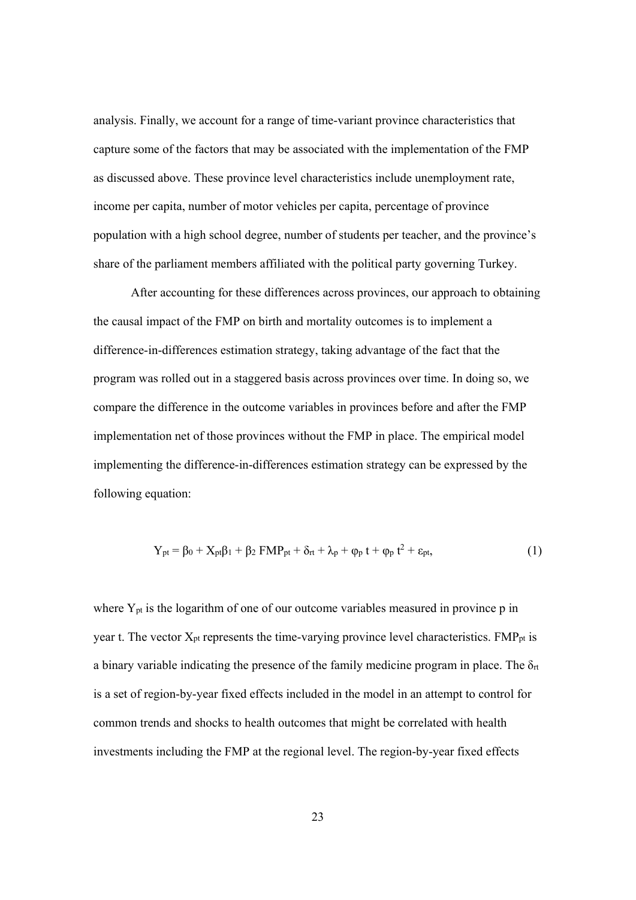analysis. Finally, we account for a range of time-variant province characteristics that capture some of the factors that may be associated with the implementation of the FMP as discussed above. These province level characteristics include unemployment rate, income per capita, number of motor vehicles per capita, percentage of province population with a high school degree, number of students per teacher, and the province's share of the parliament members affiliated with the political party governing Turkey.

After accounting for these differences across provinces, our approach to obtaining the causal impact of the FMP on birth and mortality outcomes is to implement a difference-in-differences estimation strategy, taking advantage of the fact that the program was rolled out in a staggered basis across provinces over time. In doing so, we compare the difference in the outcome variables in provinces before and after the FMP implementation net of those provinces without the FMP in place. The empirical model implementing the difference-in-differences estimation strategy can be expressed by the following equation:

$$Y_{pt} = \beta_0 + X_{pt}\beta_1 + \beta_2 \, FMP_{pt} + \delta_{rt} + \lambda_p + \varphi_p \, t + \varphi_p \, t^2 + \varepsilon_{pt}, \tag{1}$$

where $Y_{pt}$ is the logarithm of one of our outcome variables measured in province p in year t. The vector $X_{pt}$ represents the time-varying province level characteristics. $FMP_{pt}$ is a binary variable indicating the presence of the family medicine program in place. The $\delta_{rt}$ is a set of region-by-year fixed effects included in the model in an attempt to control for common trends and shocks to health outcomes that might be correlated with health investments including the FMP at the regional level. The region-by-year fixed effects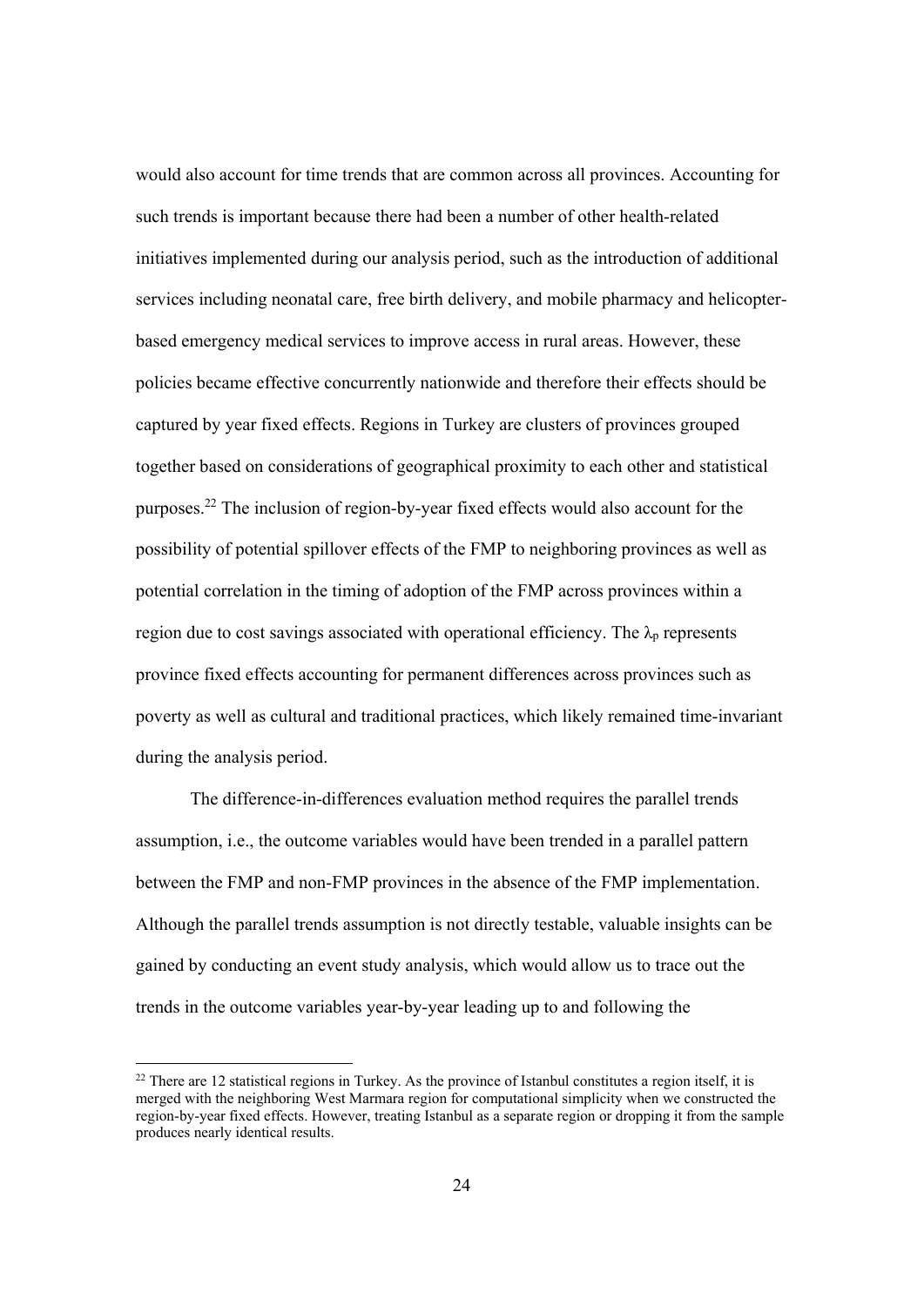would also account for time trends that are common across all provinces. Accounting for such trends is important because there had been a number of other health-related initiatives implemented during our analysis period, such as the introduction of additional services including neonatal care, free birth delivery, and mobile pharmacy and helicopter-based emergency medical services to improve access in rural areas. However, these policies became effective concurrently nationwide and therefore their effects should be captured by year fixed effects. Regions in Turkey are clusters of provinces grouped together based on considerations of geographical proximity to each other and statistical purposes.[22] The inclusion of region-by-year fixed effects would also account for the possibility of potential spillover effects of the FMP to neighboring provinces as well as potential correlation in the timing of adoption of the FMP across provinces within a region due to cost savings associated with operational efficiency. The $\lambda_p$ represents province fixed effects accounting for permanent differences across provinces such as poverty as well as cultural and traditional practices, which likely remained time-invariant during the analysis period.

The difference-in-differences evaluation method requires the parallel trends assumption, i.e., the outcome variables would have been trended in a parallel pattern between the FMP and non-FMP provinces in the absence of the FMP implementation. Although the parallel trends assumption is not directly testable, valuable insights can be gained by conducting an event study analysis, which would allow us to trace out the trends in the outcome variables year-by-year leading up to and following the

[22] There are 12 statistical regions in Turkey. As the province of Istanbul constitutes a region itself, it is merged with the neighboring West Marmara region for computational simplicity when we constructed the region-by-year fixed effects. However, treating Istanbul as a separate region or dropping it from the sample produces nearly identical results.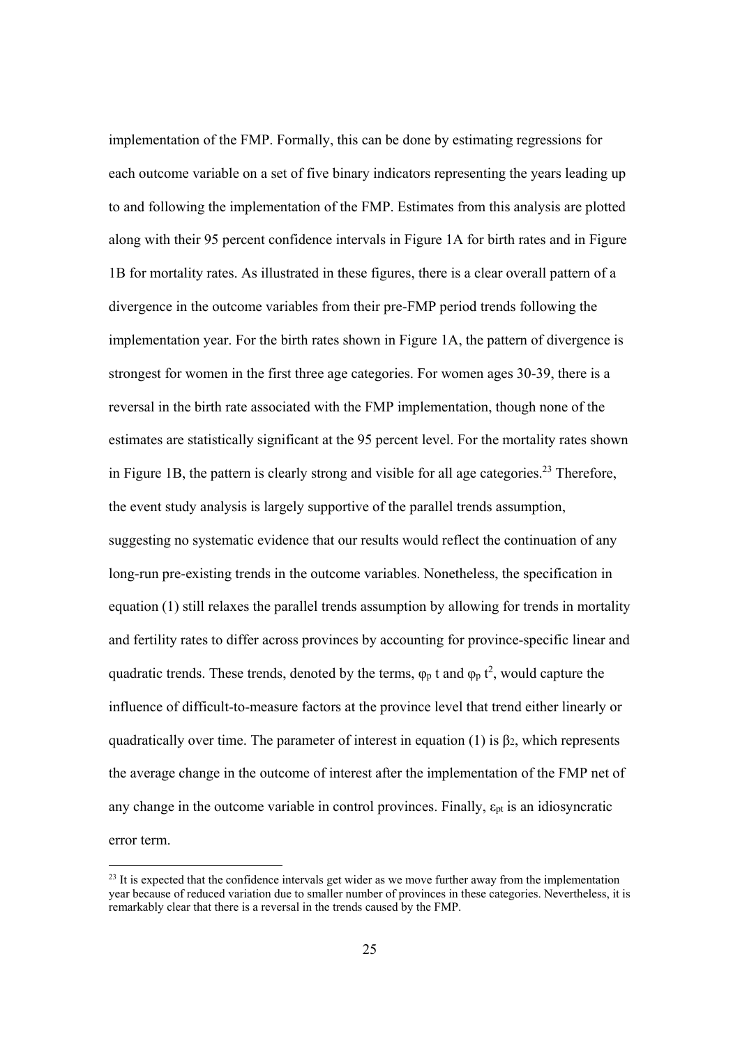implementation of the FMP. Formally, this can be done by estimating regressions for each outcome variable on a set of five binary indicators representing the years leading up to and following the implementation of the FMP. Estimates from this analysis are plotted along with their 95 percent confidence intervals in Figure 1A for birth rates and in Figure 1B for mortality rates. As illustrated in these figures, there is a clear overall pattern of a divergence in the outcome variables from their pre-FMP period trends following the implementation year. For the birth rates shown in Figure 1A, the pattern of divergence is strongest for women in the first three age categories. For women ages 30-39, there is a reversal in the birth rate associated with the FMP implementation, though none of the estimates are statistically significant at the 95 percent level. For the mortality rates shown in Figure 1B, the pattern is clearly strong and visible for all age categories.[23] Therefore, the event study analysis is largely supportive of the parallel trends assumption, suggesting no systematic evidence that our results would reflect the continuation of any long-run pre-existing trends in the outcome variables. Nonetheless, the specification in equation (1) still relaxes the parallel trends assumption by allowing for trends in mortality and fertility rates to differ across provinces by accounting for province-specific linear and quadratic trends. These trends, denoted by the terms, $\varphi_p$ t and $\varphi_p$ $t^2$, would capture the influence of difficult-to-measure factors at the province level that trend either linearly or quadratically over time. The parameter of interest in equation (1) is $\beta_2$, which represents the average change in the outcome of interest after the implementation of the FMP net of any change in the outcome variable in control provinces. Finally, $\varepsilon_{pt}$ is an idiosyncratic error term.

[23] It is expected that the confidence intervals get wider as we move further away from the implementation year because of reduced variation due to smaller number of provinces in these categories. Nevertheless, it is remarkably clear that there is a reversal in the trends caused by the FMP.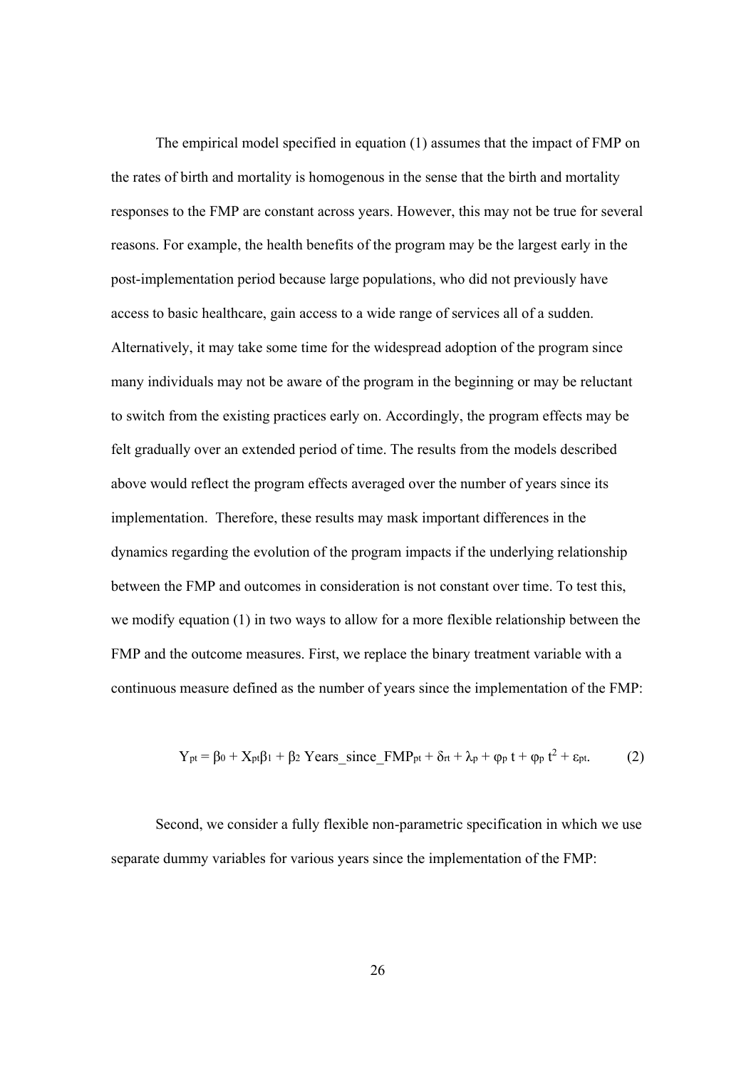The empirical model specified in equation (1) assumes that the impact of FMP on the rates of birth and mortality is homogenous in the sense that the birth and mortality responses to the FMP are constant across years. However, this may not be true for several reasons. For example, the health benefits of the program may be the largest early in the post-implementation period because large populations, who did not previously have access to basic healthcare, gain access to a wide range of services all of a sudden. Alternatively, it may take some time for the widespread adoption of the program since many individuals may not be aware of the program in the beginning or may be reluctant to switch from the existing practices early on. Accordingly, the program effects may be felt gradually over an extended period of time. The results from the models described above would reflect the program effects averaged over the number of years since its implementation. Therefore, these results may mask important differences in the dynamics regarding the evolution of the program impacts if the underlying relationship between the FMP and outcomes in consideration is not constant over time. To test this, we modify equation (1) in two ways to allow for a more flexible relationship between the FMP and the outcome measures. First, we replace the binary treatment variable with a continuous measure defined as the number of years since the implementation of the FMP:

$$Y_{pt} = \beta_0 + X_{pt}\beta_1 + \beta_2 \text{ Years\_since\_FMP}_{pt} + \delta_{rt} + \lambda_p + \varphi_p t + \varphi_p t^2 + \varepsilon_{pt}. \qquad (2)$$

Second, we consider a fully flexible non-parametric specification in which we use separate dummy variables for various years since the implementation of the FMP: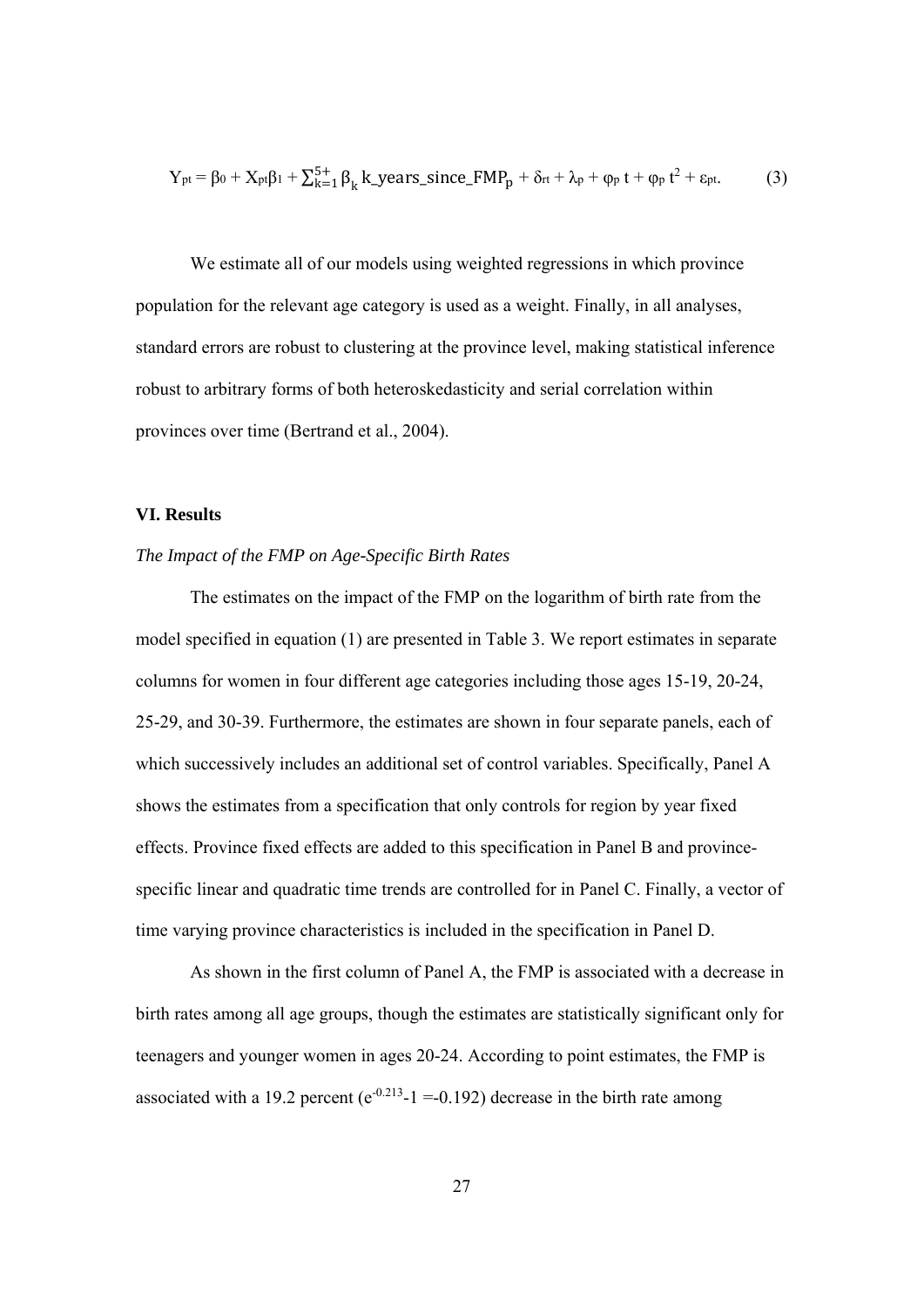$$Y_{pt} = \beta_0 + X_{pt}\beta_1 + \sum_{k=1}^{5+} \beta_k \text{ k\_years\_since\_FMP}_p + \delta_{rt} + \lambda_p + \varphi_p t + \varphi_p t^2 + \varepsilon_{pt}. \quad (3)$$

We estimate all of our models using weighted regressions in which province population for the relevant age category is used as a weight. Finally, in all analyses, standard errors are robust to clustering at the province level, making statistical inference robust to arbitrary forms of both heteroskedasticity and serial correlation within provinces over time (Bertrand et al., 2004).

## VI. Results

### *The Impact of the FMP on Age-Specific Birth Rates*

The estimates on the impact of the FMP on the logarithm of birth rate from the model specified in equation (1) are presented in Table 3. We report estimates in separate columns for women in four different age categories including those ages 15-19, 20-24, 25-29, and 30-39. Furthermore, the estimates are shown in four separate panels, each of which successively includes an additional set of control variables. Specifically, Panel A shows the estimates from a specification that only controls for region by year fixed effects. Province fixed effects are added to this specification in Panel B and province-specific linear and quadratic time trends are controlled for in Panel C. Finally, a vector of time varying province characteristics is included in the specification in Panel D.

As shown in the first column of Panel A, the FMP is associated with a decrease in birth rates among all age groups, though the estimates are statistically significant only for teenagers and younger women in ages 20-24. According to point estimates, the FMP is associated with a 19.2 percent ($e^{-0.213}-1 = -0.192$) decrease in the birth rate among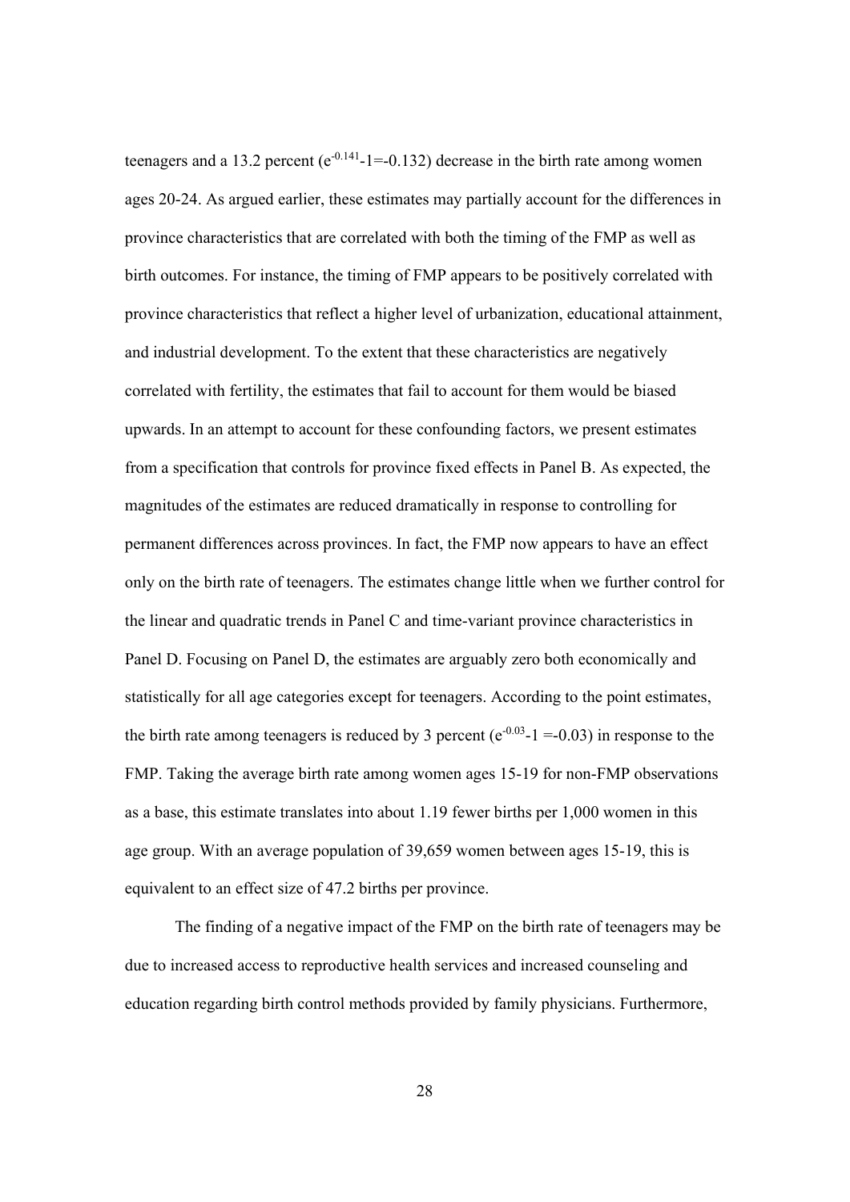teenagers and a 13.2 percent ($e^{-0.141}$-1=-0.132) decrease in the birth rate among women ages 20-24. As argued earlier, these estimates may partially account for the differences in province characteristics that are correlated with both the timing of the FMP as well as birth outcomes. For instance, the timing of FMP appears to be positively correlated with province characteristics that reflect a higher level of urbanization, educational attainment, and industrial development. To the extent that these characteristics are negatively correlated with fertility, the estimates that fail to account for them would be biased upwards. In an attempt to account for these confounding factors, we present estimates from a specification that controls for province fixed effects in Panel B. As expected, the magnitudes of the estimates are reduced dramatically in response to controlling for permanent differences across provinces. In fact, the FMP now appears to have an effect only on the birth rate of teenagers. The estimates change little when we further control for the linear and quadratic trends in Panel C and time-variant province characteristics in Panel D. Focusing on Panel D, the estimates are arguably zero both economically and statistically for all age categories except for teenagers. According to the point estimates, the birth rate among teenagers is reduced by 3 percent ($e^{-0.03}$-1 =-0.03) in response to the FMP. Taking the average birth rate among women ages 15-19 for non-FMP observations as a base, this estimate translates into about 1.19 fewer births per 1,000 women in this age group. With an average population of 39,659 women between ages 15-19, this is equivalent to an effect size of 47.2 births per province.

The finding of a negative impact of the FMP on the birth rate of teenagers may be due to increased access to reproductive health services and increased counseling and education regarding birth control methods provided by family physicians. Furthermore,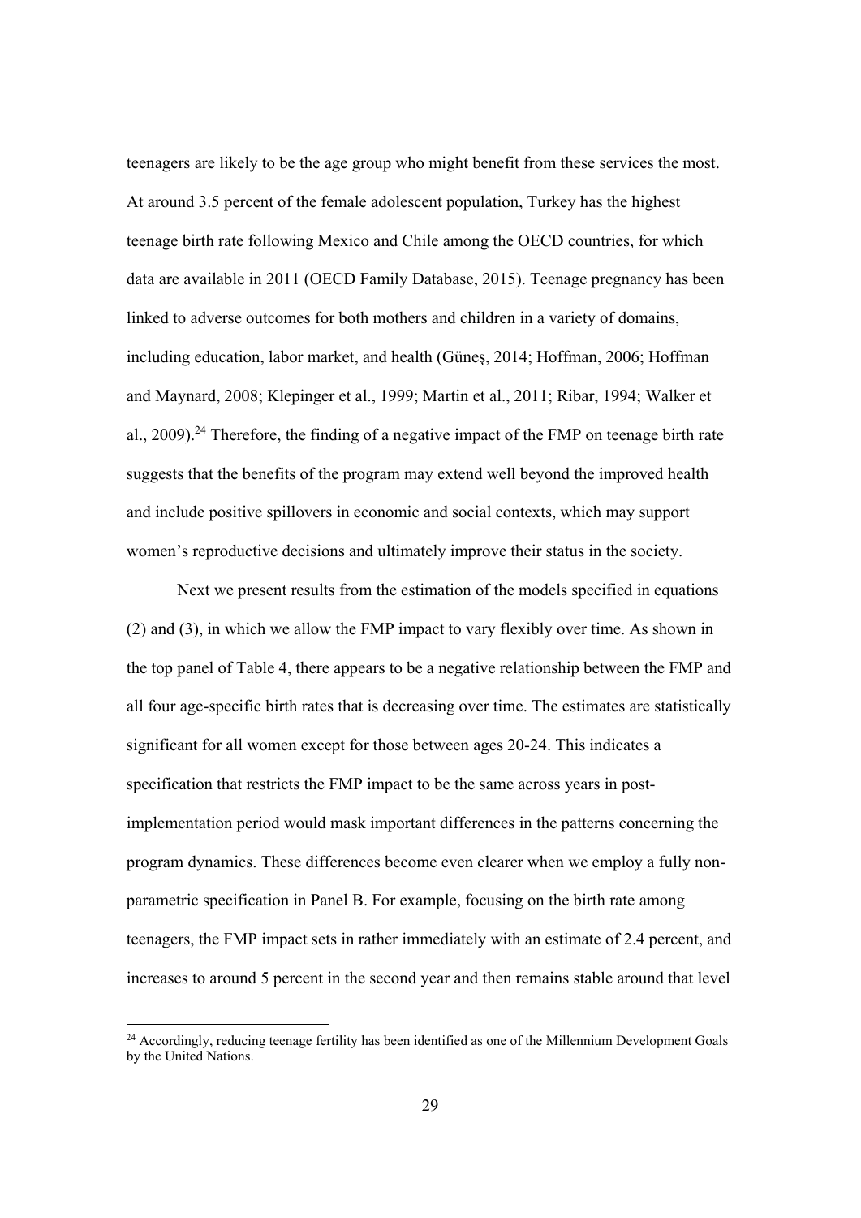teenagers are likely to be the age group who might benefit from these services the most. At around 3.5 percent of the female adolescent population, Turkey has the highest teenage birth rate following Mexico and Chile among the OECD countries, for which data are available in 2011 (OECD Family Database, 2015). Teenage pregnancy has been linked to adverse outcomes for both mothers and children in a variety of domains, including education, labor market, and health (Güneş, 2014; Hoffman, 2006; Hoffman and Maynard, 2008; Klepinger et al., 1999; Martin et al., 2011; Ribar, 1994; Walker et al., 2009).[24] Therefore, the finding of a negative impact of the FMP on teenage birth rate suggests that the benefits of the program may extend well beyond the improved health and include positive spillovers in economic and social contexts, which may support women's reproductive decisions and ultimately improve their status in the society.

Next we present results from the estimation of the models specified in equations (2) and (3), in which we allow the FMP impact to vary flexibly over time. As shown in the top panel of Table 4, there appears to be a negative relationship between the FMP and all four age-specific birth rates that is decreasing over time. The estimates are statistically significant for all women except for those between ages 20-24. This indicates a specification that restricts the FMP impact to be the same across years in post-implementation period would mask important differences in the patterns concerning the program dynamics. These differences become even clearer when we employ a fully non-parametric specification in Panel B. For example, focusing on the birth rate among teenagers, the FMP impact sets in rather immediately with an estimate of 2.4 percent, and increases to around 5 percent in the second year and then remains stable around that level

[24] Accordingly, reducing teenage fertility has been identified as one of the Millennium Development Goals by the United Nations.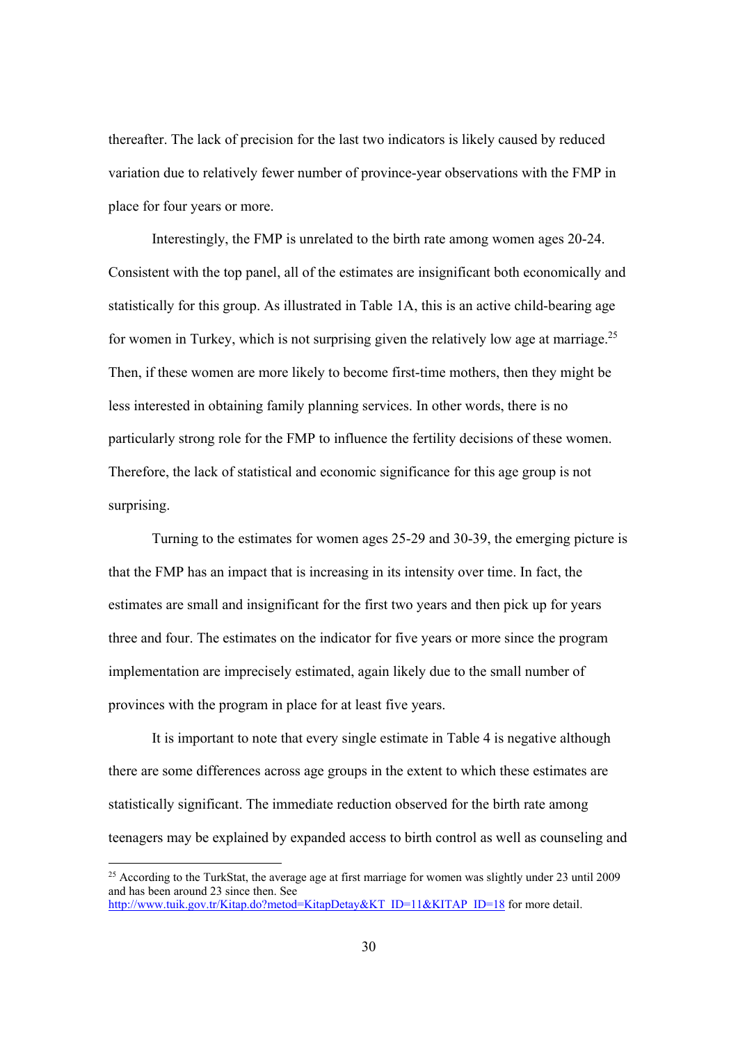thereafter. The lack of precision for the last two indicators is likely caused by reduced variation due to relatively fewer number of province-year observations with the FMP in place for four years or more.

Interestingly, the FMP is unrelated to the birth rate among women ages 20-24. Consistent with the top panel, all of the estimates are insignificant both economically and statistically for this group. As illustrated in Table 1A, this is an active child-bearing age for women in Turkey, which is not surprising given the relatively low age at marriage.[25] Then, if these women are more likely to become first-time mothers, then they might be less interested in obtaining family planning services. In other words, there is no particularly strong role for the FMP to influence the fertility decisions of these women. Therefore, the lack of statistical and economic significance for this age group is not surprising.

Turning to the estimates for women ages 25-29 and 30-39, the emerging picture is that the FMP has an impact that is increasing in its intensity over time. In fact, the estimates are small and insignificant for the first two years and then pick up for years three and four. The estimates on the indicator for five years or more since the program implementation are imprecisely estimated, again likely due to the small number of provinces with the program in place for at least five years.

It is important to note that every single estimate in Table 4 is negative although there are some differences across age groups in the extent to which these estimates are statistically significant. The immediate reduction observed for the birth rate among teenagers may be explained by expanded access to birth control as well as counseling and

---

[25] According to the TurkStat, the average age at first marriage for women was slightly under 23 until 2009 and has been around 23 since then. See http://www.tuik.gov.tr/Kitap.do?metod=KitapDetay&KT_ID=11&KITAP_ID=18 for more detail.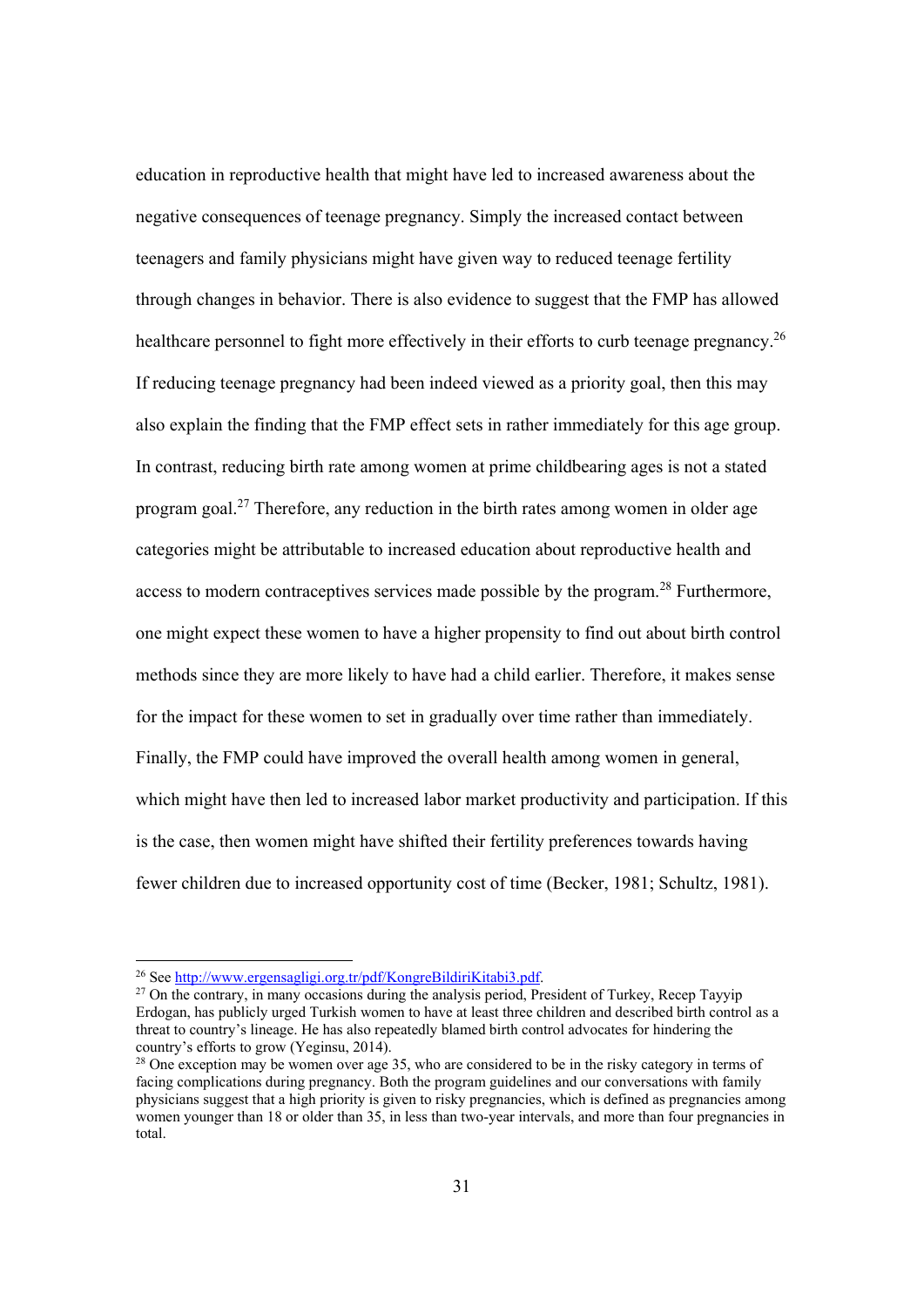education in reproductive health that might have led to increased awareness about the negative consequences of teenage pregnancy. Simply the increased contact between teenagers and family physicians might have given way to reduced teenage fertility through changes in behavior. There is also evidence to suggest that the FMP has allowed healthcare personnel to fight more effectively in their efforts to curb teenage pregnancy.[26] If reducing teenage pregnancy had been indeed viewed as a priority goal, then this may also explain the finding that the FMP effect sets in rather immediately for this age group. In contrast, reducing birth rate among women at prime childbearing ages is not a stated program goal.[27] Therefore, any reduction in the birth rates among women in older age categories might be attributable to increased education about reproductive health and access to modern contraceptives services made possible by the program.[28] Furthermore, one might expect these women to have a higher propensity to find out about birth control methods since they are more likely to have had a child earlier. Therefore, it makes sense for the impact for these women to set in gradually over time rather than immediately. Finally, the FMP could have improved the overall health among women in general, which might have then led to increased labor market productivity and participation. If this is the case, then women might have shifted their fertility preferences towards having fewer children due to increased opportunity cost of time (Becker, 1981; Schultz, 1981).

---

[26] See http://www.ergensagligi.org.tr/pdf/KongreBildiriKitabi3.pdf.

[27] On the contrary, in many occasions during the analysis period, President of Turkey, Recep Tayyip Erdogan, has publicly urged Turkish women to have at least three children and described birth control as a threat to country's lineage. He has also repeatedly blamed birth control advocates for hindering the country's efforts to grow (Yeginsu, 2014).

[28] One exception may be women over age 35, who are considered to be in the risky category in terms of facing complications during pregnancy. Both the program guidelines and our conversations with family physicians suggest that a high priority is given to risky pregnancies, which is defined as pregnancies among women younger than 18 or older than 35, in less than two-year intervals, and more than four pregnancies in total.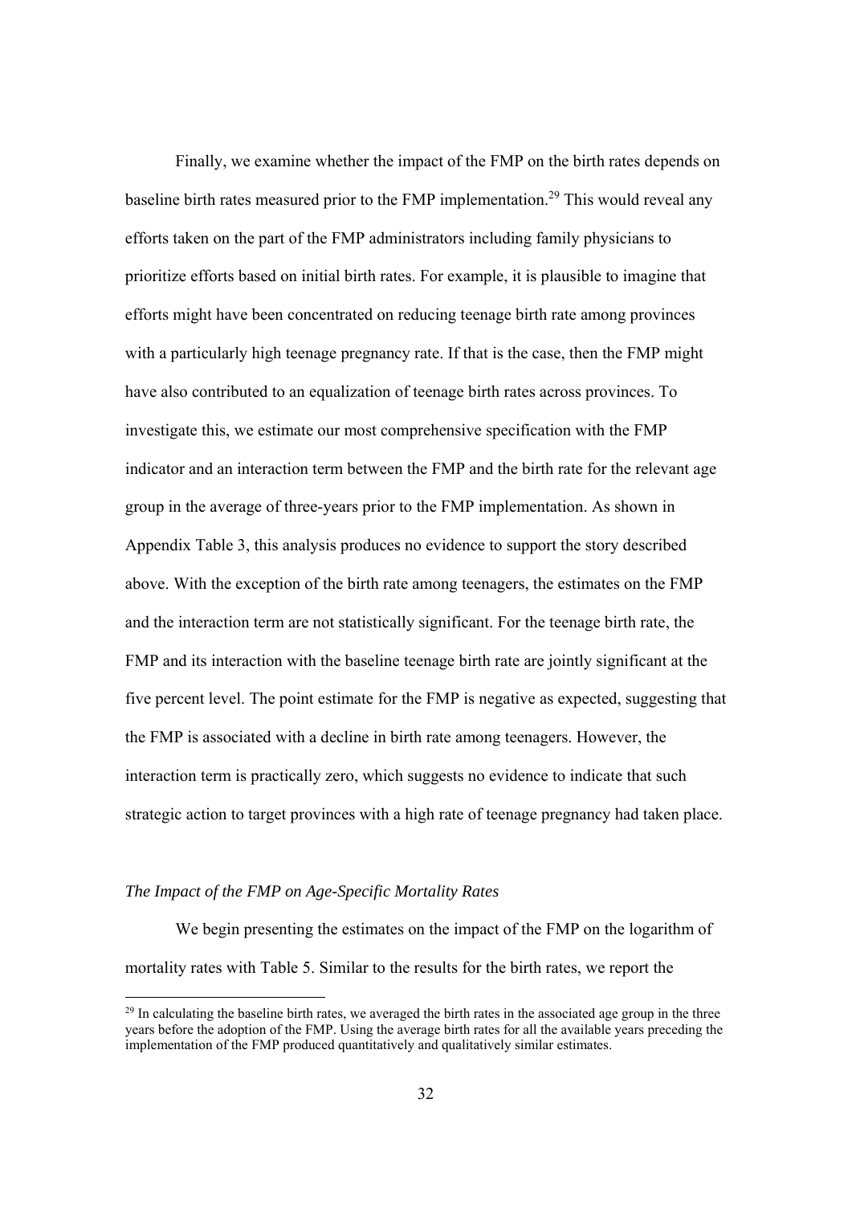Finally, we examine whether the impact of the FMP on the birth rates depends on baseline birth rates measured prior to the FMP implementation.[29] This would reveal any efforts taken on the part of the FMP administrators including family physicians to prioritize efforts based on initial birth rates. For example, it is plausible to imagine that efforts might have been concentrated on reducing teenage birth rate among provinces with a particularly high teenage pregnancy rate. If that is the case, then the FMP might have also contributed to an equalization of teenage birth rates across provinces. To investigate this, we estimate our most comprehensive specification with the FMP indicator and an interaction term between the FMP and the birth rate for the relevant age group in the average of three-years prior to the FMP implementation. As shown in Appendix Table 3, this analysis produces no evidence to support the story described above. With the exception of the birth rate among teenagers, the estimates on the FMP and the interaction term are not statistically significant. For the teenage birth rate, the FMP and its interaction with the baseline teenage birth rate are jointly significant at the five percent level. The point estimate for the FMP is negative as expected, suggesting that the FMP is associated with a decline in birth rate among teenagers. However, the interaction term is practically zero, which suggests no evidence to indicate that such strategic action to target provinces with a high rate of teenage pregnancy had taken place.

### *The Impact of the FMP on Age-Specific Mortality Rates*

We begin presenting the estimates on the impact of the FMP on the logarithm of mortality rates with Table 5. Similar to the results for the birth rates, we report the

[29] In calculating the baseline birth rates, we averaged the birth rates in the associated age group in the three years before the adoption of the FMP. Using the average birth rates for all the available years preceding the implementation of the FMP produced quantitatively and qualitatively similar estimates.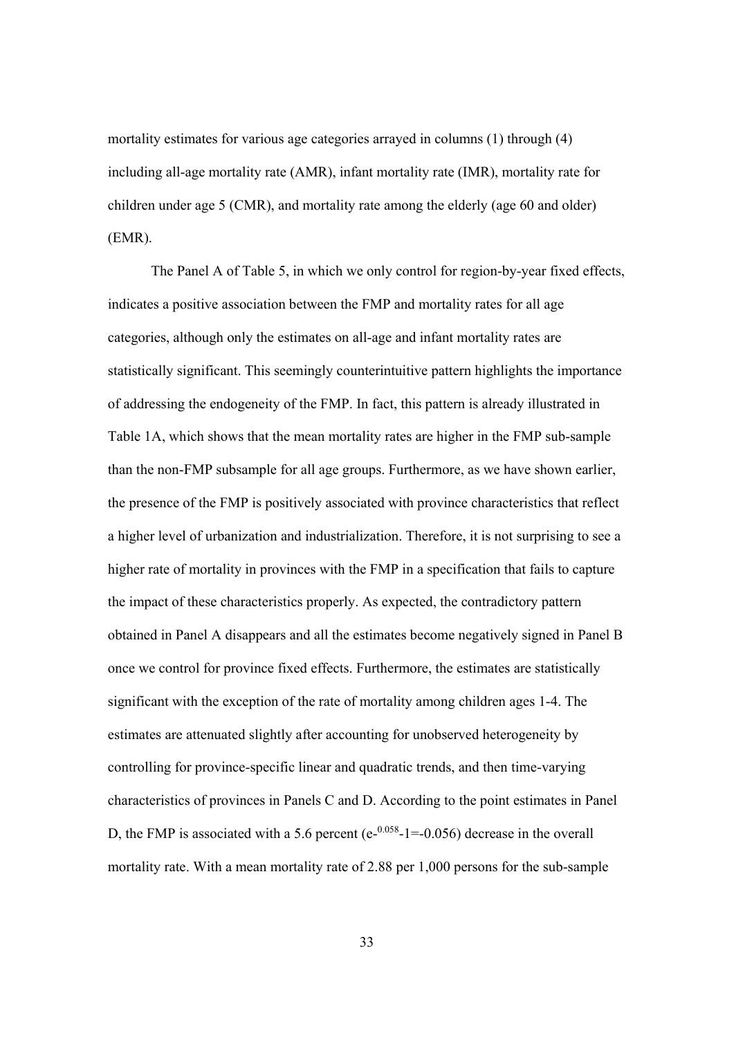mortality estimates for various age categories arrayed in columns (1) through (4) including all-age mortality rate (AMR), infant mortality rate (IMR), mortality rate for children under age 5 (CMR), and mortality rate among the elderly (age 60 and older) (EMR).

The Panel A of Table 5, in which we only control for region-by-year fixed effects, indicates a positive association between the FMP and mortality rates for all age categories, although only the estimates on all-age and infant mortality rates are statistically significant. This seemingly counterintuitive pattern highlights the importance of addressing the endogeneity of the FMP. In fact, this pattern is already illustrated in Table 1A, which shows that the mean mortality rates are higher in the FMP sub-sample than the non-FMP subsample for all age groups. Furthermore, as we have shown earlier, the presence of the FMP is positively associated with province characteristics that reflect a higher level of urbanization and industrialization. Therefore, it is not surprising to see a higher rate of mortality in provinces with the FMP in a specification that fails to capture the impact of these characteristics properly. As expected, the contradictory pattern obtained in Panel A disappears and all the estimates become negatively signed in Panel B once we control for province fixed effects. Furthermore, the estimates are statistically significant with the exception of the rate of mortality among children ages 1-4. The estimates are attenuated slightly after accounting for unobserved heterogeneity by controlling for province-specific linear and quadratic trends, and then time-varying characteristics of provinces in Panels C and D. According to the point estimates in Panel D, the FMP is associated with a 5.6 percent ($e^{-0.058}-1=-0.056$) decrease in the overall mortality rate. With a mean mortality rate of 2.88 per 1,000 persons for the sub-sample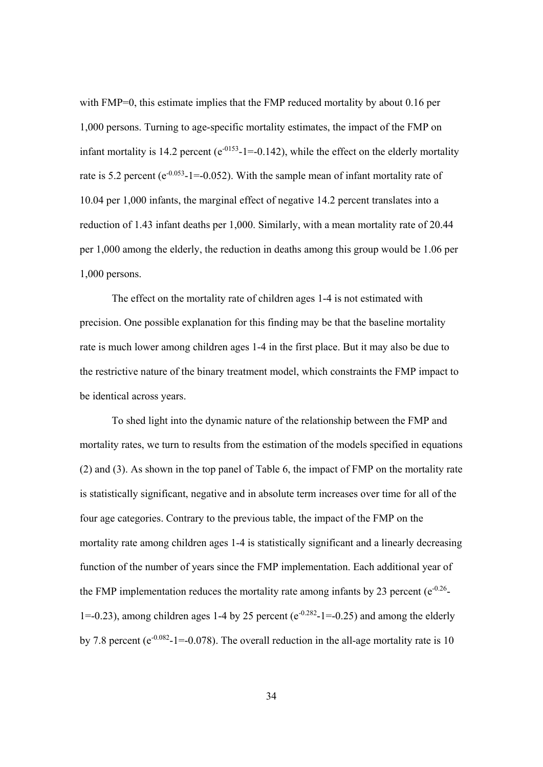with FMP=0, this estimate implies that the FMP reduced mortality by about 0.16 per 1,000 persons. Turning to age-specific mortality estimates, the impact of the FMP on infant mortality is 14.2 percent ($e^{-0153}-1=-0.142$), while the effect on the elderly mortality rate is 5.2 percent ($e^{-0.053}-1=-0.052$). With the sample mean of infant mortality rate of 10.04 per 1,000 infants, the marginal effect of negative 14.2 percent translates into a reduction of 1.43 infant deaths per 1,000. Similarly, with a mean mortality rate of 20.44 per 1,000 among the elderly, the reduction in deaths among this group would be 1.06 per 1,000 persons.

The effect on the mortality rate of children ages 1-4 is not estimated with precision. One possible explanation for this finding may be that the baseline mortality rate is much lower among children ages 1-4 in the first place. But it may also be due to the restrictive nature of the binary treatment model, which constraints the FMP impact to be identical across years.

To shed light into the dynamic nature of the relationship between the FMP and mortality rates, we turn to results from the estimation of the models specified in equations (2) and (3). As shown in the top panel of Table 6, the impact of FMP on the mortality rate is statistically significant, negative and in absolute term increases over time for all of the four age categories. Contrary to the previous table, the impact of the FMP on the mortality rate among children ages 1-4 is statistically significant and a linearly decreasing function of the number of years since the FMP implementation. Each additional year of the FMP implementation reduces the mortality rate among infants by 23 percent ($e^{-0.26}-1=-0.23$), among children ages 1-4 by 25 percent ($e^{-0.282}-1=-0.25$) and among the elderly by 7.8 percent ($e^{-0.082}-1=-0.078$). The overall reduction in the all-age mortality rate is 10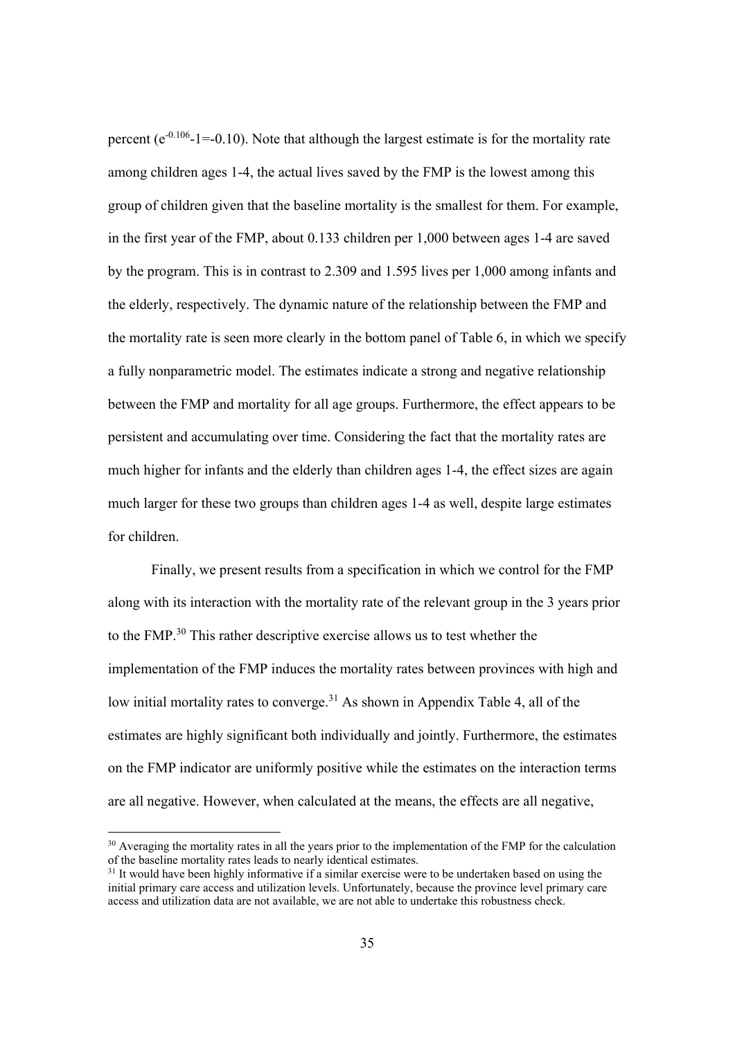percent ($e^{-0.106}$-1=-0.10). Note that although the largest estimate is for the mortality rate among children ages 1-4, the actual lives saved by the FMP is the lowest among this group of children given that the baseline mortality is the smallest for them. For example, in the first year of the FMP, about 0.133 children per 1,000 between ages 1-4 are saved by the program. This is in contrast to 2.309 and 1.595 lives per 1,000 among infants and the elderly, respectively. The dynamic nature of the relationship between the FMP and the mortality rate is seen more clearly in the bottom panel of Table 6, in which we specify a fully nonparametric model. The estimates indicate a strong and negative relationship between the FMP and mortality for all age groups. Furthermore, the effect appears to be persistent and accumulating over time. Considering the fact that the mortality rates are much higher for infants and the elderly than children ages 1-4, the effect sizes are again much larger for these two groups than children ages 1-4 as well, despite large estimates for children.

Finally, we present results from a specification in which we control for the FMP along with its interaction with the mortality rate of the relevant group in the 3 years prior to the FMP.[30] This rather descriptive exercise allows us to test whether the implementation of the FMP induces the mortality rates between provinces with high and low initial mortality rates to converge.[31] As shown in Appendix Table 4, all of the estimates are highly significant both individually and jointly. Furthermore, the estimates on the FMP indicator are uniformly positive while the estimates on the interaction terms are all negative. However, when calculated at the means, the effects are all negative,

[30] Averaging the mortality rates in all the years prior to the implementation of the FMP for the calculation of the baseline mortality rates leads to nearly identical estimates.

[31] It would have been highly informative if a similar exercise were to be undertaken based on using the initial primary care access and utilization levels. Unfortunately, because the province level primary care access and utilization data are not available, we are not able to undertake this robustness check.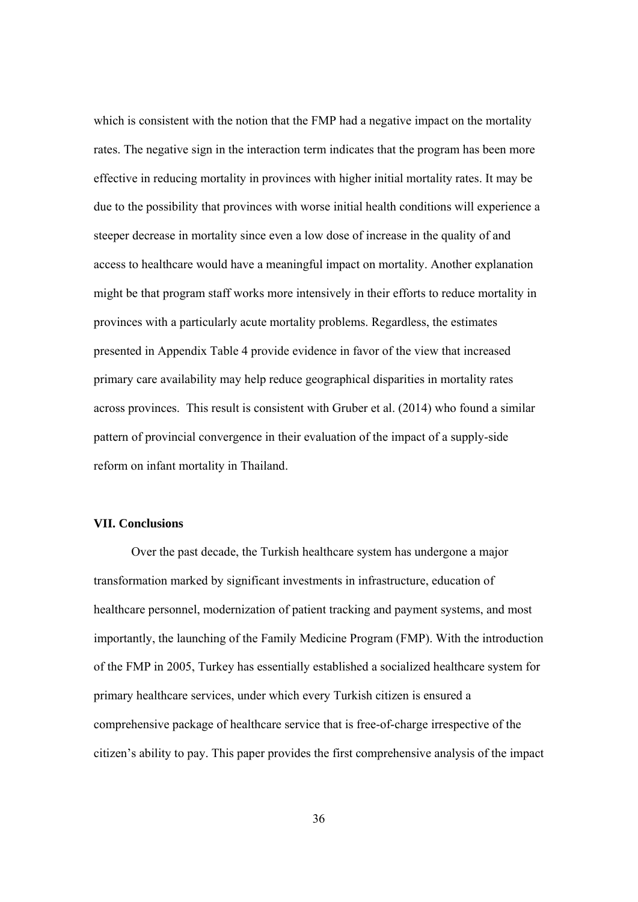which is consistent with the notion that the FMP had a negative impact on the mortality rates. The negative sign in the interaction term indicates that the program has been more effective in reducing mortality in provinces with higher initial mortality rates. It may be due to the possibility that provinces with worse initial health conditions will experience a steeper decrease in mortality since even a low dose of increase in the quality of and access to healthcare would have a meaningful impact on mortality. Another explanation might be that program staff works more intensively in their efforts to reduce mortality in provinces with a particularly acute mortality problems. Regardless, the estimates presented in Appendix Table 4 provide evidence in favor of the view that increased primary care availability may help reduce geographical disparities in mortality rates across provinces. This result is consistent with Gruber et al. (2014) who found a similar pattern of provincial convergence in their evaluation of the impact of a supply-side reform on infant mortality in Thailand.

## VII. Conclusions

Over the past decade, the Turkish healthcare system has undergone a major transformation marked by significant investments in infrastructure, education of healthcare personnel, modernization of patient tracking and payment systems, and most importantly, the launching of the Family Medicine Program (FMP). With the introduction of the FMP in 2005, Turkey has essentially established a socialized healthcare system for primary healthcare services, under which every Turkish citizen is ensured a comprehensive package of healthcare service that is free-of-charge irrespective of the citizen's ability to pay. This paper provides the first comprehensive analysis of the impact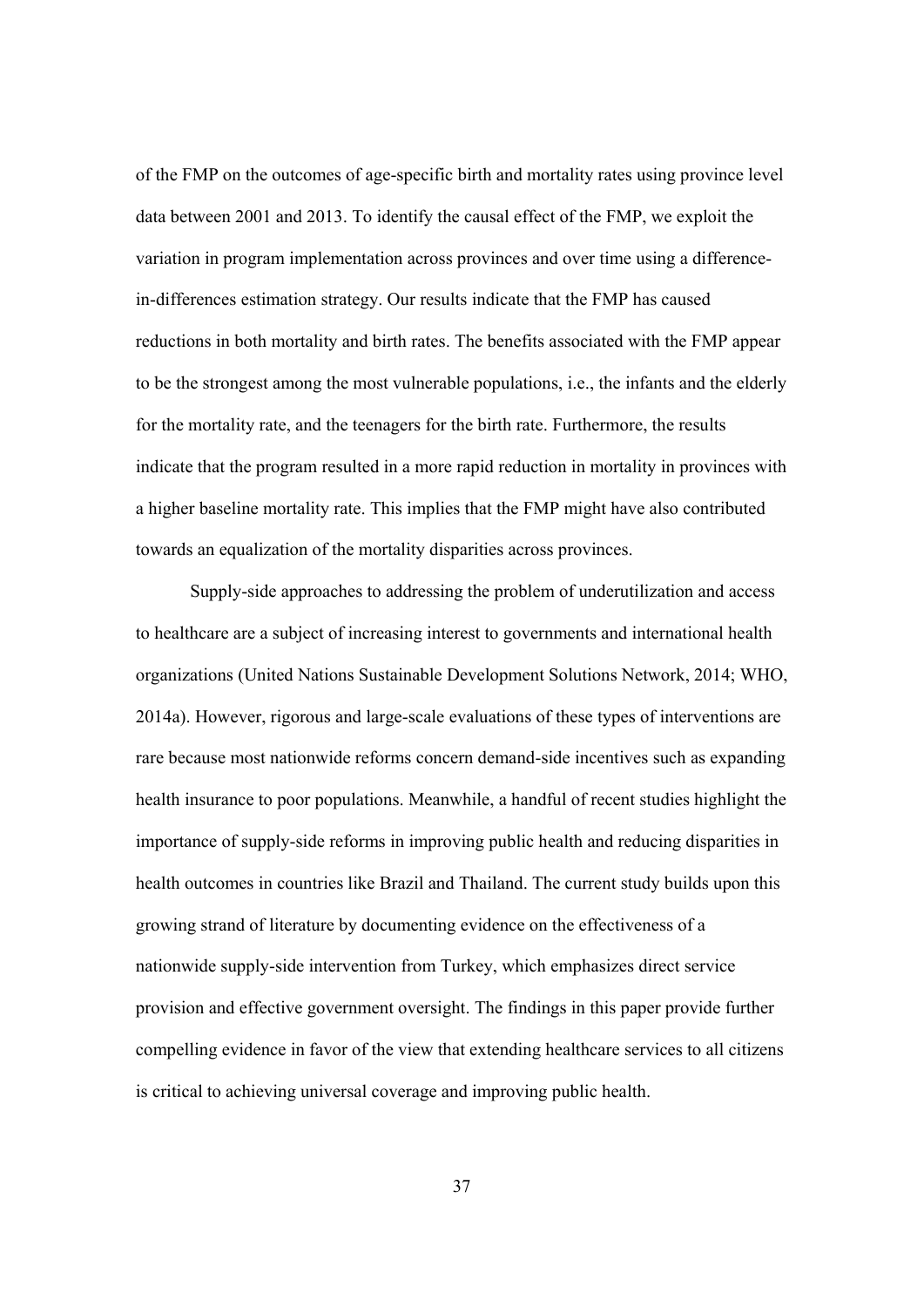of the FMP on the outcomes of age-specific birth and mortality rates using province level data between 2001 and 2013. To identify the causal effect of the FMP, we exploit the variation in program implementation across provinces and over time using a difference-in-differences estimation strategy. Our results indicate that the FMP has caused reductions in both mortality and birth rates. The benefits associated with the FMP appear to be the strongest among the most vulnerable populations, i.e., the infants and the elderly for the mortality rate, and the teenagers for the birth rate. Furthermore, the results indicate that the program resulted in a more rapid reduction in mortality in provinces with a higher baseline mortality rate. This implies that the FMP might have also contributed towards an equalization of the mortality disparities across provinces.

Supply-side approaches to addressing the problem of underutilization and access to healthcare are a subject of increasing interest to governments and international health organizations (United Nations Sustainable Development Solutions Network, 2014; WHO, 2014a). However, rigorous and large-scale evaluations of these types of interventions are rare because most nationwide reforms concern demand-side incentives such as expanding health insurance to poor populations. Meanwhile, a handful of recent studies highlight the importance of supply-side reforms in improving public health and reducing disparities in health outcomes in countries like Brazil and Thailand. The current study builds upon this growing strand of literature by documenting evidence on the effectiveness of a nationwide supply-side intervention from Turkey, which emphasizes direct service provision and effective government oversight. The findings in this paper provide further compelling evidence in favor of the view that extending healthcare services to all citizens is critical to achieving universal coverage and improving public health.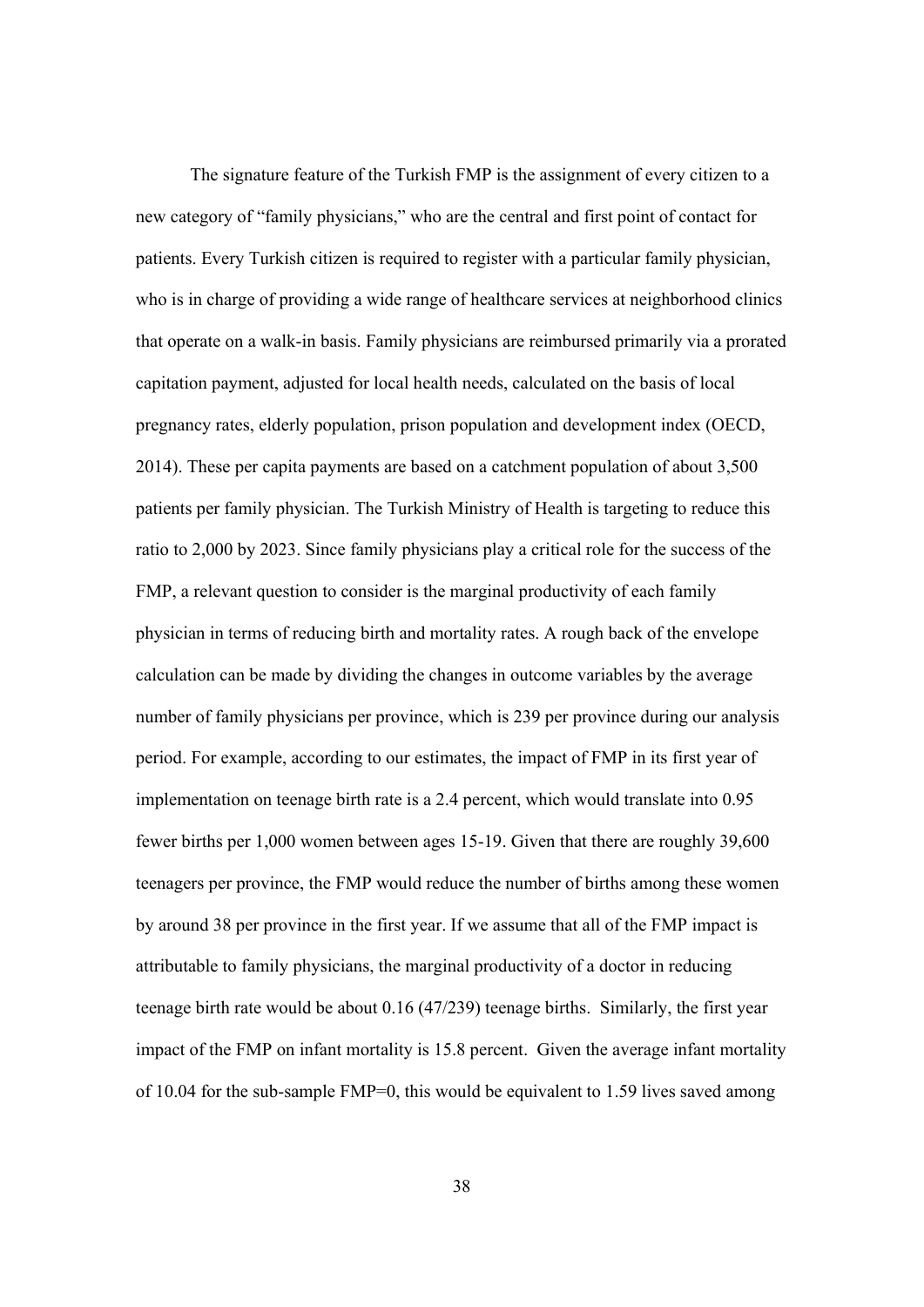The signature feature of the Turkish FMP is the assignment of every citizen to a new category of "family physicians," who are the central and first point of contact for patients. Every Turkish citizen is required to register with a particular family physician, who is in charge of providing a wide range of healthcare services at neighborhood clinics that operate on a walk-in basis. Family physicians are reimbursed primarily via a prorated capitation payment, adjusted for local health needs, calculated on the basis of local pregnancy rates, elderly population, prison population and development index (OECD, 2014). These per capita payments are based on a catchment population of about 3,500 patients per family physician. The Turkish Ministry of Health is targeting to reduce this ratio to 2,000 by 2023. Since family physicians play a critical role for the success of the FMP, a relevant question to consider is the marginal productivity of each family physician in terms of reducing birth and mortality rates. A rough back of the envelope calculation can be made by dividing the changes in outcome variables by the average number of family physicians per province, which is 239 per province during our analysis period. For example, according to our estimates, the impact of FMP in its first year of implementation on teenage birth rate is a 2.4 percent, which would translate into 0.95 fewer births per 1,000 women between ages 15-19. Given that there are roughly 39,600 teenagers per province, the FMP would reduce the number of births among these women by around 38 per province in the first year. If we assume that all of the FMP impact is attributable to family physicians, the marginal productivity of a doctor in reducing teenage birth rate would be about 0.16 (47/239) teenage births. Similarly, the first year impact of the FMP on infant mortality is 15.8 percent. Given the average infant mortality of 10.04 for the sub-sample FMP=0, this would be equivalent to 1.59 lives saved among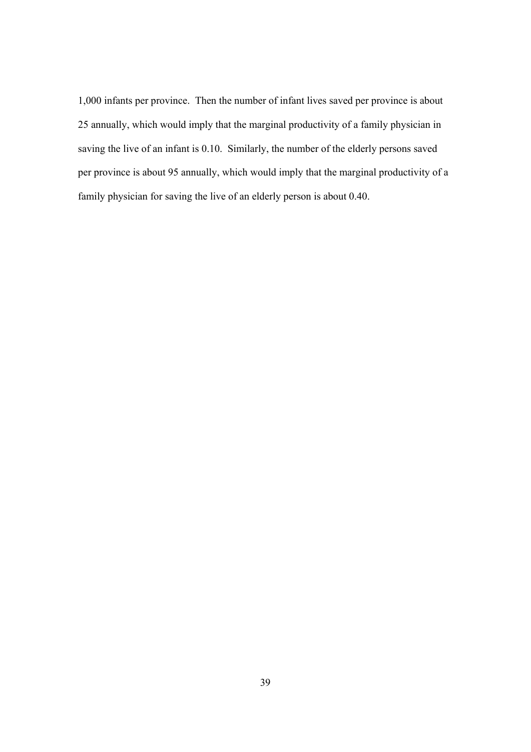1,000 infants per province. Then the number of infant lives saved per province is about 25 annually, which would imply that the marginal productivity of a family physician in saving the live of an infant is 0.10. Similarly, the number of the elderly persons saved per province is about 95 annually, which would imply that the marginal productivity of a family physician for saving the live of an elderly person is about 0.40.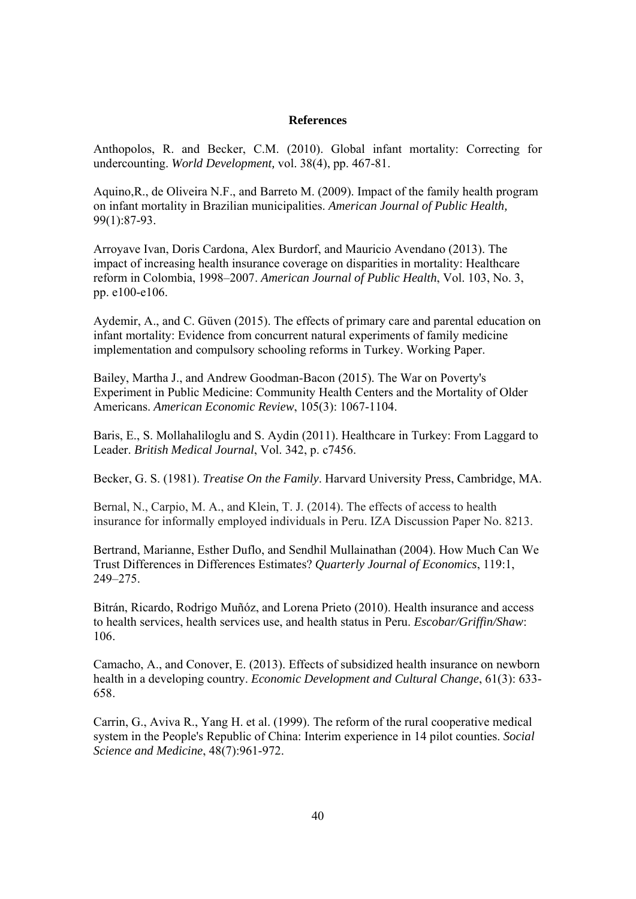## References

Anthopolos, R. and Becker, C.M. (2010). Global infant mortality: Correcting for undercounting. *World Development,* vol. 38(4), pp. 467-81.

Aquino,R., de Oliveira N.F., and Barreto M. (2009). Impact of the family health program on infant mortality in Brazilian municipalities. *American Journal of Public Health,* 99(1):87-93.

Arroyave Ivan, Doris Cardona, Alex Burdorf, and Mauricio Avendano (2013). The impact of increasing health insurance coverage on disparities in mortality: Healthcare reform in Colombia, 1998–2007. *American Journal of Public Health*, Vol. 103, No. 3, pp. e100-e106.

Aydemir, A., and C. Güven (2015). The effects of primary care and parental education on infant mortality: Evidence from concurrent natural experiments of family medicine implementation and compulsory schooling reforms in Turkey. Working Paper.

Bailey, Martha J., and Andrew Goodman-Bacon (2015). The War on Poverty's Experiment in Public Medicine: Community Health Centers and the Mortality of Older Americans. *American Economic Review*, 105(3): 1067-1104.

Baris, E., S. Mollahaliloglu and S. Aydin (2011). Healthcare in Turkey: From Laggard to Leader. *British Medical Journal*, Vol. 342, p. c7456.

Becker, G. S. (1981). *Treatise On the Family*. Harvard University Press, Cambridge, MA.

Bernal, N., Carpio, M. A., and Klein, T. J. (2014). The effects of access to health insurance for informally employed individuals in Peru. IZA Discussion Paper No. 8213.

Bertrand, Marianne, Esther Duflo, and Sendhil Mullainathan (2004). How Much Can We Trust Differences in Differences Estimates? *Quarterly Journal of Economics*, 119:1, 249–275.

Bitrán, Ricardo, Rodrigo Muñóz, and Lorena Prieto (2010). Health insurance and access to health services, health services use, and health status in Peru. *Escobar/Griffin/Shaw*: 106.

Camacho, A., and Conover, E. (2013). Effects of subsidized health insurance on newborn health in a developing country. *Economic Development and Cultural Change*, 61(3): 633-658.

Carrin, G., Aviva R., Yang H. et al. (1999). The reform of the rural cooperative medical system in the People's Republic of China: Interim experience in 14 pilot counties. *Social Science and Medicine*, 48(7):961-972.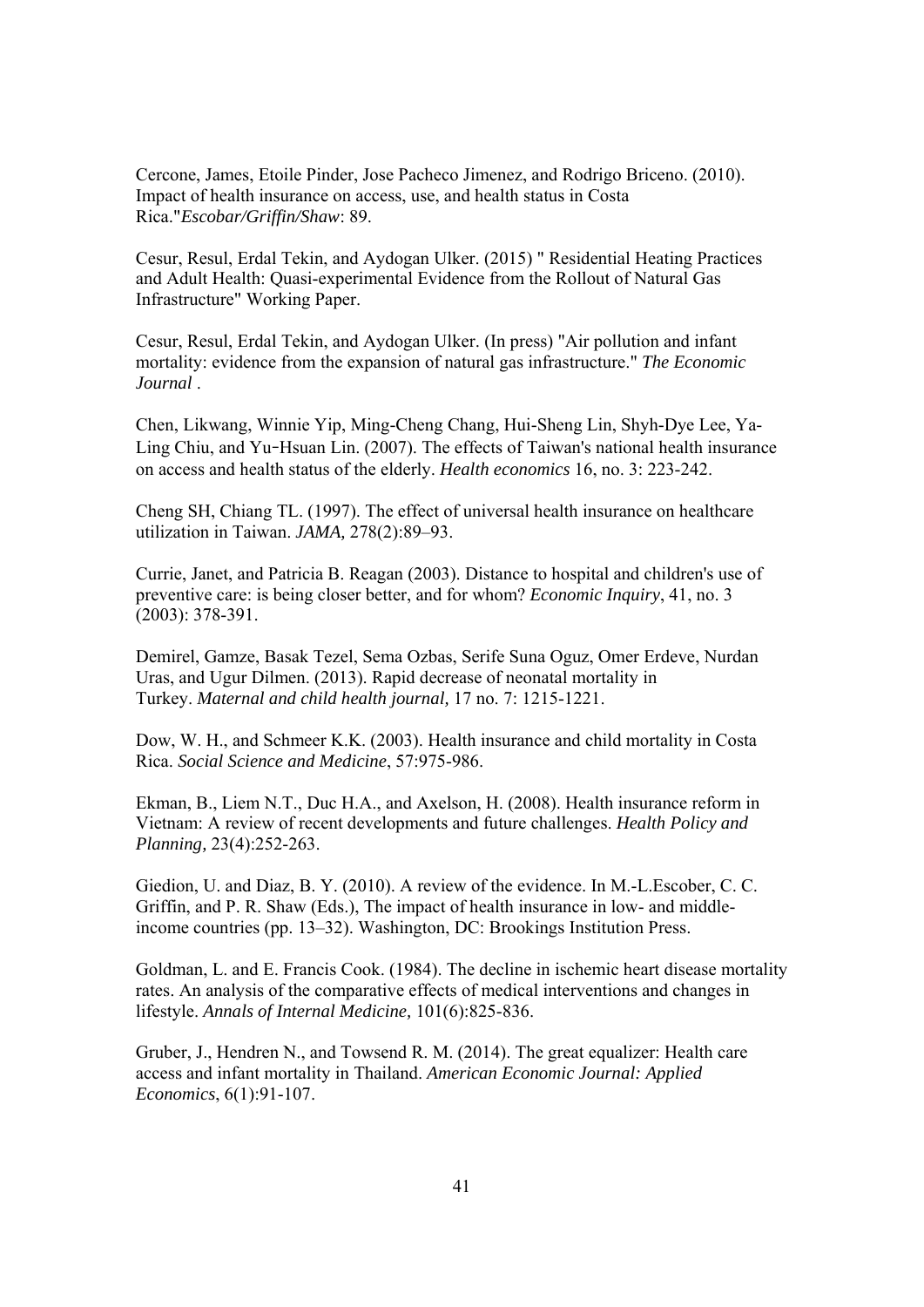Cercone, James, Etoile Pinder, Jose Pacheco Jimenez, and Rodrigo Briceno. (2010). Impact of health insurance on access, use, and health status in Costa Rica."*Escobar/Griffin/Shaw*: 89.

Cesur, Resul, Erdal Tekin, and Aydogan Ulker. (2015) " Residential Heating Practices and Adult Health: Quasi-experimental Evidence from the Rollout of Natural Gas Infrastructure" Working Paper.

Cesur, Resul, Erdal Tekin, and Aydogan Ulker. (In press) "Air pollution and infant mortality: evidence from the expansion of natural gas infrastructure." *The Economic Journal* .

Chen, Likwang, Winnie Yip, Ming-Cheng Chang, Hui-Sheng Lin, Shyh-Dye Lee, Ya-Ling Chiu, and Yu-Hsuan Lin. (2007). The effects of Taiwan's national health insurance on access and health status of the elderly. *Health economics* 16, no. 3: 223-242.

Cheng SH, Chiang TL. (1997). The effect of universal health insurance on healthcare utilization in Taiwan. *JAMA,* 278(2):89–93.

Currie, Janet, and Patricia B. Reagan (2003). Distance to hospital and children's use of preventive care: is being closer better, and for whom? *Economic Inquiry*, 41, no. 3 (2003): 378-391.

Demirel, Gamze, Basak Tezel, Sema Ozbas, Serife Suna Oguz, Omer Erdeve, Nurdan Uras, and Ugur Dilmen. (2013). Rapid decrease of neonatal mortality in Turkey. *Maternal and child health journal,* 17 no. 7: 1215-1221.

Dow, W. H., and Schmeer K.K. (2003). Health insurance and child mortality in Costa Rica. *Social Science and Medicine*, 57:975-986.

Ekman, B., Liem N.T., Duc H.A., and Axelson, H. (2008). Health insurance reform in Vietnam: A review of recent developments and future challenges. *Health Policy and Planning,* 23(4):252-263.

Giedion, U. and Diaz, B. Y. (2010). A review of the evidence. In M.-L.Escober, C. C. Griffin, and P. R. Shaw (Eds.), The impact of health insurance in low- and middle-income countries (pp. 13–32). Washington, DC: Brookings Institution Press.

Goldman, L. and E. Francis Cook. (1984). The decline in ischemic heart disease mortality rates. An analysis of the comparative effects of medical interventions and changes in lifestyle. *Annals of Internal Medicine,* 101(6):825-836.

Gruber, J., Hendren N., and Towsend R. M. (2014). The great equalizer: Health care access and infant mortality in Thailand. *American Economic Journal: Applied Economics*, 6(1):91-107.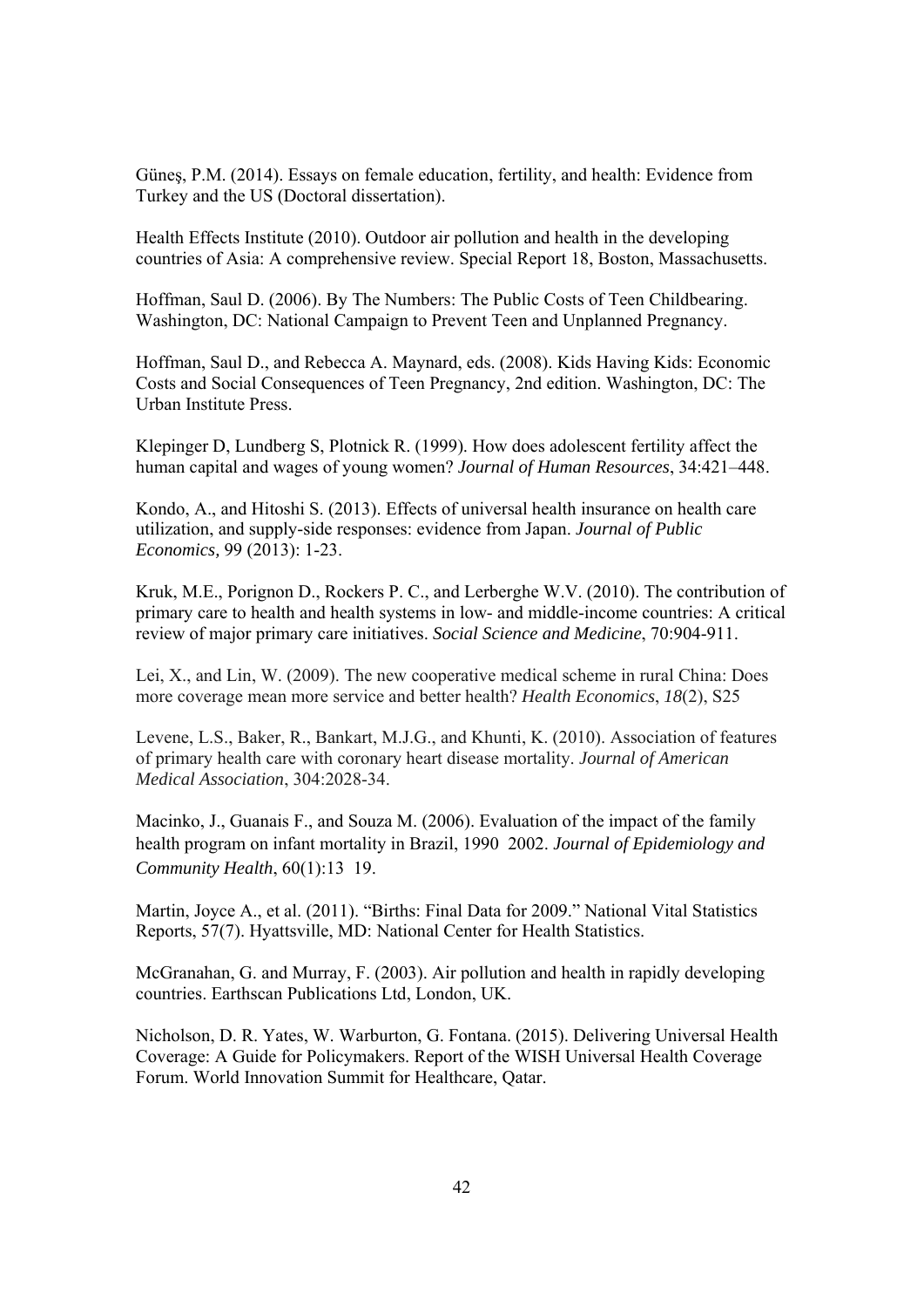Güneş, P.M. (2014). Essays on female education, fertility, and health: Evidence from Turkey and the US (Doctoral dissertation).

Health Effects Institute (2010). Outdoor air pollution and health in the developing countries of Asia: A comprehensive review. Special Report 18, Boston, Massachusetts.

Hoffman, Saul D. (2006). By The Numbers: The Public Costs of Teen Childbearing. Washington, DC: National Campaign to Prevent Teen and Unplanned Pregnancy.

Hoffman, Saul D., and Rebecca A. Maynard, eds. (2008). Kids Having Kids: Economic Costs and Social Consequences of Teen Pregnancy, 2nd edition. Washington, DC: The Urban Institute Press.

Klepinger D, Lundberg S, Plotnick R. (1999). How does adolescent fertility affect the human capital and wages of young women? *Journal of Human Resources*, 34:421–448.

Kondo, A., and Hitoshi S. (2013). Effects of universal health insurance on health care utilization, and supply-side responses: evidence from Japan. *Journal of Public Economics,* 99 (2013): 1-23.

Kruk, M.E., Porignon D., Rockers P. C., and Lerberghe W.V. (2010). The contribution of primary care to health and health systems in low- and middle-income countries: A critical review of major primary care initiatives. *Social Science and Medicine*, 70:904-911.

Lei, X., and Lin, W. (2009). The new cooperative medical scheme in rural China: Does more coverage mean more service and better health? *Health Economics*, *18*(2), S25

Levene, L.S., Baker, R., Bankart, M.J.G., and Khunti, K. (2010). Association of features of primary health care with coronary heart disease mortality. *Journal of American Medical Association*, 304:2028-34.

Macinko, J., Guanais F., and Souza M. (2006). Evaluation of the impact of the family health program on infant mortality in Brazil, 1990 2002. *Journal of Epidemiology and Community Health*, 60(1):13 19.

Martin, Joyce A., et al. (2011). "Births: Final Data for 2009." National Vital Statistics Reports, 57(7). Hyattsville, MD: National Center for Health Statistics.

McGranahan, G. and Murray, F. (2003). Air pollution and health in rapidly developing countries. Earthscan Publications Ltd, London, UK.

Nicholson, D. R. Yates, W. Warburton, G. Fontana. (2015). Delivering Universal Health Coverage: A Guide for Policymakers. Report of the WISH Universal Health Coverage Forum. World Innovation Summit for Healthcare, Qatar.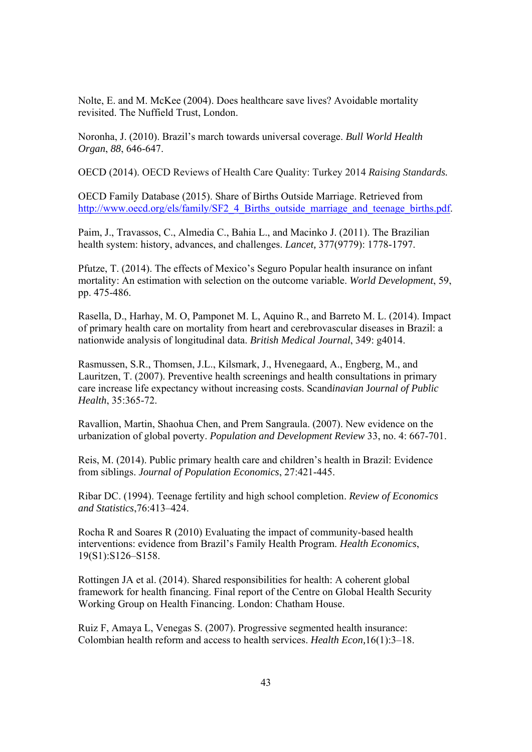Nolte, E. and M. McKee (2004). Does healthcare save lives? Avoidable mortality revisited. The Nuffield Trust, London.

Noronha, J. (2010). Brazil's march towards universal coverage. *Bull World Health Organ*, *88*, 646-647.

OECD (2014). OECD Reviews of Health Care Quality: Turkey 2014 *Raising Standards.*

OECD Family Database (2015). Share of Births Outside Marriage. Retrieved from http://www.oecd.org/els/family/SF2_4_Births_outside_marriage_and_teenage_births.pdf.

Paim, J., Travassos, C., Almedia C., Bahia L., and Macinko J. (2011). The Brazilian health system: history, advances, and challenges. *Lancet,* 377(9779): 1778-1797.

Pfutze, T. (2014). The effects of Mexico's Seguro Popular health insurance on infant mortality: An estimation with selection on the outcome variable. *World Development*, 59, pp. 475-486.

Rasella, D., Harhay, M. O, Pamponet M. L, Aquino R., and Barreto M. L. (2014). Impact of primary health care on mortality from heart and cerebrovascular diseases in Brazil: a nationwide analysis of longitudinal data. *British Medical Journal*, 349: g4014.

Rasmussen, S.R., Thomsen, J.L., Kilsmark, J., Hvenegaard, A., Engberg, M., and Lauritzen, T. (2007). Preventive health screenings and health consultations in primary care increase life expectancy without increasing costs. Scand*inavian* J*ournal of Public Health*, 35:365-72.

Ravallion, Martin, Shaohua Chen, and Prem Sangraula. (2007). New evidence on the urbanization of global poverty. *Population and Development Review* 33, no. 4: 667-701.

Reis, M. (2014). Public primary health care and children's health in Brazil: Evidence from siblings. *Journal of Population Economics*, 27:421-445.

Ribar DC. (1994). Teenage fertility and high school completion. *Review of Economics and Statistics*,76:413–424.

Rocha R and Soares R (2010) Evaluating the impact of community-based health interventions: evidence from Brazil's Family Health Program. *Health Economics*, 19(S1):S126–S158.

Rottingen JA et al. (2014). Shared responsibilities for health: A coherent global framework for health financing. Final report of the Centre on Global Health Security Working Group on Health Financing. London: Chatham House.

Ruiz F, Amaya L, Venegas S. (2007). Progressive segmented health insurance: Colombian health reform and access to health services. *Health Econ,*16(1):3–18.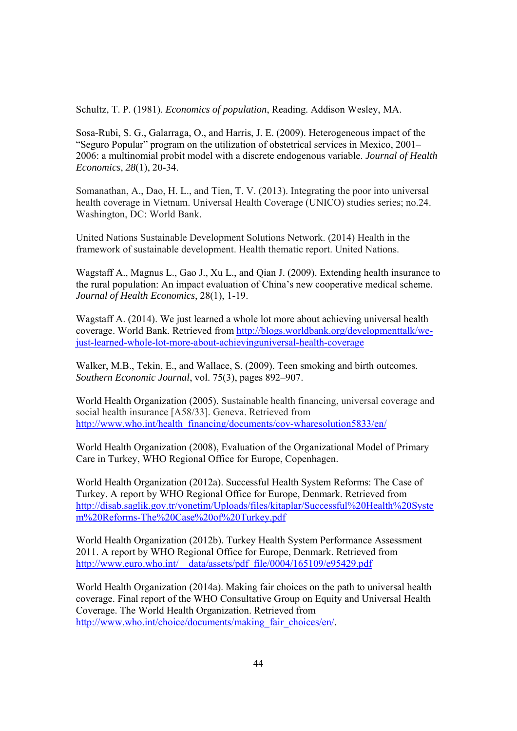Schultz, T. P. (1981). *Economics of population*, Reading. Addison Wesley, MA.

Sosa-Rubi, S. G., Galarraga, O., and Harris, J. E. (2009). Heterogeneous impact of the "Seguro Popular" program on the utilization of obstetrical services in Mexico, 2001–2006: a multinomial probit model with a discrete endogenous variable. *Journal of Health Economics*, *28*(1), 20-34.

Somanathan, A., Dao, H. L., and Tien, T. V. (2013). Integrating the poor into universal health coverage in Vietnam. Universal Health Coverage (UNICO) studies series; no.24. Washington, DC: World Bank.

United Nations Sustainable Development Solutions Network. (2014) Health in the framework of sustainable development. Health thematic report. United Nations.

Wagstaff A., Magnus L., Gao J., Xu L., and Qian J. (2009). Extending health insurance to the rural population: An impact evaluation of China's new cooperative medical scheme. *Journal of Health Economics*, 28(1), 1-19.

Wagstaff A. (2014). We just learned a whole lot more about achieving universal health coverage. World Bank. Retrieved from http://blogs.worldbank.org/developmenttalk/we-just-learned-whole-lot-more-about-achievinguniversal-health-coverage

Walker, M.B., Tekin, E., and Wallace, S. (2009). Teen smoking and birth outcomes. *Southern Economic Journal*, vol. 75(3), pages 892–907.

World Health Organization (2005). Sustainable health financing, universal coverage and social health insurance [A58/33]. Geneva. Retrieved from http://www.who.int/health_financing/documents/cov-wharesolution5833/en/

World Health Organization (2008), Evaluation of the Organizational Model of Primary Care in Turkey, WHO Regional Office for Europe, Copenhagen.

World Health Organization (2012a). Successful Health System Reforms: The Case of Turkey. A report by WHO Regional Office for Europe, Denmark. Retrieved from http://disab.saglik.gov.tr/yonetim/Uploads/files/kitaplar/Successful%20Health%20System%20Reforms-The%20Case%20of%20Turkey.pdf

World Health Organization (2012b). Turkey Health System Performance Assessment 2011. A report by WHO Regional Office for Europe, Denmark. Retrieved from http://www.euro.who.int/__data/assets/pdf_file/0004/165109/e95429.pdf

World Health Organization (2014a). Making fair choices on the path to universal health coverage. Final report of the WHO Consultative Group on Equity and Universal Health Coverage. The World Health Organization. Retrieved from http://www.who.int/choice/documents/making_fair_choices/en/.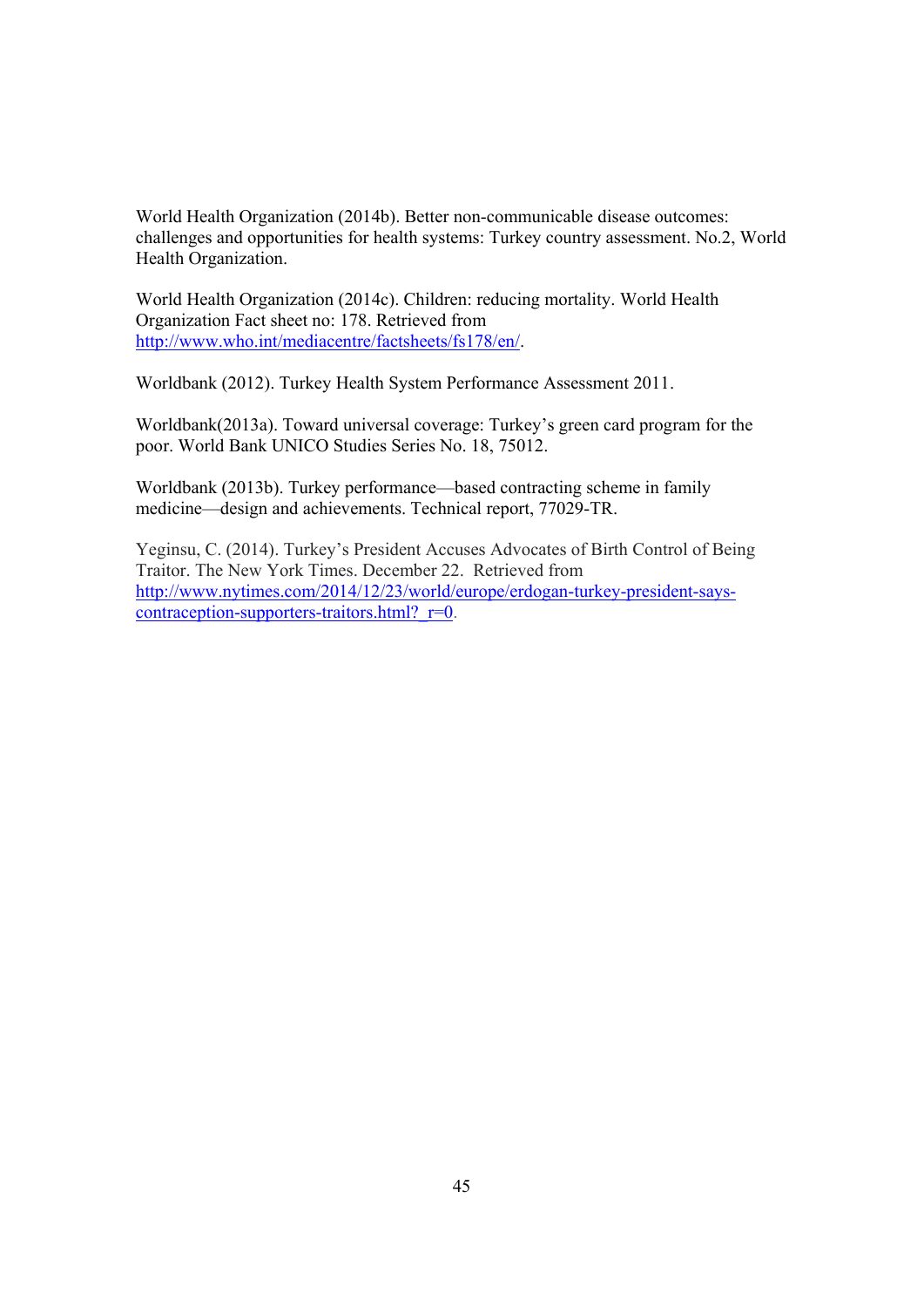World Health Organization (2014b). Better non-communicable disease outcomes: challenges and opportunities for health systems: Turkey country assessment. No.2, World Health Organization.

World Health Organization (2014c). Children: reducing mortality. World Health Organization Fact sheet no: 178. Retrieved from http://www.who.int/mediacentre/factsheets/fs178/en/.

Worldbank (2012). Turkey Health System Performance Assessment 2011.

Worldbank(2013a). Toward universal coverage: Turkey's green card program for the poor. World Bank UNICO Studies Series No. 18, 75012.

Worldbank (2013b). Turkey performance—based contracting scheme in family medicine—design and achievements. Technical report, 77029-TR.

Yeginsu, C. (2014). Turkey's President Accuses Advocates of Birth Control of Being Traitor. The New York Times. December 22. Retrieved from http://www.nytimes.com/2014/12/23/world/europe/erdogan-turkey-president-says-contraception-supporters-traitors.html?_r=0.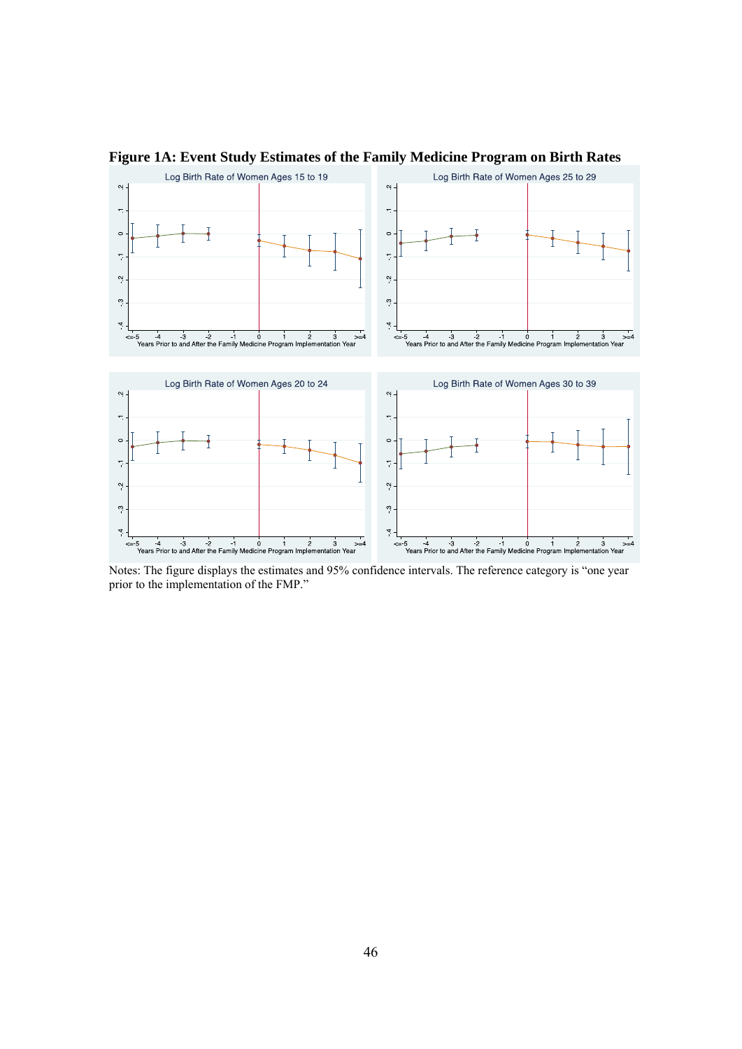**Figure 1A: Event Study Estimates of the Family Medicine Program on Birth Rates**

Notes: The figure displays the estimates and 95% confidence intervals. The reference category is "one year prior to the implementation of the FMP."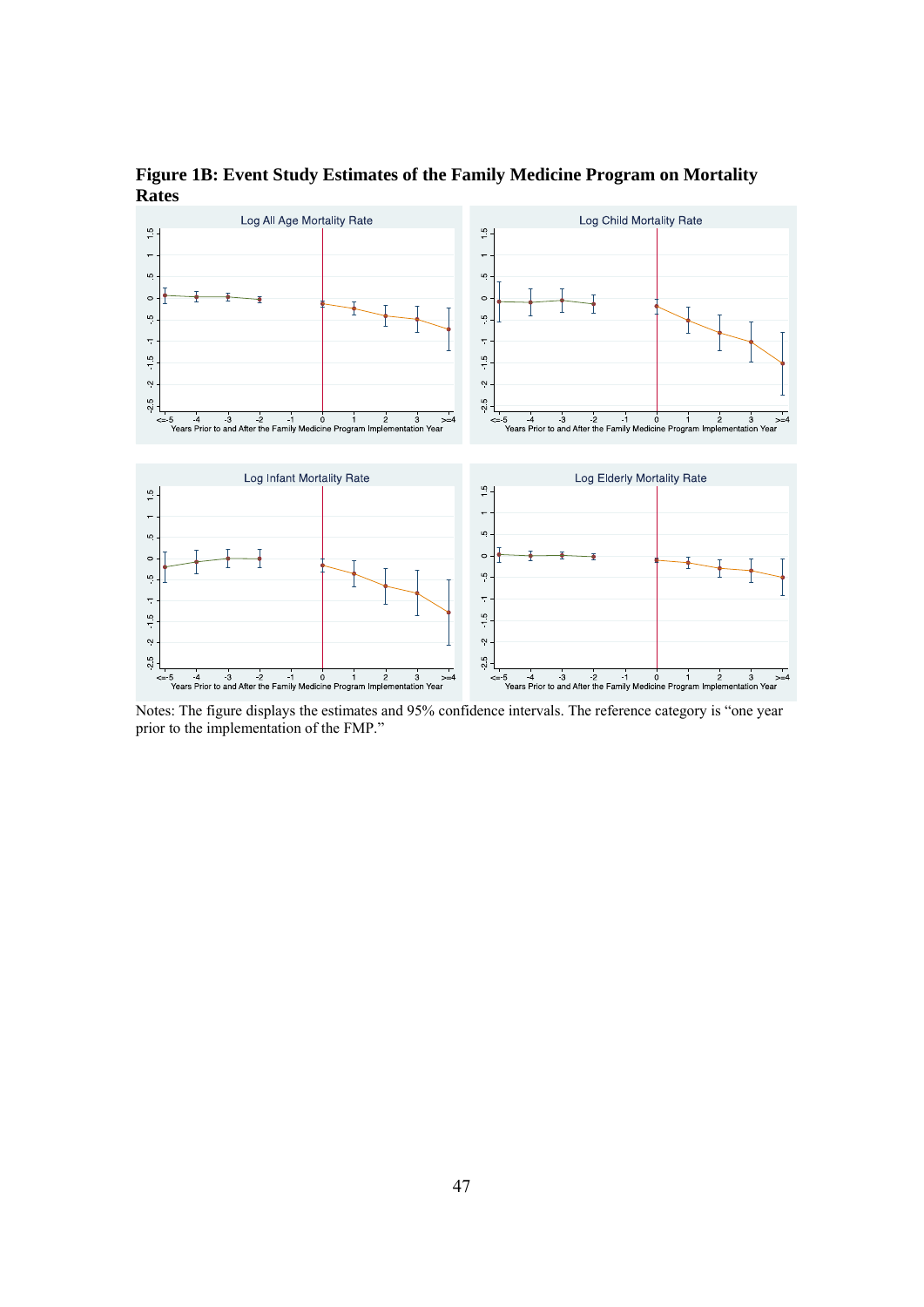**Figure 1B: Event Study Estimates of the Family Medicine Program on Mortality Rates**

Notes: The figure displays the estimates and 95% confidence intervals. The reference category is "one year prior to the implementation of the FMP."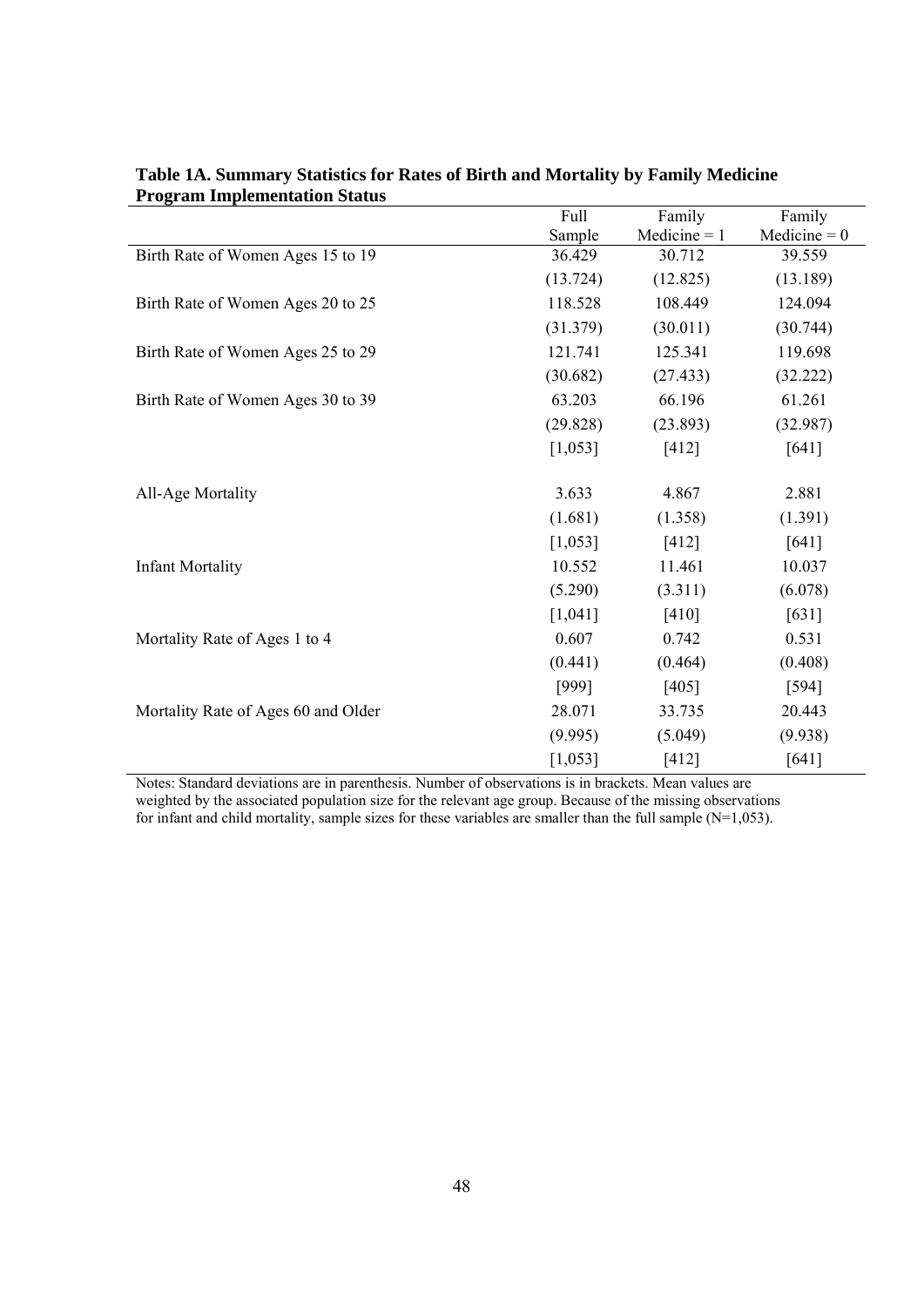**Table 1A. Summary Statistics for Rates of Birth and Mortality by Family Medicine Program Implementation Status**

| | Full Sample | Family Medicine = 1 | Family Medicine = 0 |
|---|---|---|---|
| Birth Rate of Women Ages 15 to 19 | 36.429 | 30.712 | 39.559 |
| | (13.724) | (12.825) | (13.189) |
| Birth Rate of Women Ages 20 to 25 | 118.528 | 108.449 | 124.094 |
| | (31.379) | (30.011) | (30.744) |
| Birth Rate of Women Ages 25 to 29 | 121.741 | 125.341 | 119.698 |
| | (30.682) | (27.433) | (32.222) |
| Birth Rate of Women Ages 30 to 39 | 63.203 | 66.196 | 61.261 |
| | (29.828) | (23.893) | (32.987) |
| | [1,053] | [412] | [641] |
| All-Age Mortality | 3.633 | 4.867 | 2.881 |
| | (1.681) | (1.358) | (1.391) |
| | [1,053] | [412] | [641] |
| Infant Mortality | 10.552 | 11.461 | 10.037 |
| | (5.290) | (3.311) | (6.078) |
| | [1,041] | [410] | [631] |
| Mortality Rate of Ages 1 to 4 | 0.607 | 0.742 | 0.531 |
| | (0.441) | (0.464) | (0.408) |
| | [999] | [405] | [594] |
| Mortality Rate of Ages 60 and Older | 28.071 | 33.735 | 20.443 |
| | (9.995) | (5.049) | (9.938) |
| | [1,053] | [412] | [641] |

Notes: Standard deviations are in parenthesis. Number of observations is in brackets. Mean values are weighted by the associated population size for the relevant age group. Because of the missing observations for infant and child mortality, sample sizes for these variables are smaller than the full sample (N=1,053).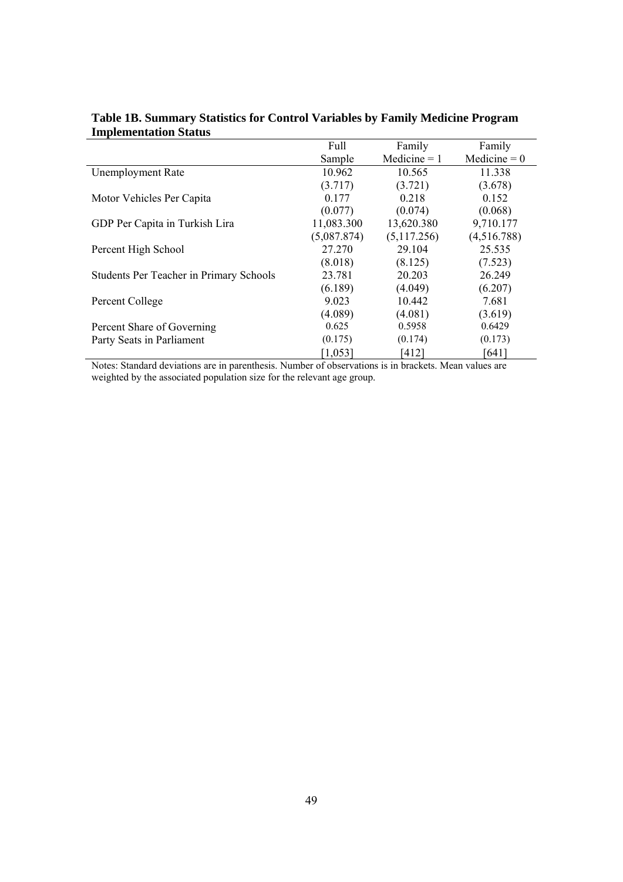**Table 1B. Summary Statistics for Control Variables by Family Medicine Program Implementation Status**

| | Full Sample | Family Medicine = 1 | Family Medicine = 0 |
|---|---|---|---|
| Unemployment Rate | 10.962 | 10.565 | 11.338 |
| | (3.717) | (3.721) | (3.678) |
| Motor Vehicles Per Capita | 0.177 | 0.218 | 0.152 |
| | (0.077) | (0.074) | (0.068) |
| GDP Per Capita in Turkish Lira | 11,083.300 | 13,620.380 | 9,710.177 |
| | (5,087.874) | (5,117.256) | (4,516.788) |
| Percent High School | 27.270 | 29.104 | 25.535 |
| | (8.018) | (8.125) | (7.523) |
| Students Per Teacher in Primary Schools | 23.781 | 20.203 | 26.249 |
| | (6.189) | (4.049) | (6.207) |
| Percent College | 9.023 | 10.442 | 7.681 |
| | (4.089) | (4.081) | (3.619) |
| Percent Share of Governing Party Seats in Parliament | 0.625 | 0.5958 | 0.6429 |
| | (0.175) | (0.174) | (0.173) |
| | [1,053] | [412] | [641] |

Notes: Standard deviations are in parenthesis. Number of observations is in brackets. Mean values are weighted by the associated population size for the relevant age group.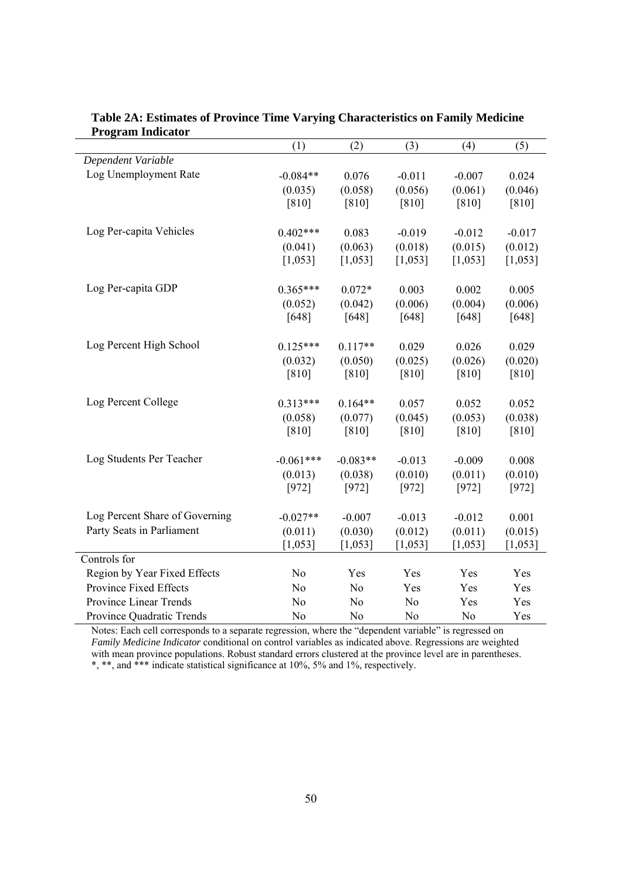**Table 2A: Estimates of Province Time Varying Characteristics on Family Medicine Program Indicator**

| | (1) | (2) | (3) | (4) | (5) |
|---|---|---|---|---|---|
| *Dependent Variable* | | | | | |
| Log Unemployment Rate | -0.084** | 0.076 | -0.011 | -0.007 | 0.024 |
| | (0.035) | (0.058) | (0.056) | (0.061) | (0.046) |
| | [810] | [810] | [810] | [810] | [810] |
| Log Per-capita Vehicles | 0.402*** | 0.083 | -0.019 | -0.012 | -0.017 |
| | (0.041) | (0.063) | (0.018) | (0.015) | (0.012) |
| | [1,053] | [1,053] | [1,053] | [1,053] | [1,053] |
| Log Per-capita GDP | 0.365*** | 0.072* | 0.003 | 0.002 | 0.005 |
| | (0.052) | (0.042) | (0.006) | (0.004) | (0.006) |
| | [648] | [648] | [648] | [648] | [648] |
| Log Percent High School | 0.125*** | 0.117** | 0.029 | 0.026 | 0.029 |
| | (0.032) | (0.050) | (0.025) | (0.026) | (0.020) |
| | [810] | [810] | [810] | [810] | [810] |
| Log Percent College | 0.313*** | 0.164** | 0.057 | 0.052 | 0.052 |
| | (0.058) | (0.077) | (0.045) | (0.053) | (0.038) |
| | [810] | [810] | [810] | [810] | [810] |
| Log Students Per Teacher | -0.061*** | -0.083** | -0.013 | -0.009 | 0.008 |
| | (0.013) | (0.038) | (0.010) | (0.011) | (0.010) |
| | [972] | [972] | [972] | [972] | [972] |
| Log Percent Share of Governing Party Seats in Parliament | -0.027** | -0.007 | -0.013 | -0.012 | 0.001 |
| | (0.011) | (0.030) | (0.012) | (0.011) | (0.015) |
| | [1,053] | [1,053] | [1,053] | [1,053] | [1,053] |
| Controls for | | | | | |
| Region by Year Fixed Effects | No | Yes | Yes | Yes | Yes |
| Province Fixed Effects | No | No | Yes | Yes | Yes |
| Province Linear Trends | No | No | No | Yes | Yes |
| Province Quadratic Trends | No | No | No | No | Yes |

Notes: Each cell corresponds to a separate regression, where the "dependent variable" is regressed on *Family Medicine Indicator* conditional on control variables as indicated above. Regressions are weighted with mean province populations. Robust standard errors clustered at the province level are in parentheses. *, **, and *** indicate statistical significance at 10%, 5% and 1%, respectively.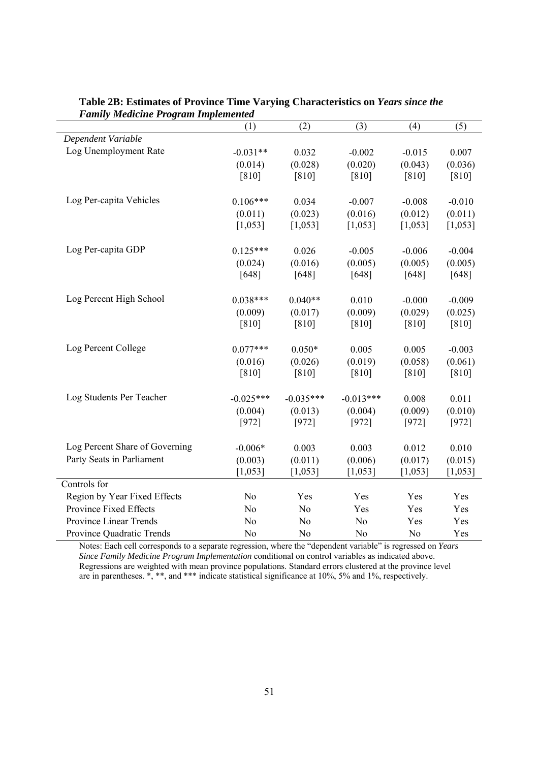**Table 2B: Estimates of Province Time Varying Characteristics on *Years since the Family Medicine Program Implemented***

| | (1) | (2) | (3) | (4) | (5) |
|---|---|---|---|---|---|
| *Dependent Variable* | | | | | |
| Log Unemployment Rate | -0.031** | 0.032 | -0.002 | -0.015 | 0.007 |
| | (0.014) | (0.028) | (0.020) | (0.043) | (0.036) |
| | [810] | [810] | [810] | [810] | [810] |
| Log Per-capita Vehicles | 0.106*** | 0.034 | -0.007 | -0.008 | -0.010 |
| | (0.011) | (0.023) | (0.016) | (0.012) | (0.011) |
| | [1,053] | [1,053] | [1,053] | [1,053] | [1,053] |
| Log Per-capita GDP | 0.125*** | 0.026 | -0.005 | -0.006 | -0.004 |
| | (0.024) | (0.016) | (0.005) | (0.005) | (0.005) |
| | [648] | [648] | [648] | [648] | [648] |
| Log Percent High School | 0.038*** | 0.040** | 0.010 | -0.000 | -0.009 |
| | (0.009) | (0.017) | (0.009) | (0.029) | (0.025) |
| | [810] | [810] | [810] | [810] | [810] |
| Log Percent College | 0.077*** | 0.050* | 0.005 | 0.005 | -0.003 |
| | (0.016) | (0.026) | (0.019) | (0.058) | (0.061) |
| | [810] | [810] | [810] | [810] | [810] |
| Log Students Per Teacher | -0.025*** | -0.035*** | -0.013*** | 0.008 | 0.011 |
| | (0.004) | (0.013) | (0.004) | (0.009) | (0.010) |
| | [972] | [972] | [972] | [972] | [972] |
| Log Percent Share of Governing Party Seats in Parliament | -0.006* | 0.003 | 0.003 | 0.012 | 0.010 |
| | (0.003) | (0.011) | (0.006) | (0.017) | (0.015) |
| | [1,053] | [1,053] | [1,053] | [1,053] | [1,053] |
| Controls for | | | | | |
| Region by Year Fixed Effects | No | Yes | Yes | Yes | Yes |
| Province Fixed Effects | No | No | Yes | Yes | Yes |
| Province Linear Trends | No | No | No | Yes | Yes |
| Province Quadratic Trends | No | No | No | No | Yes |

Notes: Each cell corresponds to a separate regression, where the "dependent variable" is regressed on *Years Since Family Medicine Program Implementation* conditional on control variables as indicated above. Regressions are weighted with mean province populations. Standard errors clustered at the province level are in parentheses. *, **, and *** indicate statistical significance at 10%, 5% and 1%, respectively.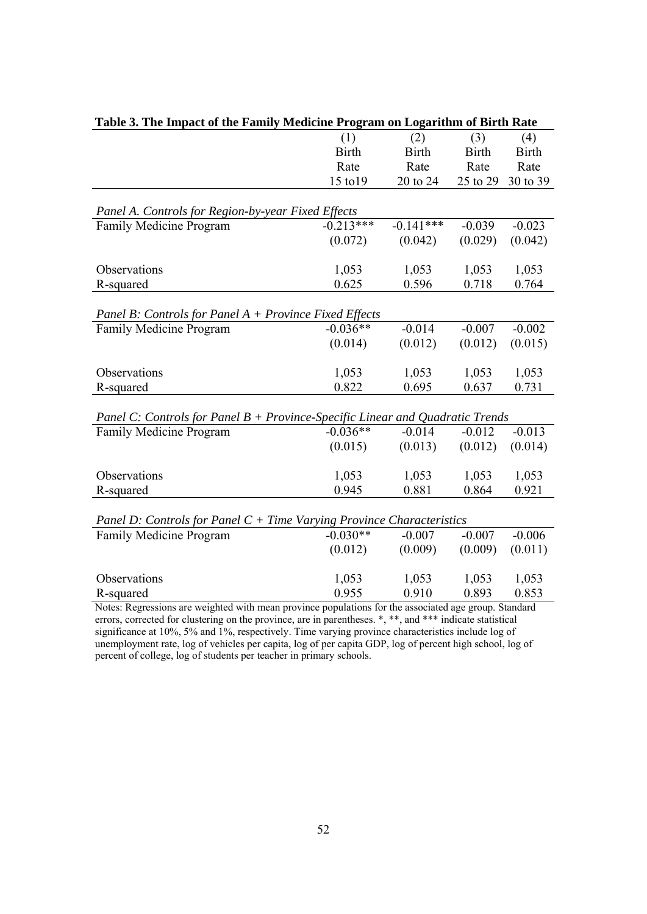**Table 3. The Impact of the Family Medicine Program on Logarithm of Birth Rate**

| | (1) | (2) | (3) | (4) |
|---|---|---|---|---|
| | Birth Rate 15 to19 | Birth Rate 20 to 24 | Birth Rate 25 to 29 | Birth Rate 30 to 39 |
| *Panel A. Controls for Region-by-year Fixed Effects* | | | | |
| Family Medicine Program | -0.213*** | -0.141*** | -0.039 | -0.023 |
| | (0.072) | (0.042) | (0.029) | (0.042) |
| Observations | 1,053 | 1,053 | 1,053 | 1,053 |
| R-squared | 0.625 | 0.596 | 0.718 | 0.764 |
| *Panel B: Controls for Panel A + Province Fixed Effects* | | | | |
| Family Medicine Program | -0.036** | -0.014 | -0.007 | -0.002 |
| | (0.014) | (0.012) | (0.012) | (0.015) |
| Observations | 1,053 | 1,053 | 1,053 | 1,053 |
| R-squared | 0.822 | 0.695 | 0.637 | 0.731 |
| *Panel C: Controls for Panel B + Province-Specific Linear and Quadratic Trends* | | | | |
| Family Medicine Program | -0.036** | -0.014 | -0.012 | -0.013 |
| | (0.015) | (0.013) | (0.012) | (0.014) |
| Observations | 1,053 | 1,053 | 1,053 | 1,053 |
| R-squared | 0.945 | 0.881 | 0.864 | 0.921 |
| *Panel D: Controls for Panel C + Time Varying Province Characteristics* | | | | |
| Family Medicine Program | -0.030** | -0.007 | -0.007 | -0.006 |
| | (0.012) | (0.009) | (0.009) | (0.011) |
| Observations | 1,053 | 1,053 | 1,053 | 1,053 |
| R-squared | 0.955 | 0.910 | 0.893 | 0.853 |

Notes: Regressions are weighted with mean province populations for the associated age group. Standard errors, corrected for clustering on the province, are in parentheses. *, **, and *** indicate statistical significance at 10%, 5% and 1%, respectively. Time varying province characteristics include log of unemployment rate, log of vehicles per capita, log of per capita GDP, log of percent high school, log of percent of college, log of students per teacher in primary schools.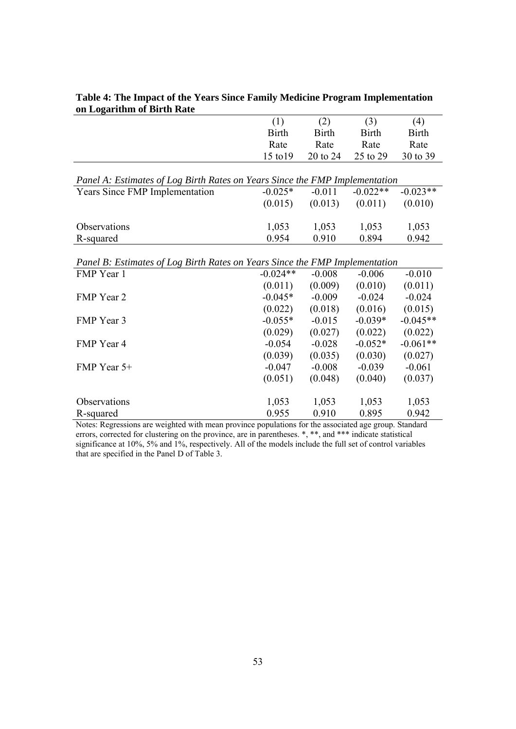**Table 4: The Impact of the Years Since Family Medicine Program Implementation on Logarithm of Birth Rate**

| | (1) | (2) | (3) | (4) |
|---|---|---|---|---|
| | Birth Rate 15 to19 | Birth Rate 20 to 24 | Birth Rate 25 to 29 | Birth Rate 30 to 39 |
| *Panel A: Estimates of Log Birth Rates on Years Since the FMP Implementation* | | | | |
| Years Since FMP Implementation | -0.025* | -0.011 | -0.022** | -0.023** |
| | (0.015) | (0.013) | (0.011) | (0.010) |
| Observations | 1,053 | 1,053 | 1,053 | 1,053 |
| R-squared | 0.954 | 0.910 | 0.894 | 0.942 |
| *Panel B: Estimates of Log Birth Rates on Years Since the FMP Implementation* | | | | |
| FMP Year 1 | -0.024** | -0.008 | -0.006 | -0.010 |
| | (0.011) | (0.009) | (0.010) | (0.011) |
| FMP Year 2 | -0.045* | -0.009 | -0.024 | -0.024 |
| | (0.022) | (0.018) | (0.016) | (0.015) |
| FMP Year 3 | -0.055* | -0.015 | -0.039* | -0.045** |
| | (0.029) | (0.027) | (0.022) | (0.022) |
| FMP Year 4 | -0.054 | -0.028 | -0.052* | -0.061** |
| | (0.039) | (0.035) | (0.030) | (0.027) |
| FMP Year 5+ | -0.047 | -0.008 | -0.039 | -0.061 |
| | (0.051) | (0.048) | (0.040) | (0.037) |
| Observations | 1,053 | 1,053 | 1,053 | 1,053 |
| R-squared | 0.955 | 0.910 | 0.895 | 0.942 |

Notes: Regressions are weighted with mean province populations for the associated age group. Standard errors, corrected for clustering on the province, are in parentheses. *, **, and *** indicate statistical significance at 10%, 5% and 1%, respectively. All of the models include the full set of control variables that are specified in the Panel D of Table 3.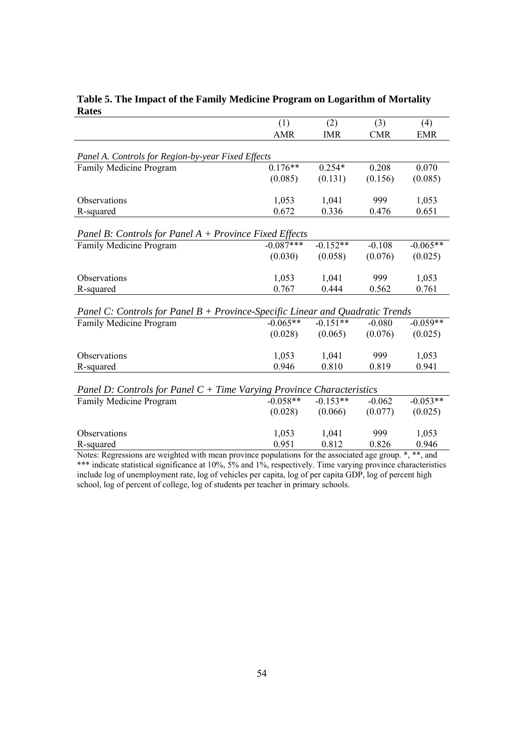**Table 5. The Impact of the Family Medicine Program on Logarithm of Mortality Rates**

| | (1) | (2) | (3) | (4) |
|---|---|---|---|---|
| | AMR | IMR | CMR | EMR |
| *Panel A. Controls for Region-by-year Fixed Effects* | | | | |
| Family Medicine Program | 0.176** | 0.254* | 0.208 | 0.070 |
| | (0.085) | (0.131) | (0.156) | (0.085) |
| Observations | 1,053 | 1,041 | 999 | 1,053 |
| R-squared | 0.672 | 0.336 | 0.476 | 0.651 |
| *Panel B: Controls for Panel A + Province Fixed Effects* | | | | |
| Family Medicine Program | -0.087*** | -0.152** | -0.108 | -0.065** |
| | (0.030) | (0.058) | (0.076) | (0.025) |
| Observations | 1,053 | 1,041 | 999 | 1,053 |
| R-squared | 0.767 | 0.444 | 0.562 | 0.761 |
| *Panel C: Controls for Panel B + Province-Specific Linear and Quadratic Trends* | | | | |
| Family Medicine Program | -0.065** | -0.151** | -0.080 | -0.059** |
| | (0.028) | (0.065) | (0.076) | (0.025) |
| Observations | 1,053 | 1,041 | 999 | 1,053 |
| R-squared | 0.946 | 0.810 | 0.819 | 0.941 |
| *Panel D: Controls for Panel C + Time Varying Province Characteristics* | | | | |
| Family Medicine Program | -0.058** | -0.153** | -0.062 | -0.053** |
| | (0.028) | (0.066) | (0.077) | (0.025) |
| Observations | 1,053 | 1,041 | 999 | 1,053 |
| R-squared | 0.951 | 0.812 | 0.826 | 0.946 |

Notes: Regressions are weighted with mean province populations for the associated age group. *, **, and *** indicate statistical significance at 10%, 5% and 1%, respectively. Time varying province characteristics include log of unemployment rate, log of vehicles per capita, log of per capita GDP, log of percent high school, log of percent of college, log of students per teacher in primary schools.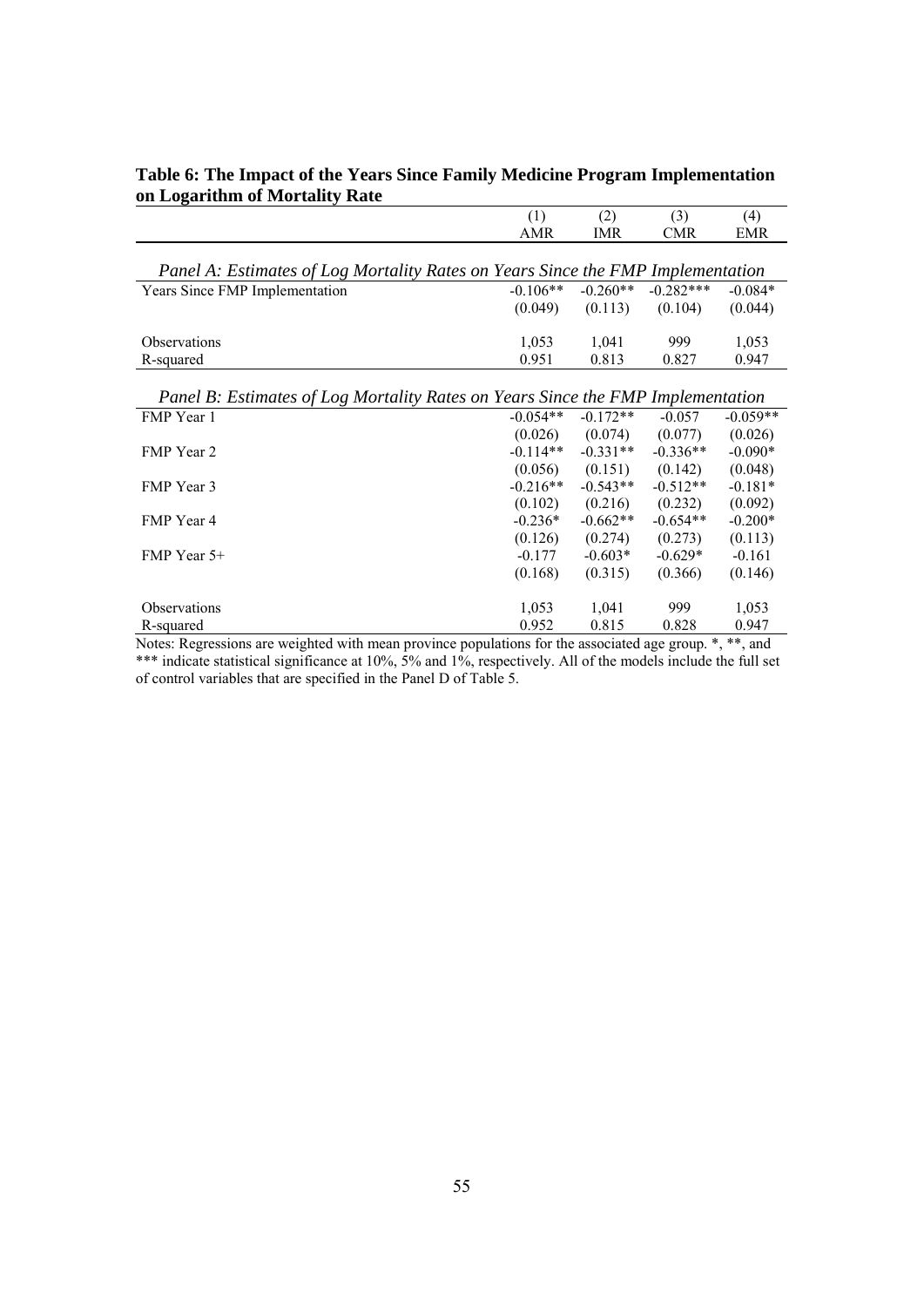**Table 6: The Impact of the Years Since Family Medicine Program Implementation on Logarithm of Mortality Rate**

| | (1) | (2) | (3) | (4) |
|---|---|---|---|---|
| | AMR | IMR | CMR | EMR |
| *Panel A: Estimates of Log Mortality Rates on Years Since the FMP Implementation* | | | | |
| Years Since FMP Implementation | -0.106** | -0.260** | -0.282*** | -0.084* |
| | (0.049) | (0.113) | (0.104) | (0.044) |
| Observations | 1,053 | 1,041 | 999 | 1,053 |
| R-squared | 0.951 | 0.813 | 0.827 | 0.947 |
| *Panel B: Estimates of Log Mortality Rates on Years Since the FMP Implementation* | | | | |
| FMP Year 1 | -0.054** | -0.172** | -0.057 | -0.059** |
| | (0.026) | (0.074) | (0.077) | (0.026) |
| FMP Year 2 | -0.114** | -0.331** | -0.336** | -0.090* |
| | (0.056) | (0.151) | (0.142) | (0.048) |
| FMP Year 3 | -0.216** | -0.543** | -0.512** | -0.181* |
| | (0.102) | (0.216) | (0.232) | (0.092) |
| FMP Year 4 | -0.236* | -0.662** | -0.654** | -0.200* |
| | (0.126) | (0.274) | (0.273) | (0.113) |
| FMP Year 5+ | -0.177 | -0.603* | -0.629* | -0.161 |
| | (0.168) | (0.315) | (0.366) | (0.146) |
| Observations | 1,053 | 1,041 | 999 | 1,053 |
| R-squared | 0.952 | 0.815 | 0.828 | 0.947 |

Notes: Regressions are weighted with mean province populations for the associated age group. *, **, and *** indicate statistical significance at 10%, 5% and 1%, respectively. All of the models include the full set of control variables that are specified in the Panel D of Table 5.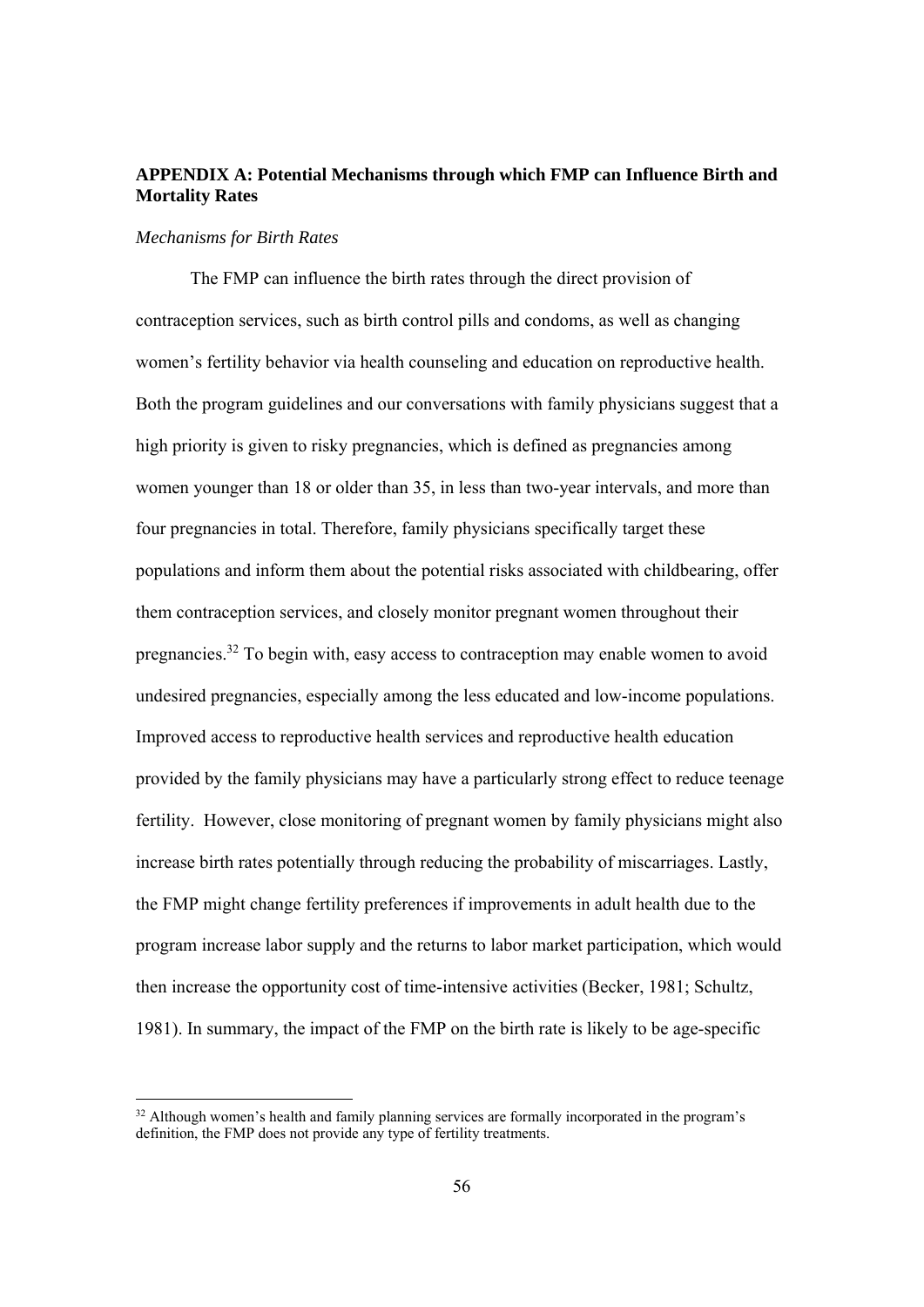## APPENDIX A: Potential Mechanisms through which FMP can Influence Birth and Mortality Rates

*Mechanisms for Birth Rates*

The FMP can influence the birth rates through the direct provision of contraception services, such as birth control pills and condoms, as well as changing women's fertility behavior via health counseling and education on reproductive health. Both the program guidelines and our conversations with family physicians suggest that a high priority is given to risky pregnancies, which is defined as pregnancies among women younger than 18 or older than 35, in less than two-year intervals, and more than four pregnancies in total. Therefore, family physicians specifically target these populations and inform them about the potential risks associated with childbearing, offer them contraception services, and closely monitor pregnant women throughout their pregnancies.[32] To begin with, easy access to contraception may enable women to avoid undesired pregnancies, especially among the less educated and low-income populations. Improved access to reproductive health services and reproductive health education provided by the family physicians may have a particularly strong effect to reduce teenage fertility. However, close monitoring of pregnant women by family physicians might also increase birth rates potentially through reducing the probability of miscarriages. Lastly, the FMP might change fertility preferences if improvements in adult health due to the program increase labor supply and the returns to labor market participation, which would then increase the opportunity cost of time-intensive activities (Becker, 1981; Schultz, 1981). In summary, the impact of the FMP on the birth rate is likely to be age-specific

[32] Although women's health and family planning services are formally incorporated in the program's definition, the FMP does not provide any type of fertility treatments.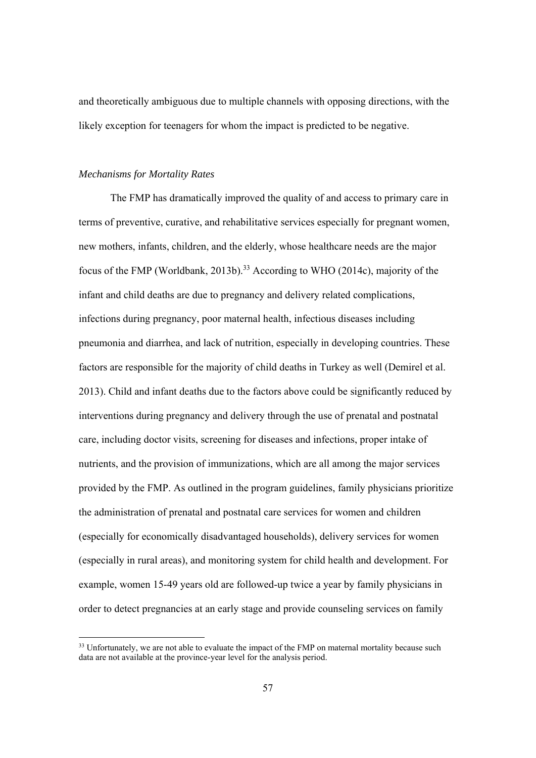and theoretically ambiguous due to multiple channels with opposing directions, with the likely exception for teenagers for whom the impact is predicted to be negative.

*Mechanisms for Mortality Rates*

The FMP has dramatically improved the quality of and access to primary care in terms of preventive, curative, and rehabilitative services especially for pregnant women, new mothers, infants, children, and the elderly, whose healthcare needs are the major focus of the FMP (Worldbank, 2013b).[33] According to WHO (2014c), majority of the infant and child deaths are due to pregnancy and delivery related complications, infections during pregnancy, poor maternal health, infectious diseases including pneumonia and diarrhea, and lack of nutrition, especially in developing countries. These factors are responsible for the majority of child deaths in Turkey as well (Demirel et al. 2013). Child and infant deaths due to the factors above could be significantly reduced by interventions during pregnancy and delivery through the use of prenatal and postnatal care, including doctor visits, screening for diseases and infections, proper intake of nutrients, and the provision of immunizations, which are all among the major services provided by the FMP. As outlined in the program guidelines, family physicians prioritize the administration of prenatal and postnatal care services for women and children (especially for economically disadvantaged households), delivery services for women (especially in rural areas), and monitoring system for child health and development. For example, women 15-49 years old are followed-up twice a year by family physicians in order to detect pregnancies at an early stage and provide counseling services on family

[33] Unfortunately, we are not able to evaluate the impact of the FMP on maternal mortality because such data are not available at the province-year level for the analysis period.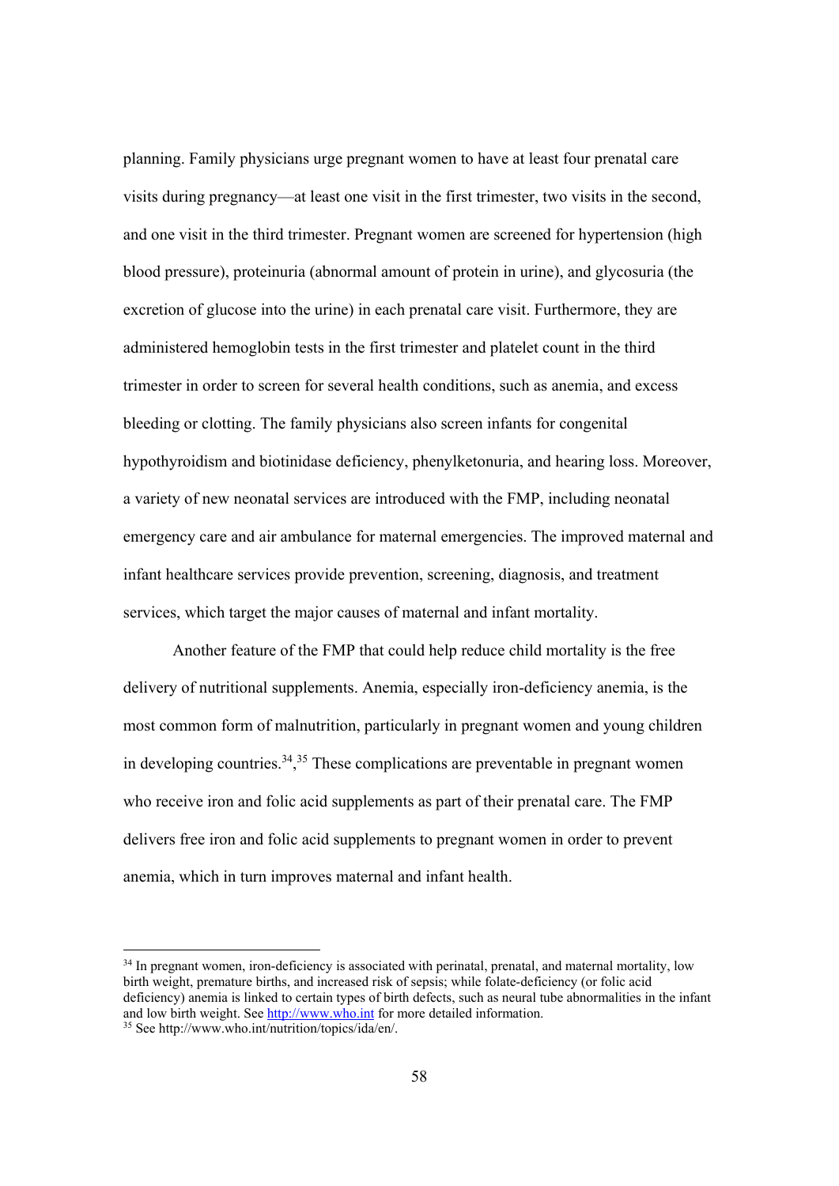planning. Family physicians urge pregnant women to have at least four prenatal care visits during pregnancy—at least one visit in the first trimester, two visits in the second, and one visit in the third trimester. Pregnant women are screened for hypertension (high blood pressure), proteinuria (abnormal amount of protein in urine), and glycosuria (the excretion of glucose into the urine) in each prenatal care visit. Furthermore, they are administered hemoglobin tests in the first trimester and platelet count in the third trimester in order to screen for several health conditions, such as anemia, and excess bleeding or clotting. The family physicians also screen infants for congenital hypothyroidism and biotinidase deficiency, phenylketonuria, and hearing loss. Moreover, a variety of new neonatal services are introduced with the FMP, including neonatal emergency care and air ambulance for maternal emergencies. The improved maternal and infant healthcare services provide prevention, screening, diagnosis, and treatment services, which target the major causes of maternal and infant mortality.

Another feature of the FMP that could help reduce child mortality is the free delivery of nutritional supplements. Anemia, especially iron-deficiency anemia, is the most common form of malnutrition, particularly in pregnant women and young children in developing countries.[34],[35] These complications are preventable in pregnant women who receive iron and folic acid supplements as part of their prenatal care. The FMP delivers free iron and folic acid supplements to pregnant women in order to prevent anemia, which in turn improves maternal and infant health.

---

[34] In pregnant women, iron-deficiency is associated with perinatal, prenatal, and maternal mortality, low birth weight, premature births, and increased risk of sepsis; while folate-deficiency (or folic acid deficiency) anemia is linked to certain types of birth defects, such as neural tube abnormalities in the infant and low birth weight. See http://www.who.int for more detailed information.

[35] See http://www.who.int/nutrition/topics/ida/en/.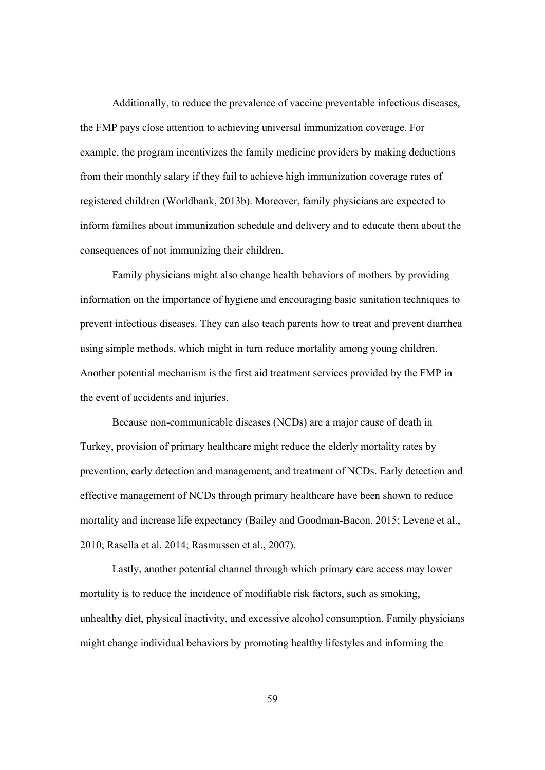Additionally, to reduce the prevalence of vaccine preventable infectious diseases, the FMP pays close attention to achieving universal immunization coverage. For example, the program incentivizes the family medicine providers by making deductions from their monthly salary if they fail to achieve high immunization coverage rates of registered children (Worldbank, 2013b). Moreover, family physicians are expected to inform families about immunization schedule and delivery and to educate them about the consequences of not immunizing their children.

Family physicians might also change health behaviors of mothers by providing information on the importance of hygiene and encouraging basic sanitation techniques to prevent infectious diseases. They can also teach parents how to treat and prevent diarrhea using simple methods, which might in turn reduce mortality among young children. Another potential mechanism is the first aid treatment services provided by the FMP in the event of accidents and injuries.

Because non-communicable diseases (NCDs) are a major cause of death in Turkey, provision of primary healthcare might reduce the elderly mortality rates by prevention, early detection and management, and treatment of NCDs. Early detection and effective management of NCDs through primary healthcare have been shown to reduce mortality and increase life expectancy (Bailey and Goodman-Bacon, 2015; Levene et al., 2010; Rasella et al. 2014; Rasmussen et al., 2007).

Lastly, another potential channel through which primary care access may lower mortality is to reduce the incidence of modifiable risk factors, such as smoking, unhealthy diet, physical inactivity, and excessive alcohol consumption. Family physicians might change individual behaviors by promoting healthy lifestyles and informing the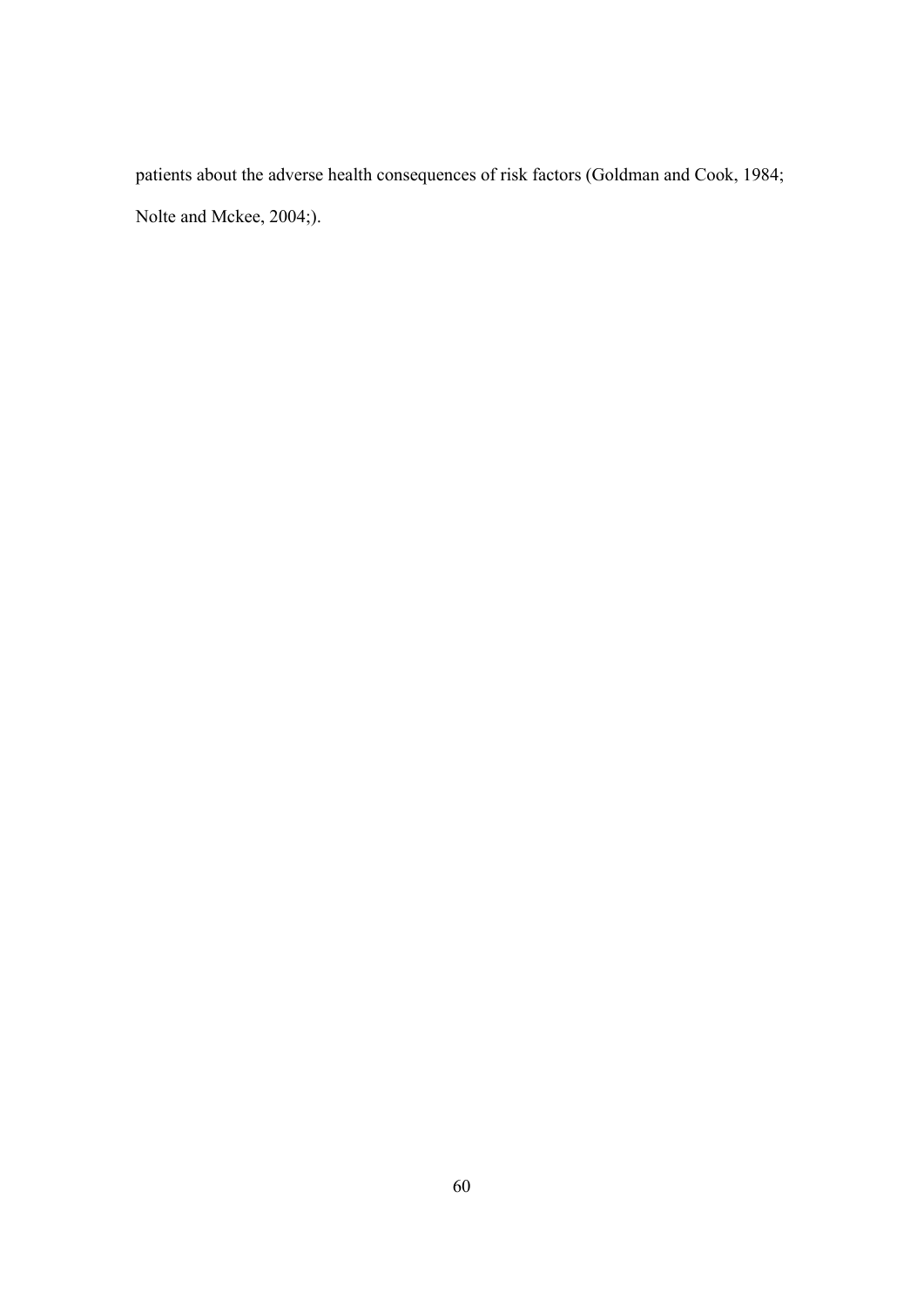patients about the adverse health consequences of risk factors (Goldman and Cook, 1984; Nolte and Mckee, 2004;).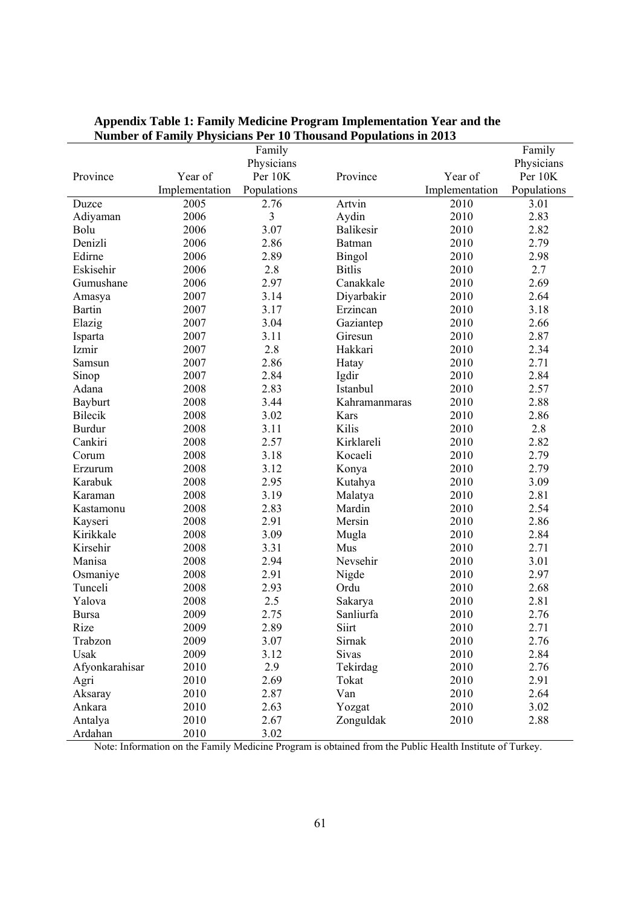**Appendix Table 1: Family Medicine Program Implementation Year and the Number of Family Physicians Per 10 Thousand Populations in 2013**

| Province | Year of Implementation | Family Physicians Per 10K Populations | Province | Year of Implementation | Family Physicians Per 10K Populations |
|---|---|---|---|---|---|
| Duzce | 2005 | 2.76 | Artvin | 2010 | 3.01 |
| Adiyaman | 2006 | 3 | Aydin | 2010 | 2.83 |
| Bolu | 2006 | 3.07 | Balikesir | 2010 | 2.82 |
| Denizli | 2006 | 2.86 | Batman | 2010 | 2.79 |
| Edirne | 2006 | 2.89 | Bingol | 2010 | 2.98 |
| Eskisehir | 2006 | 2.8 | Bitlis | 2010 | 2.7 |
| Gumushane | 2006 | 2.97 | Canakkale | 2010 | 2.69 |
| Amasya | 2007 | 3.14 | Diyarbakir | 2010 | 2.64 |
| Bartin | 2007 | 3.17 | Erzincan | 2010 | 3.18 |
| Elazig | 2007 | 3.04 | Gaziantep | 2010 | 2.66 |
| Isparta | 2007 | 3.11 | Giresun | 2010 | 2.87 |
| Izmir | 2007 | 2.8 | Hakkari | 2010 | 2.34 |
| Samsun | 2007 | 2.86 | Hatay | 2010 | 2.71 |
| Sinop | 2007 | 2.84 | Igdir | 2010 | 2.84 |
| Adana | 2008 | 2.83 | Istanbul | 2010 | 2.57 |
| Bayburt | 2008 | 3.44 | Kahramanmaras | 2010 | 2.88 |
| Bilecik | 2008 | 3.02 | Kars | 2010 | 2.86 |
| Burdur | 2008 | 3.11 | Kilis | 2010 | 2.8 |
| Cankiri | 2008 | 2.57 | Kirklareli | 2010 | 2.82 |
| Corum | 2008 | 3.18 | Kocaeli | 2010 | 2.79 |
| Erzurum | 2008 | 3.12 | Konya | 2010 | 2.79 |
| Karabuk | 2008 | 2.95 | Kutahya | 2010 | 3.09 |
| Karaman | 2008 | 3.19 | Malatya | 2010 | 2.81 |
| Kastamonu | 2008 | 2.83 | Mardin | 2010 | 2.54 |
| Kayseri | 2008 | 2.91 | Mersin | 2010 | 2.86 |
| Kirikkale | 2008 | 3.09 | Mugla | 2010 | 2.84 |
| Kirsehir | 2008 | 3.31 | Mus | 2010 | 2.71 |
| Manisa | 2008 | 2.94 | Nevsehir | 2010 | 3.01 |
| Osmaniye | 2008 | 2.91 | Nigde | 2010 | 2.97 |
| Tunceli | 2008 | 2.93 | Ordu | 2010 | 2.68 |
| Yalova | 2008 | 2.5 | Sakarya | 2010 | 2.81 |
| Bursa | 2009 | 2.75 | Sanliurfa | 2010 | 2.76 |
| Rize | 2009 | 2.89 | Siirt | 2010 | 2.71 |
| Trabzon | 2009 | 3.07 | Sirnak | 2010 | 2.76 |
| Usak | 2009 | 3.12 | Sivas | 2010 | 2.84 |
| Afyonkarahisar | 2010 | 2.9 | Tekirdag | 2010 | 2.76 |
| Agri | 2010 | 2.69 | Tokat | 2010 | 2.91 |
| Aksaray | 2010 | 2.87 | Van | 2010 | 2.64 |
| Ankara | 2010 | 2.63 | Yozgat | 2010 | 3.02 |
| Antalya | 2010 | 2.67 | Zonguldak | 2010 | 2.88 |
| Ardahan | 2010 | 3.02 | | | |

Note: Information on the Family Medicine Program is obtained from the Public Health Institute of Turkey.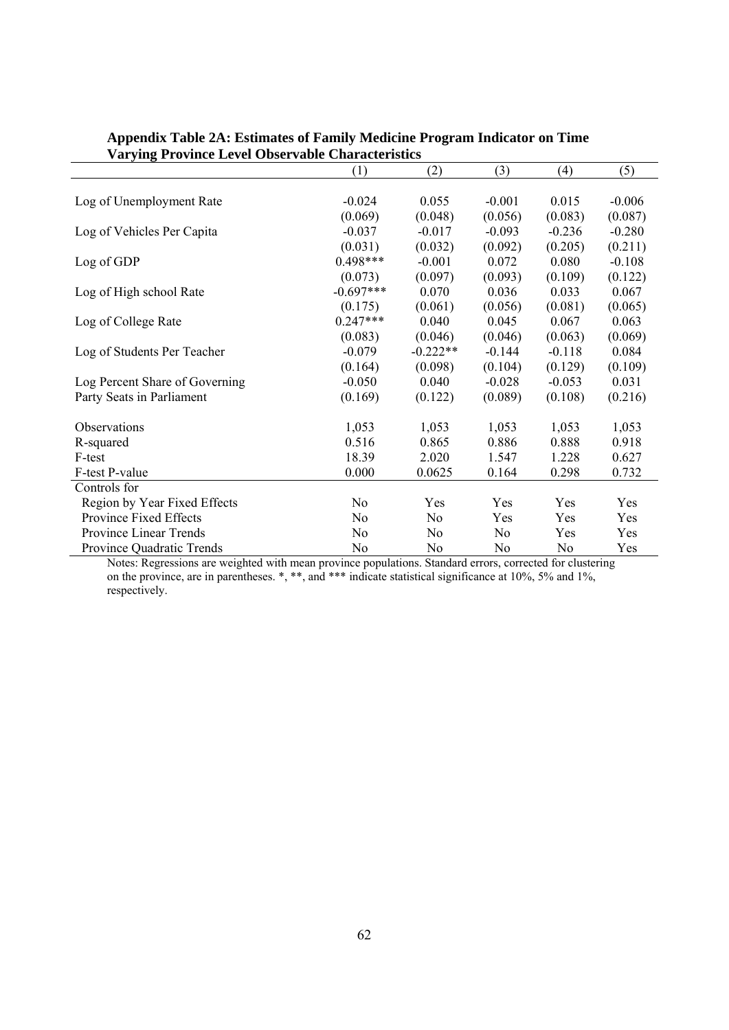**Appendix Table 2A: Estimates of Family Medicine Program Indicator on Time Varying Province Level Observable Characteristics**

| | (1) | (2) | (3) | (4) | (5) |
|---|---|---|---|---|---|
| Log of Unemployment Rate | -0.024 | 0.055 | -0.001 | 0.015 | -0.006 |
| | (0.069) | (0.048) | (0.056) | (0.083) | (0.087) |
| Log of Vehicles Per Capita | -0.037 | -0.017 | -0.093 | -0.236 | -0.280 |
| | (0.031) | (0.032) | (0.092) | (0.205) | (0.211) |
| Log of GDP | 0.498*** | -0.001 | 0.072 | 0.080 | -0.108 |
| | (0.073) | (0.097) | (0.093) | (0.109) | (0.122) |
| Log of High school Rate | -0.697*** | 0.070 | 0.036 | 0.033 | 0.067 |
| | (0.175) | (0.061) | (0.056) | (0.081) | (0.065) |
| Log of College Rate | 0.247*** | 0.040 | 0.045 | 0.067 | 0.063 |
| | (0.083) | (0.046) | (0.046) | (0.063) | (0.069) |
| Log of Students Per Teacher | -0.079 | -0.222** | -0.144 | -0.118 | 0.084 |
| | (0.164) | (0.098) | (0.104) | (0.129) | (0.109) |
| Log Percent Share of Governing | -0.050 | 0.040 | -0.028 | -0.053 | 0.031 |
| Party Seats in Parliament | (0.169) | (0.122) | (0.089) | (0.108) | (0.216) |
| Observations | 1,053 | 1,053 | 1,053 | 1,053 | 1,053 |
| R-squared | 0.516 | 0.865 | 0.886 | 0.888 | 0.918 |
| F-test | 18.39 | 2.020 | 1.547 | 1.228 | 0.627 |
| F-test P-value | 0.000 | 0.0625 | 0.164 | 0.298 | 0.732 |
| Controls for | | | | | |
| Region by Year Fixed Effects | No | Yes | Yes | Yes | Yes |
| Province Fixed Effects | No | No | Yes | Yes | Yes |
| Province Linear Trends | No | No | No | Yes | Yes |
| Province Quadratic Trends | No | No | No | No | Yes |

Notes: Regressions are weighted with mean province populations. Standard errors, corrected for clustering on the province, are in parentheses. *, **, and *** indicate statistical significance at 10%, 5% and 1%, respectively.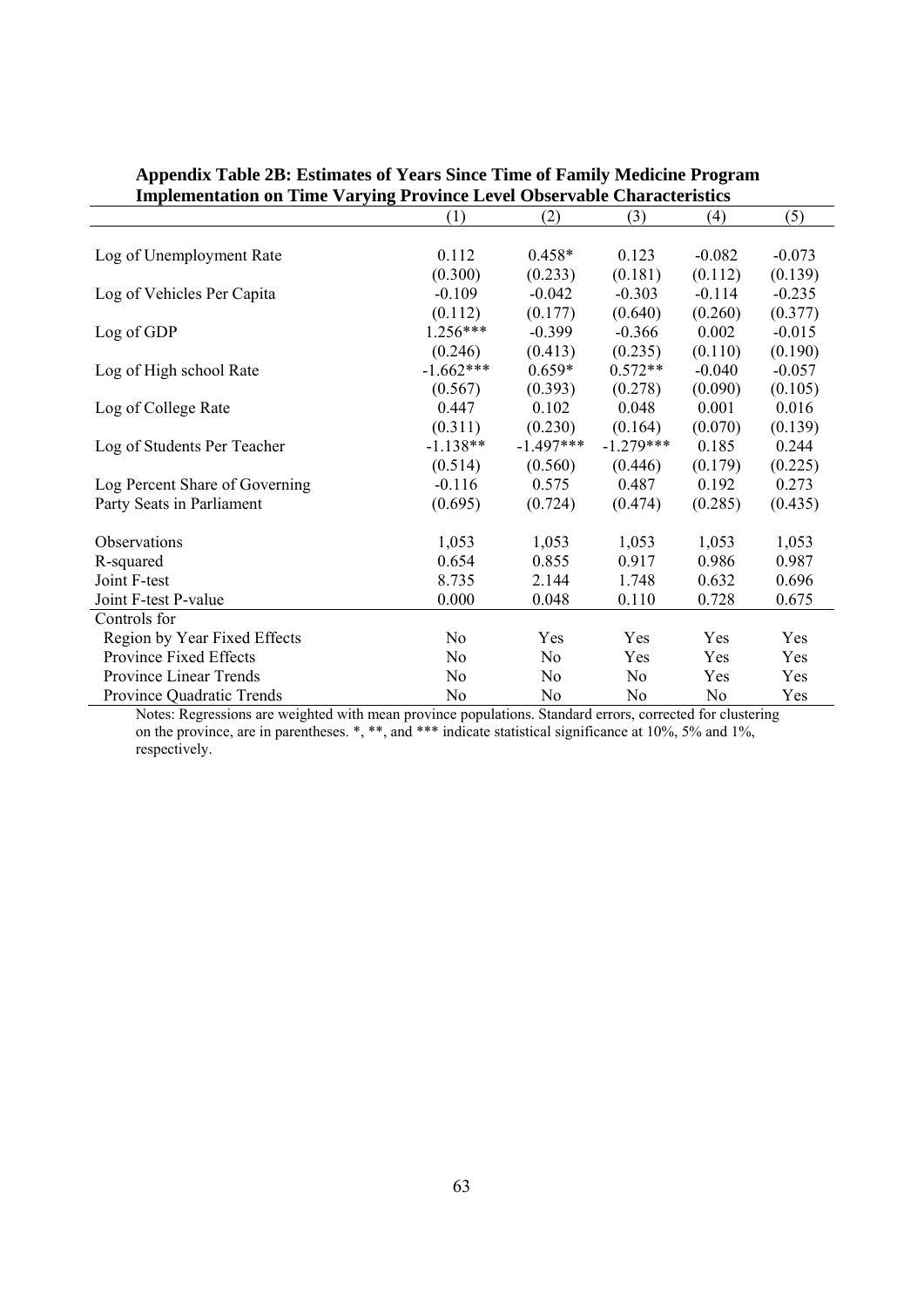**Appendix Table 2B: Estimates of Years Since Time of Family Medicine Program Implementation on Time Varying Province Level Observable Characteristics**

| | (1) | (2) | (3) | (4) | (5) |
|---|---|---|---|---|---|
| Log of Unemployment Rate | 0.112 | 0.458* | 0.123 | -0.082 | -0.073 |
| | (0.300) | (0.233) | (0.181) | (0.112) | (0.139) |
| Log of Vehicles Per Capita | -0.109 | -0.042 | -0.303 | -0.114 | -0.235 |
| | (0.112) | (0.177) | (0.640) | (0.260) | (0.377) |
| Log of GDP | 1.256*** | -0.399 | -0.366 | 0.002 | -0.015 |
| | (0.246) | (0.413) | (0.235) | (0.110) | (0.190) |
| Log of High school Rate | -1.662*** | 0.659* | 0.572** | -0.040 | -0.057 |
| | (0.567) | (0.393) | (0.278) | (0.090) | (0.105) |
| Log of College Rate | 0.447 | 0.102 | 0.048 | 0.001 | 0.016 |
| | (0.311) | (0.230) | (0.164) | (0.070) | (0.139) |
| Log of Students Per Teacher | -1.138** | -1.497*** | -1.279*** | 0.185 | 0.244 |
| | (0.514) | (0.560) | (0.446) | (0.179) | (0.225) |
| Log Percent Share of Governing | -0.116 | 0.575 | 0.487 | 0.192 | 0.273 |
| Party Seats in Parliament | (0.695) | (0.724) | (0.474) | (0.285) | (0.435) |
| Observations | 1,053 | 1,053 | 1,053 | 1,053 | 1,053 |
| R-squared | 0.654 | 0.855 | 0.917 | 0.986 | 0.987 |
| Joint F-test | 8.735 | 2.144 | 1.748 | 0.632 | 0.696 |
| Joint F-test P-value | 0.000 | 0.048 | 0.110 | 0.728 | 0.675 |
| Controls for | | | | | |
| Region by Year Fixed Effects | No | Yes | Yes | Yes | Yes |
| Province Fixed Effects | No | No | Yes | Yes | Yes |
| Province Linear Trends | No | No | No | Yes | Yes |
| Province Quadratic Trends | No | No | No | No | Yes |

Notes: Regressions are weighted with mean province populations. Standard errors, corrected for clustering on the province, are in parentheses. *, **, and *** indicate statistical significance at 10%, 5% and 1%, respectively.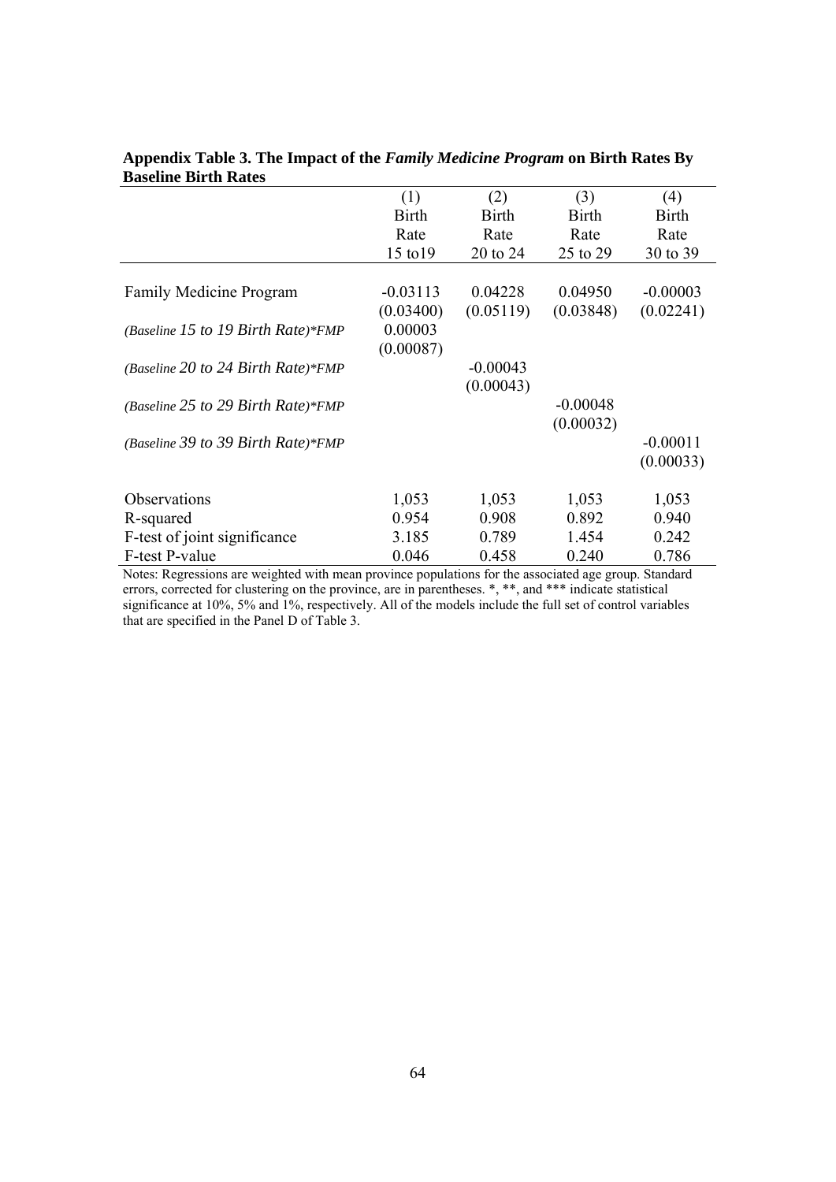**Appendix Table 3. The Impact of the *Family Medicine Program* on Birth Rates By Baseline Birth Rates**

| | (1) | (2) | (3) | (4) |
|---|---|---|---|---|
| | Birth Rate 15 to19 | Birth Rate 20 to 24 | Birth Rate 25 to 29 | Birth Rate 30 to 39 |
| Family Medicine Program | -0.03113 | 0.04228 | 0.04950 | -0.00003 |
| | (0.03400) | (0.05119) | (0.03848) | (0.02241) |
| *(Baseline 15 to 19 Birth Rate)\*FMP* | 0.00003 | | | |
| | (0.00087) | | | |
| *(Baseline 20 to 24 Birth Rate)\*FMP* | | -0.00043 | | |
| | | (0.00043) | | |
| *(Baseline 25 to 29 Birth Rate)\*FMP* | | | -0.00048 | |
| | | | (0.00032) | |
| *(Baseline 39 to 39 Birth Rate)\*FMP* | | | | -0.00011 |
| | | | | (0.00033) |
| Observations | 1,053 | 1,053 | 1,053 | 1,053 |
| R-squared | 0.954 | 0.908 | 0.892 | 0.940 |
| F-test of joint significance | 3.185 | 0.789 | 1.454 | 0.242 |
| F-test P-value | 0.046 | 0.458 | 0.240 | 0.786 |

Notes: Regressions are weighted with mean province populations for the associated age group. Standard errors, corrected for clustering on the province, are in parentheses. *, **, and *** indicate statistical significance at 10%, 5% and 1%, respectively. All of the models include the full set of control variables that are specified in the Panel D of Table 3.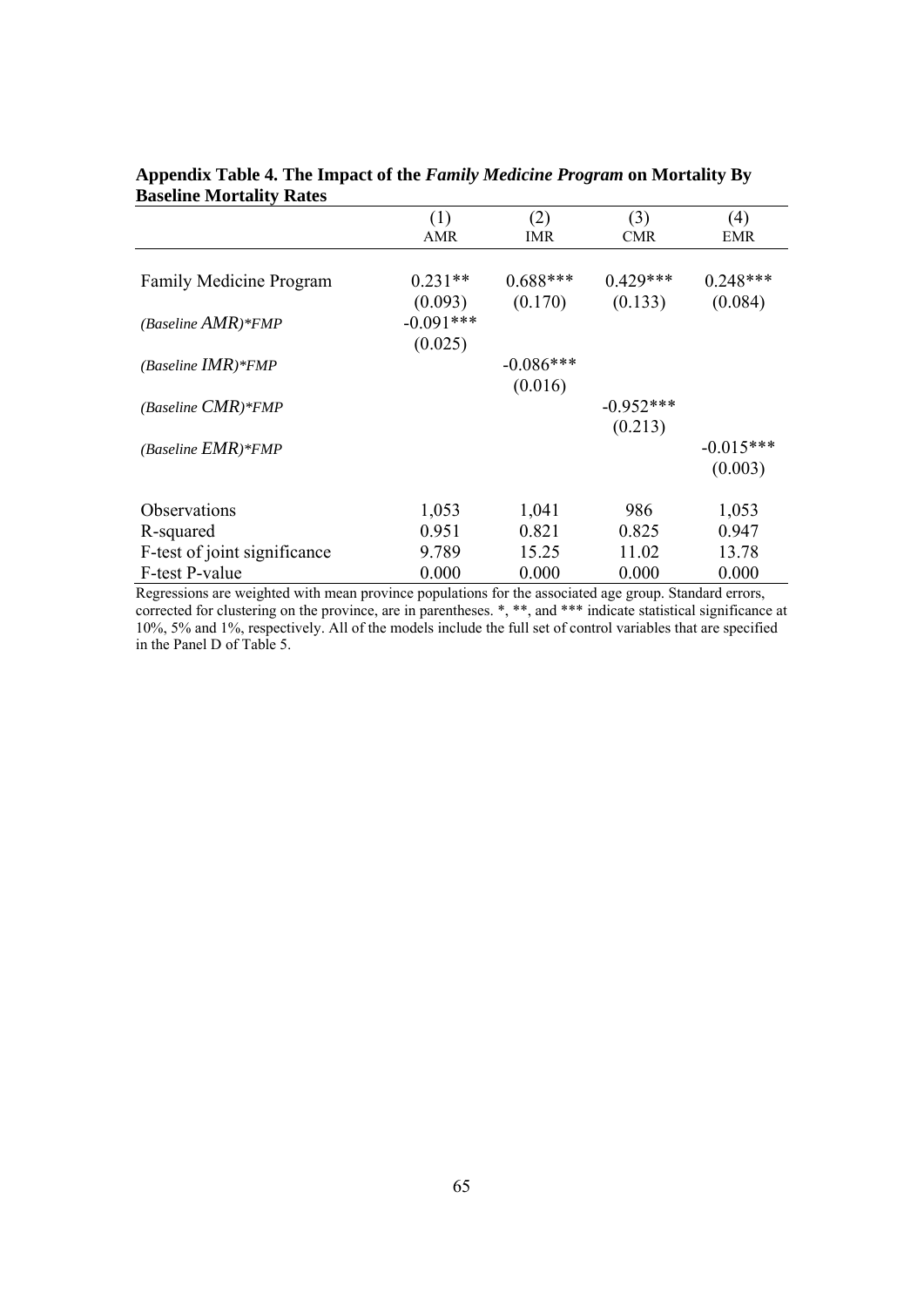**Appendix Table 4. The Impact of the *Family Medicine Program* on Mortality By Baseline Mortality Rates**

| | (1)<br>AMR | (2)<br>IMR | (3)<br>CMR | (4)<br>EMR |
|---|---|---|---|---|
| Family Medicine Program | 0.231**<br>(0.093) | 0.688***<br>(0.170) | 0.429***<br>(0.133) | 0.248***<br>(0.084) |
| *(Baseline AMR)\*FMP* | -0.091***<br>(0.025) | | | |
| *(Baseline IMR)\*FMP* | | -0.086***<br>(0.016) | | |
| *(Baseline CMR)\*FMP* | | | -0.952***<br>(0.213) | |
| *(Baseline EMR)\*FMP* | | | | -0.015***<br>(0.003) |
| Observations | 1,053 | 1,041 | 986 | 1,053 |
| R-squared | 0.951 | 0.821 | 0.825 | 0.947 |
| F-test of joint significance | 9.789 | 15.25 | 11.02 | 13.78 |
| F-test P-value | 0.000 | 0.000 | 0.000 | 0.000 |

Regressions are weighted with mean province populations for the associated age group. Standard errors, corrected for clustering on the province, are in parentheses. *, **, and *** indicate statistical significance at 10%, 5% and 1%, respectively. All of the models include the full set of control variables that are specified in the Panel D of Table 5.